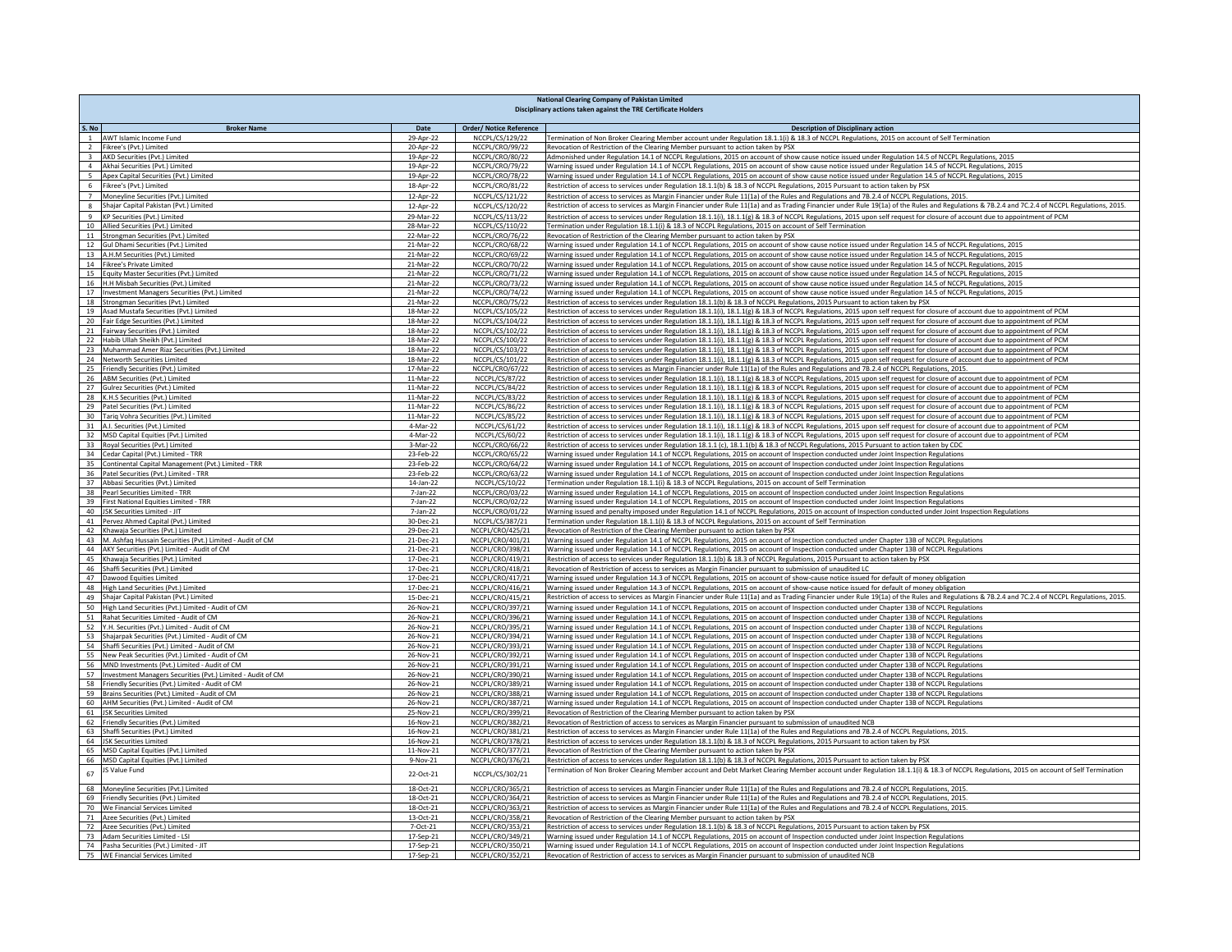**National Clearing Company of Pakistan Limited**

**Disciplinary actions taken against the TRE Certificate Holders**

| S. No | Broker Name | Date | Order/ Notice Reference | Description of Disciplinary action |
|---|---|---|---|---|
| 1 | AWT Islamic Income Fund | 29-Apr-22 | NCCPL/CS/129/22 | Termination of Non Broker Clearing Member account under Regulation 18.1.1(i) & 18.3 of NCCPL Regulations, 2015 on account of Self Termination |
| 2 | Fikree's (Pvt.) Limited | 20-Apr-22 | NCCPL/CRO/99/22 | Revocation of Restriction of the Clearing Member pursuant to action taken by PSX |
| 3 | AKD Securities (Pvt.) Limited | 19-Apr-22 | NCCPL/CRO/80/22 | Admonished under Regulation 14.1 of NCCPL Regulations, 2015 on account of show cause notice issued under Regulation 14.5 of NCCPL Regulations, 2015 |
| 4 | Akhai Securities (Pvt.) Limited | 19-Apr-22 | NCCPL/CRO/79/22 | Warning issued under Regulation 14.1 of NCCPL Regulations, 2015 on account of show cause notice issued under Regulation 14.5 of NCCPL Regulations, 2015 |
| 5 | Apex Capital Securities (Pvt.) Limited | 19-Apr-22 | NCCPL/CRO/78/22 | Warning issued under Regulation 14.1 of NCCPL Regulations, 2015 on account of show cause notice issued under Regulation 14.5 of NCCPL Regulations, 2015 |
| 6 | Fikree's (Pvt.) Limited | 18-Apr-22 | NCCPL/CRO/81/22 | Restriction of access to services under Regulation 18.1.1(b) & 18.3 of NCCPL Regulations, 2015 Pursuant to action taken by PSX |
| 7 | Moneyline Securities (Pvt.) Limited | 12-Apr-22 | NCCPL/CS/121/22 | Restriction of access to services as Margin Financier under Rule 11(1a) of the Rules and Regulations and 7B.2.4 of NCCPL Regulations, 2015. |
| 8 | Shajar Capital Pakistan (Pvt.) Limited | 12-Apr-22 | NCCPL/CS/120/22 | Restriction of access to services as Margin Financier under Rule 11(1a) and as Trading Financier under Rule 19(1a) of the Rules and Regulations & 7B.2.4 and 7C.2.4 of NCCPL Regulations, 2015. |
| 9 | KP Securities (Pvt.) Limited | 29-Mar-22 | NCCPL/CS/113/22 | Restriction of access to services under Regulation 18.1.1(i), 18.1.1(g) & 18.3 of NCCPL Regulations, 2015 upon self request for closure of account due to appointment of PCM |
| 10 | Allied Securities (Pvt.) Limited | 28-Mar-22 | NCCPL/CS/110/22 | Termination under Regulation 18.1.1(i) & 18.3 of NCCPL Regulations, 2015 on account of Self Termination |
| 11 | Strongman Securities (Pvt.) Limited | 22-Mar-22 | NCCPL/CRO/76/22 | Revocation of Restriction of the Clearing Member pursuant to action taken by PSX |
| 12 | Gul Dhami Securities (Pvt.) Limited | 21-Mar-22 | NCCPL/CRO/68/22 | Warning issued under Regulation 14.1 of NCCPL Regulations, 2015 on account of show cause notice issued under Regulation 14.5 of NCCPL Regulations, 2015 |
| 13 | A.H.M Securities (Pvt.) Limited | 21-Mar-22 | NCCPL/CRO/69/22 | Warning issued under Regulation 14.1 of NCCPL Regulations, 2015 on account of show cause notice issued under Regulation 14.5 of NCCPL Regulations, 2015 |
| 14 | Fikree's Private Limited | 21-Mar-22 | NCCPL/CRO/70/22 | Warning issued under Regulation 14.1 of NCCPL Regulations, 2015 on account of show cause notice issued under Regulation 14.5 of NCCPL Regulations, 2015 |
| 15 | Equity Master Securities (Pvt.) Limited | 21-Mar-22 | NCCPL/CRO/71/22 | Warning issued under Regulation 14.1 of NCCPL Regulations, 2015 on account of show cause notice issued under Regulation 14.5 of NCCPL Regulations, 2015 |
| 16 | H.H Misbah Securities (Pvt.) Limited | 21-Mar-22 | NCCPL/CRO/73/22 | Warning issued under Regulation 14.1 of NCCPL Regulations, 2015 on account of show cause notice issued under Regulation 14.5 of NCCPL Regulations, 2015 |
| 17 | Investment Managers Securities (Pvt.) Limited | 21-Mar-22 | NCCPL/CRO/74/22 | Warning issued under Regulation 14.1 of NCCPL Regulations, 2015 on account of show cause notice issued under Regulation 14.5 of NCCPL Regulations, 2015 |
| 18 | Strongman Securities (Pvt.) Limited | 21-Mar-22 | NCCPL/CRO/75/22 | Restriction of access to services under Regulation 18.1.1(b) & 18.3 of NCCPL Regulations, 2015 Pursuant to action taken by PSX |
| 19 | Asad Mustafa Securities (Pvt.) Limited | 18-Mar-22 | NCCPL/CS/105/22 | Restriction of access to services under Regulation 18.1.1(i), 18.1.1(g) & 18.3 of NCCPL Regulations, 2015 upon self request for closure of account due to appointment of PCM |
| 20 | Fair Edge Securities (Pvt.) Limited | 18-Mar-22 | NCCPL/CS/104/22 | Restriction of access to services under Regulation 18.1.1(i), 18.1.1(g) & 18.3 of NCCPL Regulations, 2015 upon self request for closure of account due to appointment of PCM |
| 21 | Fairway Securities (Pvt.) Limited | 18-Mar-22 | NCCPL/CS/102/22 | Restriction of access to services under Regulation 18.1.1(i), 18.1.1(g) & 18.3 of NCCPL Regulations, 2015 upon self request for closure of account due to appointment of PCM |
| 22 | Habib Ullah Sheikh (Pvt.) Limited | 18-Mar-22 | NCCPL/CS/100/22 | Restriction of access to services under Regulation 18.1.1(i), 18.1.1(g) & 18.3 of NCCPL Regulations, 2015 upon self request for closure of account due to appointment of PCM |
| 23 | Muhammad Amer Riaz Securities (Pvt.) Limited | 18-Mar-22 | NCCPL/CS/103/22 | Restriction of access to services under Regulation 18.1.1(i), 18.1.1(g) & 18.3 of NCCPL Regulations, 2015 upon self request for closure of account due to appointment of PCM |
| 24 | Networth Securities Limited | 18-Mar-22 | NCCPL/CS/101/22 | Restriction of access to services under Regulation 18.1.1(i), 18.1.1(g) & 18.3 of NCCPL Regulations, 2015 upon self request for closure of account due to appointment of PCM |
| 25 | Friendly Securities (Pvt.) Limited | 17-Mar-22 | NCCPL/CRO/67/22 | Restriction of access to services as Margin Financier under Rule 11(1a) of the Rules and Regulations and 7B.2.4 of NCCPL Regulations, 2015. |
| 26 | ABM Securities (Pvt.) Limited | 11-Mar-22 | NCCPL/CS/87/22 | Restriction of access to services under Regulation 18.1.1(i), 18.1.1(g) & 18.3 of NCCPL Regulations, 2015 upon self request for closure of account due to appointment of PCM |
| 27 | Gulrez Securities (Pvt.) Limited | 11-Mar-22 | NCCPL/CS/84/22 | Restriction of access to services under Regulation 18.1.1(i), 18.1.1(g) & 18.3 of NCCPL Regulations, 2015 upon self request for closure of account due to appointment of PCM |
| 28 | K.H.S Securities (Pvt.) Limited | 11-Mar-22 | NCCPL/CS/83/22 | Restriction of access to services under Regulation 18.1.1(i), 18.1.1(g) & 18.3 of NCCPL Regulations, 2015 upon self request for closure of account due to appointment of PCM |
| 29 | Patel Securities (Pvt.) Limited | 11-Mar-22 | NCCPL/CS/86/22 | Restriction of access to services under Regulation 18.1.1(i), 18.1.1(g) & 18.3 of NCCPL Regulations, 2015 upon self request for closure of account due to appointment of PCM |
| 30 | Tariq Vohra Securities (Pvt.) Limited | 11-Mar-22 | NCCPL/CS/85/22 | Restriction of access to services under Regulation 18.1.1(i), 18.1.1(g) & 18.3 of NCCPL Regulations, 2015 upon self request for closure of account due to appointment of PCM |
| 31 | A.I. Securities (Pvt.) Limited | 4-Mar-22 | NCCPL/CS/61/22 | Restriction of access to services under Regulation 18.1.1(i), 18.1.1(g) & 18.3 of NCCPL Regulations, 2015 upon self request for closure of account due to appointment of PCM |
| 32 | MSD Capital Equities (Pvt.) Limited | 4-Mar-22 | NCCPL/CS/60/22 | Restriction of access to services under Regulation 18.1.1(i), 18.1.1(g) & 18.3 of NCCPL Regulations, 2015 upon self request for closure of account due to appointment of PCM |
| 33 | Royal Securities (Pvt.) Limited | 3-Mar-22 | NCCPL/CRO/66/22 | Restriction of access to services under Regulation 18.1.1 (c), 18.1.1(b) & 18.3 of NCCPL Regulations, 2015 Pursuant to action taken by CDC |
| 34 | Cedar Capital (Pvt.) Limited - TRR | 23-Feb-22 | NCCPL/CRO/65/22 | Warning issued under Regulation 14.1 of NCCPL Regulations, 2015 on account of Inspection conducted under Joint Inspection Regulations |
| 35 | Continental Capital Management (Pvt.) Limited - TRR | 23-Feb-22 | NCCPL/CRO/64/22 | Warning issued under Regulation 14.1 of NCCPL Regulations, 2015 on account of Inspection conducted under Joint Inspection Regulations |
| 36 | Patel Securities (Pvt.) Limited - TRR | 23-Feb-22 | NCCPL/CRO/63/22 | Warning issued under Regulation 14.1 of NCCPL Regulations, 2015 on account of Inspection conducted under Joint Inspection Regulations |
| 37 | Abbasi Securities (Pvt.) Limited | 14-Jan-22 | NCCPL/CS/10/22 | Termination under Regulation 18.1.1(i) & 18.3 of NCCPL Regulations, 2015 on account of Self Termination |
| 38 | Pearl Securities Limited - TRR | 7-Jan-22 | NCCPL/CRO/03/22 | Warning issued under Regulation 14.1 of NCCPL Regulations, 2015 on account of Inspection conducted under Joint Inspection Regulations |
| 39 | First National Equities Limited - TRR | 7-Jan-22 | NCCPL/CRO/02/22 | Warning issued under Regulation 14.1 of NCCPL Regulations, 2015 on account of Inspection conducted under Joint Inspection Regulations |
| 40 | JSK Securities Limited - JIT | 7-Jan-22 | NCCPL/CRO/01/22 | Warning issued and penalty imposed under Regulation 14.1 of NCCPL Regulations, 2015 on account of Inspection conducted under Joint Inspection Regulations |
| 41 | Pervez Ahmed Capital (Pvt.) Limited | 30-Dec-21 | NCCPL/CS/387/21 | Termination under Regulation 18.1.1(i) & 18.3 of NCCPL Regulations, 2015 on account of Self Termination |
| 42 | Khawaja Securities (Pvt.) Limited | 29-Dec-21 | NCCPL/CRO/425/21 | Revocation of Restriction of the Clearing Member pursuant to action taken by PSX |
| 43 | M. Ashfaq Hussain Securities (Pvt.) Limited - Audit of CM | 21-Dec-21 | NCCPL/CRO/401/21 | Warning issued under Regulation 14.1 of NCCPL Regulations, 2015 on account of Inspection conducted under Chapter 13B of NCCPL Regulations |
| 44 | AKY Securities (Pvt.) Limited - Audit of CM | 21-Dec-21 | NCCPL/CRO/398/21 | Warning issued under Regulation 14.1 of NCCPL Regulations, 2015 on account of Inspection conducted under Chapter 13B of NCCPL Regulations |
| 45 | Khawaja Securities (Pvt.) Limited | 17-Dec-21 | NCCPL/CRO/419/21 | Restriction of access to services under Regulation 18.1.1(b) & 18.3 of NCCPL Regulations, 2015 Pursuant to action taken by PSX |
| 46 | Shaffi Securities (Pvt.) Limited | 17-Dec-21 | NCCPL/CRO/418/21 | Revocation of Restriction of access to services as Margin Financier pursuant to submission of unaudited LC |
| 47 | Dawood Equities Limited | 17-Dec-21 | NCCPL/CRO/417/21 | Warning issued under Regulation 14.3 of NCCPL Regulations, 2015 on account of show-cause notice issued for default of money obligation |
| 48 | High Land Securities (Pvt.) Limited | 17-Dec-21 | NCCPL/CRO/416/21 | Warning issued under Regulation 14.3 of NCCPL Regulations, 2015 on account of show-cause notice issued for default of money obligation |
| 49 | Shajar Capital Pakistan (Pvt.) Limited | 15-Dec-21 | NCCPL/CRO/415/21 | Restriction of access to services as Margin Financier under Rule 11(1a) and as Trading Financier under Rule 19(1a) of the Rules and Regulations & 7B.2.4 and 7C.2.4 of NCCPL Regulations, 2015. |
| 50 | High Land Securities (Pvt.) Limited - Audit of CM | 26-Nov-21 | NCCPL/CRO/397/21 | Warning issued under Regulation 14.1 of NCCPL Regulations, 2015 on account of Inspection conducted under Chapter 13B of NCCPL Regulations |
| 51 | Rahat Securities Limited - Audit of CM | 26-Nov-21 | NCCPL/CRO/396/21 | Warning issued under Regulation 14.1 of NCCPL Regulations, 2015 on account of Inspection conducted under Chapter 13B of NCCPL Regulations |
| 52 | Y.H. Securities (Pvt.) Limited - Audit of CM | 26-Nov-21 | NCCPL/CRO/395/21 | Warning issued under Regulation 14.1 of NCCPL Regulations, 2015 on account of Inspection conducted under Chapter 13B of NCCPL Regulations |
| 53 | Shajarpak Securities (Pvt.) Limited - Audit of CM | 26-Nov-21 | NCCPL/CRO/394/21 | Warning issued under Regulation 14.1 of NCCPL Regulations, 2015 on account of Inspection conducted under Chapter 13B of NCCPL Regulations |
| 54 | Shaffi Securities (Pvt.) Limited - Audit of CM | 26-Nov-21 | NCCPL/CRO/393/21 | Warning issued under Regulation 14.1 of NCCPL Regulations, 2015 on account of Inspection conducted under Chapter 13B of NCCPL Regulations |
| 55 | New Peak Securities (Pvt.) Limited - Audit of CM | 26-Nov-21 | NCCPL/CRO/392/21 | Warning issued under Regulation 14.1 of NCCPL Regulations, 2015 on account of Inspection conducted under Chapter 13B of NCCPL Regulations |
| 56 | MND Investments (Pvt.) Limited - Audit of CM | 26-Nov-21 | NCCPL/CRO/391/21 | Warning issued under Regulation 14.1 of NCCPL Regulations, 2015 on account of Inspection conducted under Chapter 13B of NCCPL Regulations |
| 57 | Investment Managers Securities (Pvt.) Limited - Audit of CM | 26-Nov-21 | NCCPL/CRO/390/21 | Warning issued under Regulation 14.1 of NCCPL Regulations, 2015 on account of Inspection conducted under Chapter 13B of NCCPL Regulations |
| 58 | Friendly Securities (Pvt.) Limited - Audit of CM | 26-Nov-21 | NCCPL/CRO/389/21 | Warning issued under Regulation 14.1 of NCCPL Regulations, 2015 on account of Inspection conducted under Chapter 13B of NCCPL Regulations |
| 59 | Brains Securities (Pvt.) Limited - Audit of CM | 26-Nov-21 | NCCPL/CRO/388/21 | Warning issued under Regulation 14.1 of NCCPL Regulations, 2015 on account of Inspection conducted under Chapter 13B of NCCPL Regulations |
| 60 | AHM Securities (Pvt.) Limited - Audit of CM | 26-Nov-21 | NCCPL/CRO/387/21 | Warning issued under Regulation 14.1 of NCCPL Regulations, 2015 on account of Inspection conducted under Chapter 13B of NCCPL Regulations |
| 61 | JSK Securities Limited | 25-Nov-21 | NCCPL/CRO/399/21 | Revocation of Restriction of the Clearing Member pursuant to action taken by PSX |
| 62 | Friendly Securities (Pvt.) Limited | 16-Nov-21 | NCCPL/CRO/382/21 | Revocation of Restriction of access to services as Margin Financier pursuant to submission of unaudited NCB |
| 63 | Shaffi Securities (Pvt.) Limited | 16-Nov-21 | NCCPL/CRO/381/21 | Restriction of access to services as Margin Financier under Rule 11(1a) of the Rules and Regulations and 7B.2.4 of NCCPL Regulations, 2015. |
| 64 | JSK Securities Limited | 16-Nov-21 | NCCPL/CRO/378/21 | Restriction of access to services under Regulation 18.1.1(b) & 18.3 of NCCPL Regulations, 2015 Pursuant to action taken by PSX |
| 65 | MSD Capital Equities (Pvt.) Limited | 11-Nov-21 | NCCPL/CRO/377/21 | Revocation of Restriction of the Clearing Member pursuant to action taken by PSX |
| 66 | MSD Capital Equities (Pvt.) Limited | 9-Nov-21 | NCCPL/CRO/376/21 | Restriction of access to services under Regulation 18.1.1(b) & 18.3 of NCCPL Regulations, 2015 Pursuant to action taken by PSX |
| 67 | JS Value Fund | 22-Oct-21 | NCCPL/CS/302/21 | Termination of Non Broker Clearing Member account and Debt Market Clearing Member account under Regulation 18.1.1(i) & 18.3 of NCCPL Regulations, 2015 on account of Self Termination |
| 68 | Moneyline Securities (Pvt.) Limited | 18-Oct-21 | NCCPL/CRO/365/21 | Restriction of access to services as Margin Financier under Rule 11(1a) of the Rules and Regulations and 7B.2.4 of NCCPL Regulations, 2015. |
| 69 | Friendly Securities (Pvt.) Limited | 18-Oct-21 | NCCPL/CRO/364/21 | Restriction of access to services as Margin Financier under Rule 11(1a) of the Rules and Regulations and 7B.2.4 of NCCPL Regulations, 2015. |
| 70 | We Financial Services Limited | 18-Oct-21 | NCCPL/CRO/363/21 | Restriction of access to services as Margin Financier under Rule 11(1a) of the Rules and Regulations and 7B.2.4 of NCCPL Regulations, 2015. |
| 71 | Azee Securities (Pvt.) Limited | 13-Oct-21 | NCCPL/CRO/358/21 | Revocation of Restriction of the Clearing Member pursuant to action taken by PSX |
| 72 | Azee Securities (Pvt.) Limited | 7-Oct-21 | NCCPL/CRO/353/21 | Restriction of access to services under Regulation 18.1.1(b) & 18.3 of NCCPL Regulations, 2015 Pursuant to action taken by PSX |
| 73 | Adam Securities Limited - LSI | 17-Sep-21 | NCCPL/CRO/349/21 | Warning issued under Regulation 14.1 of NCCPL Regulations, 2015 on account of Inspection conducted under Joint Inspection Regulations |
| 74 | Pasha Securities (Pvt.) Limited - JIT | 17-Sep-21 | NCCPL/CRO/350/21 | Warning issued under Regulation 14.1 of NCCPL Regulations, 2015 on account of Inspection conducted under Joint Inspection Regulations |
| 75 | WE Financial Services Limited | 17-Sep-21 | NCCPL/CRO/352/21 | Revocation of Restriction of access to services as Margin Financier pursuant to submission of unaudited NCB |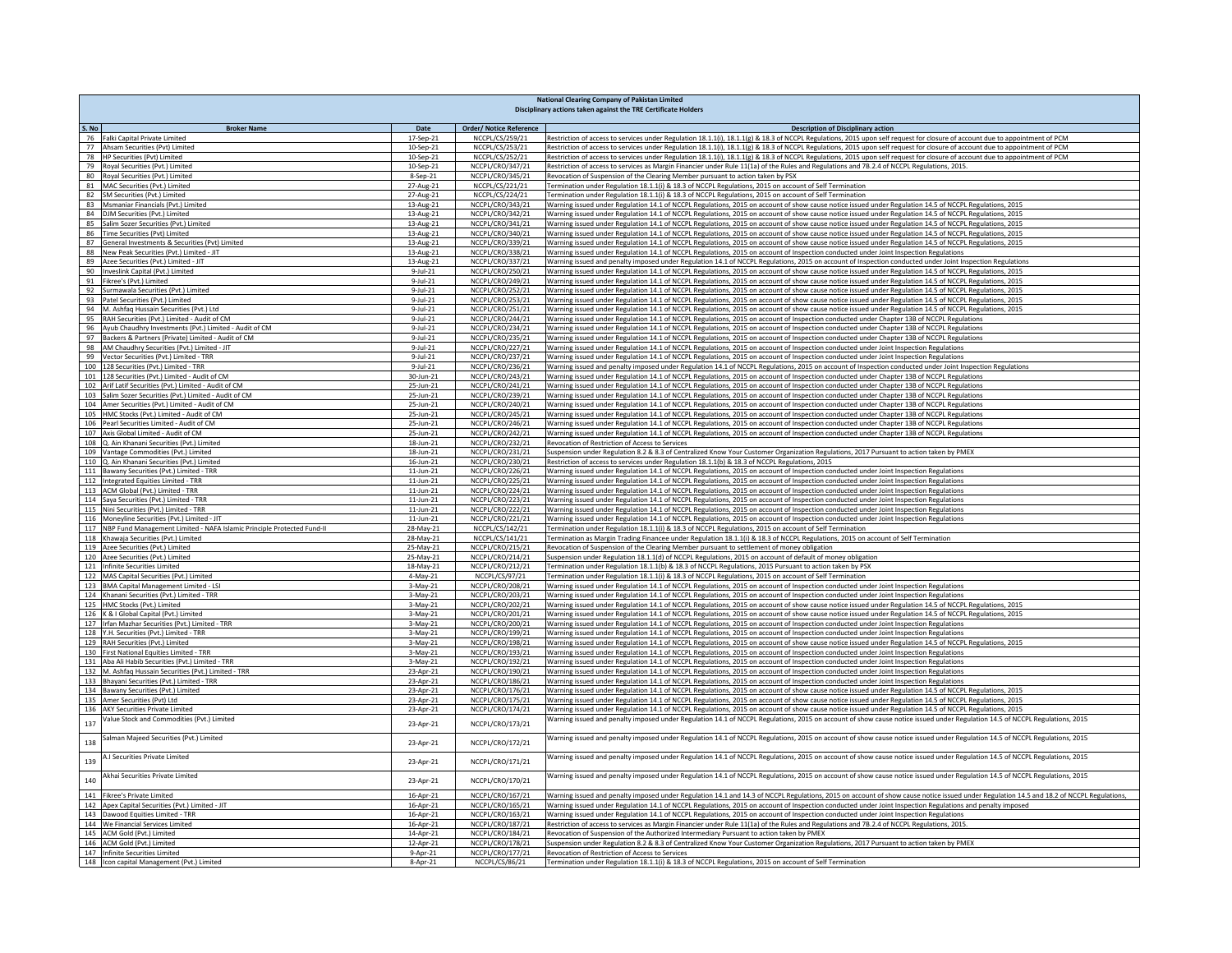**National Clearing Company of Pakistan Limited**
**Disciplinary actions taken against the TRE Certificate Holders**

| S. No | Broker Name | Date | Order/ Notice Reference | Description of Disciplinary action |
|---|---|---|---|---|
| 76 | Falki Capital Private Limited | 17-Sep-21 | NCCPL/CS/259/21 | Restriction of access to services under Regulation 18.1.1(i), 18.1.1(g) & 18.3 of NCCPL Regulations, 2015 upon self request for closure of account due to appointment of PCM |
| 77 | Ahsam Securities (Pvt) Limited | 10-Sep-21 | NCCPL/CS/253/21 | Restriction of access to services under Regulation 18.1.1(i), 18.1.1(g) & 18.3 of NCCPL Regulations, 2015 upon self request for closure of account due to appointment of PCM |
| 78 | HP Securities (Pvt) Limited | 10-Sep-21 | NCCPL/CS/252/21 | Restriction of access to services under Regulation 18.1.1(i), 18.1.1(g) & 18.3 of NCCPL Regulations, 2015 upon self request for closure of account due to appointment of PCM |
| 79 | Royal Securities (Pvt.) Limited | 10-Sep-21 | NCCPL/CRO/347/21 | Restriction of access to services as Margin Financier under Rule 11(1a) of the Rules and Regulations and 7B.2.4 of NCCPL Regulations, 2015. |
| 80 | Royal Securities (Pvt.) Limited | 8-Sep-21 | NCCPL/CRO/345/21 | Revocation of Suspension of the Clearing Member pursuant to action taken by PSX |
| 81 | MAC Securities (Pvt.) Limited | 27-Aug-21 | NCCPL/CS/221/21 | Termination under Regulation 18.1.1(i) & 18.3 of NCCPL Regulations, 2015 on account of Self Termination |
| 82 | SM Securities (Pvt.) Limited | 27-Aug-21 | NCCPL/CS/224/21 | Termination under Regulation 18.1.1(i) & 18.3 of NCCPL Regulations, 2015 on account of Self Termination |
| 83 | Msmaniar Financials (Pvt.) Limited | 13-Aug-21 | NCCPL/CRO/343/21 | Warning issued under Regulation 14.1 of NCCPL Regulations, 2015 on account of show cause notice issued under Regulation 14.5 of NCCPL Regulations, 2015 |
| 84 | DJM Securities (Pvt.) Limited | 13-Aug-21 | NCCPL/CRO/342/21 | Warning issued under Regulation 14.1 of NCCPL Regulations, 2015 on account of show cause notice issued under Regulation 14.5 of NCCPL Regulations, 2015 |
| 85 | Salim Sozer Securities (Pvt.) Limited | 13-Aug-21 | NCCPL/CRO/341/21 | Warning issued under Regulation 14.1 of NCCPL Regulations, 2015 on account of show cause notice issued under Regulation 14.5 of NCCPL Regulations, 2015 |
| 86 | Time Securities (Pvt) Limited | 13-Aug-21 | NCCPL/CRO/340/21 | Warning issued under Regulation 14.1 of NCCPL Regulations, 2015 on account of show cause notice issued under Regulation 14.5 of NCCPL Regulations, 2015 |
| 87 | General Investments & Securities (Pvt) Limited | 13-Aug-21 | NCCPL/CRO/339/21 | Warning issued under Regulation 14.1 of NCCPL Regulations, 2015 on account of show cause notice issued under Regulation 14.5 of NCCPL Regulations, 2015 |
| 88 | New Peak Securities (Pvt.) Limited - JIT | 13-Aug-21 | NCCPL/CRO/338/21 | Warning issued under Regulation 14.1 of NCCPL Regulations, 2015 on account of Inspection conducted under Joint Inspection Regulations |
| 89 | Azee Securities (Pvt.) Limited - JIT | 13-Aug-21 | NCCPL/CRO/337/21 | Warning issued and penalty imposed under Regulation 14.1 of NCCPL Regulations, 2015 on account of Inspection conducted under Joint Inspection Regulations |
| 90 | Inveslink Capital (Pvt.) Limited | 9-Jul-21 | NCCPL/CRO/250/21 | Warning issued under Regulation 14.1 of NCCPL Regulations, 2015 on account of show cause notice issued under Regulation 14.5 of NCCPL Regulations, 2015 |
| 91 | Fikree's (Pvt.) Limited | 9-Jul-21 | NCCPL/CRO/249/21 | Warning issued under Regulation 14.1 of NCCPL Regulations, 2015 on account of show cause notice issued under Regulation 14.5 of NCCPL Regulations, 2015 |
| 92 | Surmawala Securities (Pvt.) Limited | 9-Jul-21 | NCCPL/CRO/252/21 | Warning issued under Regulation 14.1 of NCCPL Regulations, 2015 on account of show cause notice issued under Regulation 14.5 of NCCPL Regulations, 2015 |
| 93 | Patel Securities (Pvt.) Limited | 9-Jul-21 | NCCPL/CRO/253/21 | Warning issued under Regulation 14.1 of NCCPL Regulations, 2015 on account of show cause notice issued under Regulation 14.5 of NCCPL Regulations, 2015 |
| 94 | M. Ashfaq Hussain Securities (Pvt.) Ltd | 9-Jul-21 | NCCPL/CRO/251/21 | Warning issued under Regulation 14.1 of NCCPL Regulations, 2015 on account of show cause notice issued under Regulation 14.5 of NCCPL Regulations, 2015 |
| 95 | RAH Securities (Pvt.) Limited - Audit of CM | 9-Jul-21 | NCCPL/CRO/244/21 | Warning issued under Regulation 14.1 of NCCPL Regulations, 2015 on account of Inspection conducted under Chapter 13B of NCCPL Regulations |
| 96 | Ayub Chaudhry Investments (Pvt.) Limited - Audit of CM | 9-Jul-21 | NCCPL/CRO/234/21 | Warning issued under Regulation 14.1 of NCCPL Regulations, 2015 on account of Inspection conducted under Chapter 13B of NCCPL Regulations |
| 97 | Backers & Partners (Private) Limited - Audit of CM | 9-Jul-21 | NCCPL/CRO/235/21 | Warning issued under Regulation 14.1 of NCCPL Regulations, 2015 on account of Inspection conducted under Chapter 13B of NCCPL Regulations |
| 98 | AM Chaudhry Securities (Pvt.) Limited - JIT | 9-Jul-21 | NCCPL/CRO/227/21 | Warning issued under Regulation 14.1 of NCCPL Regulations, 2015 on account of Inspection conducted under Joint Inspection Regulations |
| 99 | Vector Securities (Pvt.) Limited - TRR | 9-Jul-21 | NCCPL/CRO/237/21 | Warning issued under Regulation 14.1 of NCCPL Regulations, 2015 on account of Inspection conducted under Joint Inspection Regulations |
| 100 | 128 Securities (Pvt.) Limited - TRR | 9-Jul-21 | NCCPL/CRO/236/21 | Warning issued and penalty imposed under Regulation 14.1 of NCCPL Regulations, 2015 on account of Inspection conducted under Joint Inspection Regulations |
| 101 | 128 Securities (Pvt.) Limited - Audit of CM | 30-Jun-21 | NCCPL/CRO/243/21 | Warning issued under Regulation 14.1 of NCCPL Regulations, 2015 on account of Inspection conducted under Chapter 13B of NCCPL Regulations |
| 102 | Arif Latif Securities (Pvt.) Limited - Audit of CM | 25-Jun-21 | NCCPL/CRO/241/21 | Warning issued under Regulation 14.1 of NCCPL Regulations, 2015 on account of Inspection conducted under Chapter 13B of NCCPL Regulations |
| 103 | Salim Sozer Securities (Pvt.) Limited - Audit of CM | 25-Jun-21 | NCCPL/CRO/239/21 | Warning issued under Regulation 14.1 of NCCPL Regulations, 2015 on account of Inspection conducted under Chapter 13B of NCCPL Regulations |
| 104 | Amer Securities (Pvt.) Limited - Audit of CM | 25-Jun-21 | NCCPL/CRO/240/21 | Warning issued under Regulation 14.1 of NCCPL Regulations, 2015 on account of Inspection conducted under Chapter 13B of NCCPL Regulations |
| 105 | HMC Stocks (Pvt.) Limited - Audit of CM | 25-Jun-21 | NCCPL/CRO/245/21 | Warning issued under Regulation 14.1 of NCCPL Regulations, 2015 on account of Inspection conducted under Chapter 13B of NCCPL Regulations |
| 106 | Pearl Securities Limited - Audit of CM | 25-Jun-21 | NCCPL/CRO/246/21 | Warning issued under Regulation 14.1 of NCCPL Regulations, 2015 on account of Inspection conducted under Chapter 13B of NCCPL Regulations |
| 107 | Axis Global Limited - Audit of CM | 25-Jun-21 | NCCPL/CRO/242/21 | Warning issued under Regulation 14.1 of NCCPL Regulations, 2015 on account of Inspection conducted under Chapter 13B of NCCPL Regulations |
| 108 | Q. Ain Khanani Securities (Pvt.) Limited | 18-Jun-21 | NCCPL/CRO/232/21 | Revocation of Restriction of Access to Services |
| 109 | Vantage Commodities (Pvt.) Limited | 18-Jun-21 | NCCPL/CRO/231/21 | Suspension under Regulation 8.2 & 8.3 of Centralized Know Your Customer Organization Regulations, 2017 Pursuant to action taken by PMEX |
| 110 | Q. Ain Khanani Securities (Pvt.) Limited | 16-Jun-21 | NCCPL/CRO/230/21 | Restriction of access to services under Regulation 18.1.1(b) & 18.3 of NCCPL Regulations, 2015 |
| 111 | Bawany Securities (Pvt.) Limited - TRR | 11-Jun-21 | NCCPL/CRO/226/21 | Warning issued under Regulation 14.1 of NCCPL Regulations, 2015 on account of Inspection conducted under Joint Inspection Regulations |
| 112 | Integrated Equities Limited - TRR | 11-Jun-21 | NCCPL/CRO/225/21 | Warning issued under Regulation 14.1 of NCCPL Regulations, 2015 on account of Inspection conducted under Joint Inspection Regulations |
| 113 | ACM Global (Pvt.) Limited - TRR | 11-Jun-21 | NCCPL/CRO/224/21 | Warning issued under Regulation 14.1 of NCCPL Regulations, 2015 on account of Inspection conducted under Joint Inspection Regulations |
| 114 | Saya Securities (Pvt.) Limited - TRR | 11-Jun-21 | NCCPL/CRO/223/21 | Warning issued under Regulation 14.1 of NCCPL Regulations, 2015 on account of Inspection conducted under Joint Inspection Regulations |
| 115 | Nini Securities (Pvt.) Limited - TRR | 11-Jun-21 | NCCPL/CRO/222/21 | Warning issued under Regulation 14.1 of NCCPL Regulations, 2015 on account of Inspection conducted under Joint Inspection Regulations |
| 116 | Moneyline Securities (Pvt.) Limited - JIT | 11-Jun-21 | NCCPL/CRO/221/21 | Warning issued under Regulation 14.1 of NCCPL Regulations, 2015 on account of Inspection conducted under Joint Inspection Regulations |
| 117 | NBP Fund Management Limited - NAFA Islamic Principle Protected Fund-II | 28-May-21 | NCCPL/CS/142/21 | Termination under Regulation 18.1.1(i) & 18.3 of NCCPL Regulations, 2015 on account of Self Termination |
| 118 | Khawaja Securities (Pvt.) Limited | 28-May-21 | NCCPL/CS/141/21 | Termination as Margin Trading Financee under Regulation 18.1.1(i) & 18.3 of NCCPL Regulations, 2015 on account of Self Termination |
| 119 | Azee Securities (Pvt.) Limited | 25-May-21 | NCCPL/CRO/215/21 | Revocation of Suspension of the Clearing Member pursuant to settlement of money obligation |
| 120 | Azee Securities (Pvt.) Limited | 25-May-21 | NCCPL/CRO/214/21 | Suspension under Regulation 18.1.1(d) of NCCPL Regulations, 2015 on account of default of money obligation |
| 121 | Infinite Securities Limited | 18-May-21 | NCCPL/CRO/212/21 | Termination under Regulation 18.1.1(b) & 18.3 of NCCPL Regulations, 2015 Pursuant to action taken by PSX |
| 122 | MAS Capital Securities (Pvt.) Limited | 4-May-21 | NCCPL/CS/97/21 | Termination under Regulation 18.1.1(i) & 18.3 of NCCPL Regulations, 2015 on account of Self Termination |
| 123 | BMA Capital Management Limited - LSI | 3-May-21 | NCCPL/CRO/208/21 | Warning issued under Regulation 14.1 of NCCPL Regulations, 2015 on account of Inspection conducted under Joint Inspection Regulations |
| 124 | Khanani Securities (Pvt.) Limited - TRR | 3-May-21 | NCCPL/CRO/203/21 | Warning issued under Regulation 14.1 of NCCPL Regulations, 2015 on account of Inspection conducted under Joint Inspection Regulations |
| 125 | HMC Stocks (Pvt.) Limited | 3-May-21 | NCCPL/CRO/202/21 | Warning issued under Regulation 14.1 of NCCPL Regulations, 2015 on account of show cause notice issued under Regulation 14.5 of NCCPL Regulations, 2015 |
| 126 | K & I Global Capital (Pvt.) Limited | 3-May-21 | NCCPL/CRO/201/21 | Warning issued under Regulation 14.1 of NCCPL Regulations, 2015 on account of show cause notice issued under Regulation 14.5 of NCCPL Regulations, 2015 |
| 127 | Irfan Mazhar Securities (Pvt.) Limited - TRR | 3-May-21 | NCCPL/CRO/200/21 | Warning issued under Regulation 14.1 of NCCPL Regulations, 2015 on account of Inspection conducted under Joint Inspection Regulations |
| 128 | Y.H. Securities (Pvt.) Limited - TRR | 3-May-21 | NCCPL/CRO/199/21 | Warning issued under Regulation 14.1 of NCCPL Regulations, 2015 on account of Inspection conducted under Joint Inspection Regulations |
| 129 | RAH Securities (Pvt.) Limited | 3-May-21 | NCCPL/CRO/198/21 | Warning issued under Regulation 14.1 of NCCPL Regulations, 2015 on account of show cause notice issued under Regulation 14.5 of NCCPL Regulations, 2015 |
| 130 | First National Equities Limited - TRR | 3-May-21 | NCCPL/CRO/193/21 | Warning issued under Regulation 14.1 of NCCPL Regulations, 2015 on account of Inspection conducted under Joint Inspection Regulations |
| 131 | Aba Ali Habib Securities (Pvt.) Limited - TRR | 3-May-21 | NCCPL/CRO/192/21 | Warning issued under Regulation 14.1 of NCCPL Regulations, 2015 on account of Inspection conducted under Joint Inspection Regulations |
| 132 | M. Ashfaq Hussain Securities (Pvt.) Limited - TRR | 23-Apr-21 | NCCPL/CRO/190/21 | Warning issued under Regulation 14.1 of NCCPL Regulations, 2015 on account of Inspection conducted under Joint Inspection Regulations |
| 133 | Bhayani Securities (Pvt.) Limited - TRR | 23-Apr-21 | NCCPL/CRO/186/21 | Warning issued under Regulation 14.1 of NCCPL Regulations, 2015 on account of Inspection conducted under Joint Inspection Regulations |
| 134 | Bawany Securities (Pvt.) Limited | 23-Apr-21 | NCCPL/CRO/176/21 | Warning issued under Regulation 14.1 of NCCPL Regulations, 2015 on account of show cause notice issued under Regulation 14.5 of NCCPL Regulations, 2015 |
| 135 | Amer Securities (Pvt) Ltd | 23-Apr-21 | NCCPL/CRO/175/21 | Warning issued under Regulation 14.1 of NCCPL Regulations, 2015 on account of show cause notice issued under Regulation 14.5 of NCCPL Regulations, 2015 |
| 136 | AKY Securities Private Limited | 23-Apr-21 | NCCPL/CRO/174/21 | Warning issued under Regulation 14.1 of NCCPL Regulations, 2015 on account of show cause notice issued under Regulation 14.5 of NCCPL Regulations, 2015 |
| 137 | Value Stock and Commodities (Pvt.) Limited | 23-Apr-21 | NCCPL/CRO/173/21 | Warning issued and penalty imposed under Regulation 14.1 of NCCPL Regulations, 2015 on account of show cause notice issued under Regulation 14.5 of NCCPL Regulations, 2015 |
| 138 | Salman Majeed Securities (Pvt.) Limited | 23-Apr-21 | NCCPL/CRO/172/21 | Warning issued and penalty imposed under Regulation 14.1 of NCCPL Regulations, 2015 on account of show cause notice issued under Regulation 14.5 of NCCPL Regulations, 2015 |
| 139 | A.I Securities Private Limited | 23-Apr-21 | NCCPL/CRO/171/21 | Warning issued and penalty imposed under Regulation 14.1 of NCCPL Regulations, 2015 on account of show cause notice issued under Regulation 14.5 of NCCPL Regulations, 2015 |
| 140 | Akhai Securities Private Limited | 23-Apr-21 | NCCPL/CRO/170/21 | Warning issued and penalty imposed under Regulation 14.1 of NCCPL Regulations, 2015 on account of show cause notice issued under Regulation 14.5 of NCCPL Regulations, 2015 |
| 141 | Fikree's Private Limited | 16-Apr-21 | NCCPL/CRO/167/21 | Warning issued and penalty imposed under Regulation 14.1 and 14.3 of NCCPL Regulations, 2015 on account of show cause notice issued under Regulation 14.5 and 18.2 of NCCPL Regulations, |
| 142 | Apex Capital Securities (Pvt.) Limited - JIT | 16-Apr-21 | NCCPL/CRO/165/21 | Warning issued under Regulation 14.1 of NCCPL Regulations, 2015 on account of Inspection conducted under Joint Inspection Regulations and penalty imposed |
| 143 | Dawood Equities Limited - TRR | 16-Apr-21 | NCCPL/CRO/163/21 | Warning issued under Regulation 14.1 of NCCPL Regulations, 2015 on account of Inspection conducted under Joint Inspection Regulations |
| 144 | We Financial Services Limited | 16-Apr-21 | NCCPL/CRO/187/21 | Restriction of access to services as Margin Financier under Rule 11(1a) of the Rules and Regulations and 7B.2.4 of NCCPL Regulations, 2015. |
| 145 | ACM Gold (Pvt.) Limited | 14-Apr-21 | NCCPL/CRO/184/21 | Revocation of Suspension of the Authorized Intermediary Pursuant to action taken by PMEX |
| 146 | ACM Gold (Pvt.) Limited | 12-Apr-21 | NCCPL/CRO/178/21 | Suspension under Regulation 8.2 & 8.3 of Centralized Know Your Customer Organization Regulations, 2017 Pursuant to action taken by PMEX |
| 147 | Infinite Securities Limited | 9-Apr-21 | NCCPL/CRO/177/21 | Revocation of Restriction of Access to Services |
| 148 | Icon capital Management (Pvt.) Limited | 8-Apr-21 | NCCPL/CS/86/21 | Termination under Regulation 18.1.1(i) & 18.3 of NCCPL Regulations, 2015 on account of Self Termination |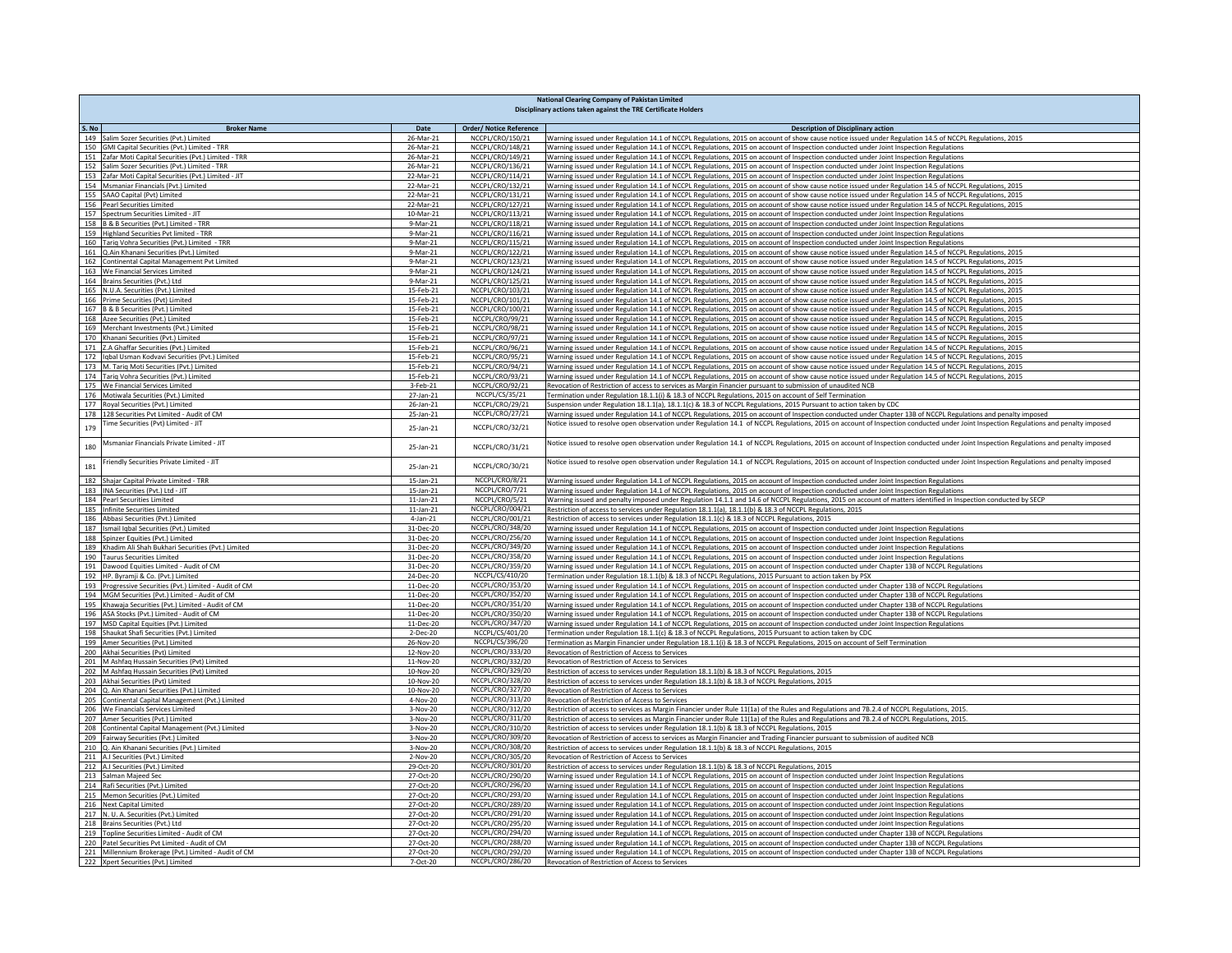**National Clearing Company of Pakistan Limited**
**Disciplinary actions taken against the TRE Certificate Holders**

| S. No | Broker Name | Date | Order/ Notice Reference | Description of Disciplinary action |
|---|---|---|---|---|
| 149 | Salim Sozer Securities (Pvt.) Limited | 26-Mar-21 | NCCPL/CRO/150/21 | Warning issued under Regulation 14.1 of NCCPL Regulations, 2015 on account of show cause notice issued under Regulation 14.5 of NCCPL Regulations, 2015 |
| 150 | GMI Capital Securities (Pvt.) Limited - TRR | 26-Mar-21 | NCCPL/CRO/148/21 | Warning issued under Regulation 14.1 of NCCPL Regulations, 2015 on account of Inspection conducted under Joint Inspection Regulations |
| 151 | Zafar Moti Capital Securities (Pvt.) Limited - TRR | 26-Mar-21 | NCCPL/CRO/149/21 | Warning issued under Regulation 14.1 of NCCPL Regulations, 2015 on account of Inspection conducted under Joint Inspection Regulations |
| 152 | Salim Sozer Securities (Pvt.) Limited - TRR | 26-Mar-21 | NCCPL/CRO/136/21 | Warning issued under Regulation 14.1 of NCCPL Regulations, 2015 on account of Inspection conducted under Joint Inspection Regulations |
| 153 | Zafar Moti Capital Securities (Pvt.) Limited - JIT | 22-Mar-21 | NCCPL/CRO/114/21 | Warning issued under Regulation 14.1 of NCCPL Regulations, 2015 on account of Inspection conducted under Joint Inspection Regulations |
| 154 | Msmaniar Financials (Pvt.) Limited | 22-Mar-21 | NCCPL/CRO/132/21 | Warning issued under Regulation 14.1 of NCCPL Regulations, 2015 on account of show cause notice issued under Regulation 14.5 of NCCPL Regulations, 2015 |
| 155 | SAAO Capital (Pvt) Limited | 22-Mar-21 | NCCPL/CRO/131/21 | Warning issued under Regulation 14.1 of NCCPL Regulations, 2015 on account of show cause notice issued under Regulation 14.5 of NCCPL Regulations, 2015 |
| 156 | Pearl Securities Limited | 22-Mar-21 | NCCPL/CRO/127/21 | Warning issued under Regulation 14.1 of NCCPL Regulations, 2015 on account of show cause notice issued under Regulation 14.5 of NCCPL Regulations, 2015 |
| 157 | Spectrum Securities Limited - JIT | 10-Mar-21 | NCCPL/CRO/113/21 | Warning issued under Regulation 14.1 of NCCPL Regulations, 2015 on account of Inspection conducted under Joint Inspection Regulations |
| 158 | B & B Securities (Pvt.) Limited - TRR | 9-Mar-21 | NCCPL/CRO/118/21 | Warning issued under Regulation 14.1 of NCCPL Regulations, 2015 on account of Inspection conducted under Joint Inspection Regulations |
| 159 | Highland Securities Pvt limited - TRR | 9-Mar-21 | NCCPL/CRO/116/21 | Warning issued under Regulation 14.1 of NCCPL Regulations, 2015 on account of Inspection conducted under Joint Inspection Regulations |
| 160 | Tariq Vohra Securities (Pvt.) Limited - TRR | 9-Mar-21 | NCCPL/CRO/115/21 | Warning issued under Regulation 14.1 of NCCPL Regulations, 2015 on account of Inspection conducted under Joint Inspection Regulations |
| 161 | Q.Ain Khanani Securities (Pvt.) Limited | 9-Mar-21 | NCCPL/CRO/122/21 | Warning issued under Regulation 14.1 of NCCPL Regulations, 2015 on account of show cause notice issued under Regulation 14.5 of NCCPL Regulations, 2015 |
| 162 | Continental Capital Management Pvt Limited | 9-Mar-21 | NCCPL/CRO/123/21 | Warning issued under Regulation 14.1 of NCCPL Regulations, 2015 on account of show cause notice issued under Regulation 14.5 of NCCPL Regulations, 2015 |
| 163 | We Financial Services Limited | 9-Mar-21 | NCCPL/CRO/124/21 | Warning issued under Regulation 14.1 of NCCPL Regulations, 2015 on account of show cause notice issued under Regulation 14.5 of NCCPL Regulations, 2015 |
| 164 | Brains Securities (Pvt.) Ltd | 9-Mar-21 | NCCPL/CRO/125/21 | Warning issued under Regulation 14.1 of NCCPL Regulations, 2015 on account of show cause notice issued under Regulation 14.5 of NCCPL Regulations, 2015 |
| 165 | N.U.A. Securities (Pvt.) Limited | 15-Feb-21 | NCCPL/CRO/103/21 | Warning issued under Regulation 14.1 of NCCPL Regulations, 2015 on account of show cause notice issued under Regulation 14.5 of NCCPL Regulations, 2015 |
| 166 | Prime Securities (Pvt) Limited | 15-Feb-21 | NCCPL/CRO/101/21 | Warning issued under Regulation 14.1 of NCCPL Regulations, 2015 on account of show cause notice issued under Regulation 14.5 of NCCPL Regulations, 2015 |
| 167 | B & B Securities (Pvt.) Limited | 15-Feb-21 | NCCPL/CRO/100/21 | Warning issued under Regulation 14.1 of NCCPL Regulations, 2015 on account of show cause notice issued under Regulation 14.5 of NCCPL Regulations, 2015 |
| 168 | Azee Securities (Pvt.) Limited | 15-Feb-21 | NCCPL/CRO/99/21 | Warning issued under Regulation 14.1 of NCCPL Regulations, 2015 on account of show cause notice issued under Regulation 14.5 of NCCPL Regulations, 2015 |
| 169 | Merchant Investments (Pvt.) Limited | 15-Feb-21 | NCCPL/CRO/98/21 | Warning issued under Regulation 14.1 of NCCPL Regulations, 2015 on account of show cause notice issued under Regulation 14.5 of NCCPL Regulations, 2015 |
| 170 | Khanani Securities (Pvt.) Limited | 15-Feb-21 | NCCPL/CRO/97/21 | Warning issued under Regulation 14.1 of NCCPL Regulations, 2015 on account of show cause notice issued under Regulation 14.5 of NCCPL Regulations, 2015 |
| 171 | Z.A Ghaffar Securities (Pvt.) Limited | 15-Feb-21 | NCCPL/CRO/96/21 | Warning issued under Regulation 14.1 of NCCPL Regulations, 2015 on account of show cause notice issued under Regulation 14.5 of NCCPL Regulations, 2015 |
| 172 | Iqbal Usman Kodvavi Securities (Pvt.) Limited | 15-Feb-21 | NCCPL/CRO/95/21 | Warning issued under Regulation 14.1 of NCCPL Regulations, 2015 on account of show cause notice issued under Regulation 14.5 of NCCPL Regulations, 2015 |
| 173 | M. Tariq Moti Securities (Pvt.) Limited | 15-Feb-21 | NCCPL/CRO/94/21 | Warning issued under Regulation 14.1 of NCCPL Regulations, 2015 on account of show cause notice issued under Regulation 14.5 of NCCPL Regulations, 2015 |
| 174 | Tariq Vohra Securities (Pvt.) Limited | 15-Feb-21 | NCCPL/CRO/93/21 | Warning issued under Regulation 14.1 of NCCPL Regulations, 2015 on account of show cause notice issued under Regulation 14.5 of NCCPL Regulations, 2015 |
| 175 | We Financial Services Limited | 3-Feb-21 | NCCPL/CRO/92/21 | Revocation of Restriction of access to services as Margin Financier pursuant to submission of unaudited NCB |
| 176 | Motiwala Securities (Pvt.) Limited | 27-Jan-21 | NCCPL/CS/35/21 | Termination under Regulation 18.1.1(i) & 18.3 of NCCPL Regulations, 2015 on account of Self Termination |
| 177 | Royal Securities (Pvt.) Limited | 26-Jan-21 | NCCPL/CRO/29/21 | Suspension under Regulation 18.1.1(a), 18.1.1(c) & 18.3 of NCCPL Regulations, 2015 Pursuant to action taken by CDC |
| 178 | 128 Securities Pvt Limited - Audit of CM | 25-Jan-21 | NCCPL/CRO/27/21 | Warning issued under Regulation 14.1 of NCCPL Regulations, 2015 on account of Inspection conducted under Chapter 13B of NCCPL Regulations and penalty imposed |
| 179 | Time Securities (Pvt) Limited - JIT | 25-Jan-21 | NCCPL/CRO/32/21 | Notice issued to resolve open observation under Regulation 14.1 of NCCPL Regulations, 2015 on account of Inspection conducted under Joint Inspection Regulations and penalty imposed |
| 180 | Msmaniar Financials Private Limited - JIT | 25-Jan-21 | NCCPL/CRO/31/21 | Notice issued to resolve open observation under Regulation 14.1 of NCCPL Regulations, 2015 on account of Inspection conducted under Joint Inspection Regulations and penalty imposed |
| 181 | Friendly Securities Private Limited - JIT | 25-Jan-21 | NCCPL/CRO/30/21 | Notice issued to resolve open observation under Regulation 14.1 of NCCPL Regulations, 2015 on account of Inspection conducted under Joint Inspection Regulations and penalty imposed |
| 182 | Shajar Capital Private Limited - TRR | 15-Jan-21 | NCCPL/CRO/8/21 | Warning issued under Regulation 14.1 of NCCPL Regulations, 2015 on account of Inspection conducted under Joint Inspection Regulations |
| 183 | INA Securities (Pvt.) Ltd - JIT | 15-Jan-21 | NCCPL/CRO/7/21 | Warning issued under Regulation 14.1 of NCCPL Regulations, 2015 on account of Inspection conducted under Joint Inspection Regulations |
| 184 | Pearl Securities Limited | 11-Jan-21 | NCCPL/CRO/5/21 | Warning issued and penalty imposed under Regulation 14.1.1 and 14.6 of NCCPL Regulations, 2015 on account of matters identified in Inspection conducted by SECP |
| 185 | Infinite Securities Limited | 11-Jan-21 | NCCPL/CRO/004/21 | Restriction of access to services under Regulation 18.1.1(a), 18.1.1(b) & 18.3 of NCCPL Regulations, 2015 |
| 186 | Abbasi Securities (Pvt.) Limited | 4-Jan-21 | NCCPL/CRO/001/21 | Restriction of access to services under Regulation 18.1.1(c) & 18.3 of NCCPL Regulations, 2015 |
| 187 | Ismail Iqbal Securities (Pvt.) Limited | 31-Dec-20 | NCCPL/CRO/348/20 | Warning issued under Regulation 14.1 of NCCPL Regulations, 2015 on account of Inspection conducted under Joint Inspection Regulations |
| 188 | Spinzer Equities (Pvt.) Limited | 31-Dec-20 | NCCPL/CRO/256/20 | Warning issued under Regulation 14.1 of NCCPL Regulations, 2015 on account of Inspection conducted under Joint Inspection Regulations |
| 189 | Khadim Ali Shah Bukhari Securities (Pvt.) Limited | 31-Dec-20 | NCCPL/CRO/349/20 | Warning issued under Regulation 14.1 of NCCPL Regulations, 2015 on account of Inspection conducted under Joint Inspection Regulations |
| 190 | Taurus Securities Limited | 31-Dec-20 | NCCPL/CRO/358/20 | Warning issued under Regulation 14.1 of NCCPL Regulations, 2015 on account of Inspection conducted under Joint Inspection Regulations |
| 191 | Dawood Equities Limited - Audit of CM | 31-Dec-20 | NCCPL/CRO/359/20 | Warning issued under Regulation 14.1 of NCCPL Regulations, 2015 on account of Inspection conducted under Chapter 13B of NCCPL Regulations |
| 192 | HP. Byramji & Co. (Pvt.) Limited | 24-Dec-20 | NCCPL/CS/410/20 | Termination under Regulation 18.1.1(b) & 18.3 of NCCPL Regulations, 2015 Pursuant to action taken by PSX |
| 193 | Progressive Securities (Pvt.) Limited - Audit of CM | 11-Dec-20 | NCCPL/CRO/353/20 | Warning issued under Regulation 14.1 of NCCPL Regulations, 2015 on account of Inspection conducted under Chapter 13B of NCCPL Regulations |
| 194 | MGM Securities (Pvt.) Limited - Audit of CM | 11-Dec-20 | NCCPL/CRO/352/20 | Warning issued under Regulation 14.1 of NCCPL Regulations, 2015 on account of Inspection conducted under Chapter 13B of NCCPL Regulations |
| 195 | Khawaja Securities (Pvt.) Limited - Audit of CM | 11-Dec-20 | NCCPL/CRO/351/20 | Warning issued under Regulation 14.1 of NCCPL Regulations, 2015 on account of Inspection conducted under Chapter 13B of NCCPL Regulations |
| 196 | ASA Stocks (Pvt.) Limited - Audit of CM | 11-Dec-20 | NCCPL/CRO/350/20 | Warning issued under Regulation 14.1 of NCCPL Regulations, 2015 on account of Inspection conducted under Chapter 13B of NCCPL Regulations |
| 197 | MSD Capital Equities (Pvt.) Limited | 11-Dec-20 | NCCPL/CRO/347/20 | Warning issued under Regulation 14.1 of NCCPL Regulations, 2015 on account of Inspection conducted under Joint Inspection Regulations |
| 198 | Shaukat Shafi Securities (Pvt.) Limited | 2-Dec-20 | NCCPL/CS/401/20 | Termination under Regulation 18.1.1(c) & 18.3 of NCCPL Regulations, 2015 Pursuant to action taken by CDC |
| 199 | Amer Securities (Pvt.) Limited | 26-Nov-20 | NCCPL/CS/396/20 | Termination as Margin Financier under Regulation 18.1.1(i) & 18.3 of NCCPL Regulations, 2015 on account of Self Termination |
| 200 | Akhai Securities (Pvt) Limited | 12-Nov-20 | NCCPL/CRO/333/20 | Revocation of Restriction of Access to Services |
| 201 | M Ashfaq Hussain Securities (Pvt) Limited | 11-Nov-20 | NCCPL/CRO/332/20 | Revocation of Restriction of Access to Services |
| 202 | M Ashfaq Hussain Securities (Pvt) Limited | 10-Nov-20 | NCCPL/CRO/329/20 | Restriction of access to services under Regulation 18.1.1(b) & 18.3 of NCCPL Regulations, 2015 |
| 203 | Akhai Securities (Pvt) Limited | 10-Nov-20 | NCCPL/CRO/328/20 | Restriction of access to services under Regulation 18.1.1(b) & 18.3 of NCCPL Regulations, 2015 |
| 204 | Q. Ain Khanani Securities (Pvt.) Limited | 10-Nov-20 | NCCPL/CRO/327/20 | Revocation of Restriction of Access to Services |
| 205 | Continental Capital Management (Pvt.) Limited | 4-Nov-20 | NCCPL/CRO/313/20 | Revocation of Restriction of Access to Services |
| 206 | We Financials Services Limited | 3-Nov-20 | NCCPL/CRO/312/20 | Restriction of access to services as Margin Financier under Rule 11(1a) of the Rules and Regulations and 7B.2.4 of NCCPL Regulations, 2015. |
| 207 | Amer Securities (Pvt.) Limited | 3-Nov-20 | NCCPL/CRO/311/20 | Restriction of access to services as Margin Financier under Rule 11(1a) of the Rules and Regulations and 7B.2.4 of NCCPL Regulations, 2015. |
| 208 | Continental Capital Management (Pvt.) Limited | 3-Nov-20 | NCCPL/CRO/310/20 | Restriction of access to services under Regulation 18.1.1(b) & 18.3 of NCCPL Regulations, 2015 |
| 209 | Fairway Securities (Pvt.) Limited | 3-Nov-20 | NCCPL/CRO/309/20 | Revocation of Restriction of access to services as Margin Financier and Trading Financier pursuant to submission of audited NCB |
| 210 | Q. Ain Khanani Securities (Pvt.) Limited | 3-Nov-20 | NCCPL/CRO/308/20 | Restriction of access to services under Regulation 18.1.1(b) & 18.3 of NCCPL Regulations, 2015 |
| 211 | A.I Securities (Pvt.) Limited | 2-Nov-20 | NCCPL/CRO/305/20 | Revocation of Restriction of Access to Services |
| 212 | A.I Securities (Pvt.) Limited | 29-Oct-20 | NCCPL/CRO/301/20 | Restriction of access to services under Regulation 18.1.1(b) & 18.3 of NCCPL Regulations, 2015 |
| 213 | Salman Majeed Sec | 27-Oct-20 | NCCPL/CRO/290/20 | Warning issued under Regulation 14.1 of NCCPL Regulations, 2015 on account of Inspection conducted under Joint Inspection Regulations |
| 214 | Rafi Securities (Pvt.) Limited | 27-Oct-20 | NCCPL/CRO/296/20 | Warning issued under Regulation 14.1 of NCCPL Regulations, 2015 on account of Inspection conducted under Joint Inspection Regulations |
| 215 | Memon Securities (Pvt.) Limited | 27-Oct-20 | NCCPL/CRO/293/20 | Warning issued under Regulation 14.1 of NCCPL Regulations, 2015 on account of Inspection conducted under Joint Inspection Regulations |
| 216 | Next Capital Limited | 27-Oct-20 | NCCPL/CRO/289/20 | Warning issued under Regulation 14.1 of NCCPL Regulations, 2015 on account of Inspection conducted under Joint Inspection Regulations |
| 217 | N. U. A. Securities (Pvt.) Limited | 27-Oct-20 | NCCPL/CRO/291/20 | Warning issued under Regulation 14.1 of NCCPL Regulations, 2015 on account of Inspection conducted under Joint Inspection Regulations |
| 218 | Brains Securities (Pvt.) Ltd | 27-Oct-20 | NCCPL/CRO/295/20 | Warning issued under Regulation 14.1 of NCCPL Regulations, 2015 on account of Inspection conducted under Joint Inspection Regulations |
| 219 | Topline Securities Limited - Audit of CM | 27-Oct-20 | NCCPL/CRO/294/20 | Warning issued under Regulation 14.1 of NCCPL Regulations, 2015 on account of Inspection conducted under Chapter 13B of NCCPL Regulations |
| 220 | Patel Securities Pvt Limited - Audit of CM | 27-Oct-20 | NCCPL/CRO/288/20 | Warning issued under Regulation 14.1 of NCCPL Regulations, 2015 on account of Inspection conducted under Chapter 13B of NCCPL Regulations |
| 221 | Millennium Brokerage (Pvt.) Limited - Audit of CM | 27-Oct-20 | NCCPL/CRO/292/20 | Warning issued under Regulation 14.1 of NCCPL Regulations, 2015 on account of Inspection conducted under Chapter 13B of NCCPL Regulations |
| 222 | Xpert Securities (Pvt.) Limited | 7-Oct-20 | NCCPL/CRO/286/20 | Revocation of Restriction of Access to Services |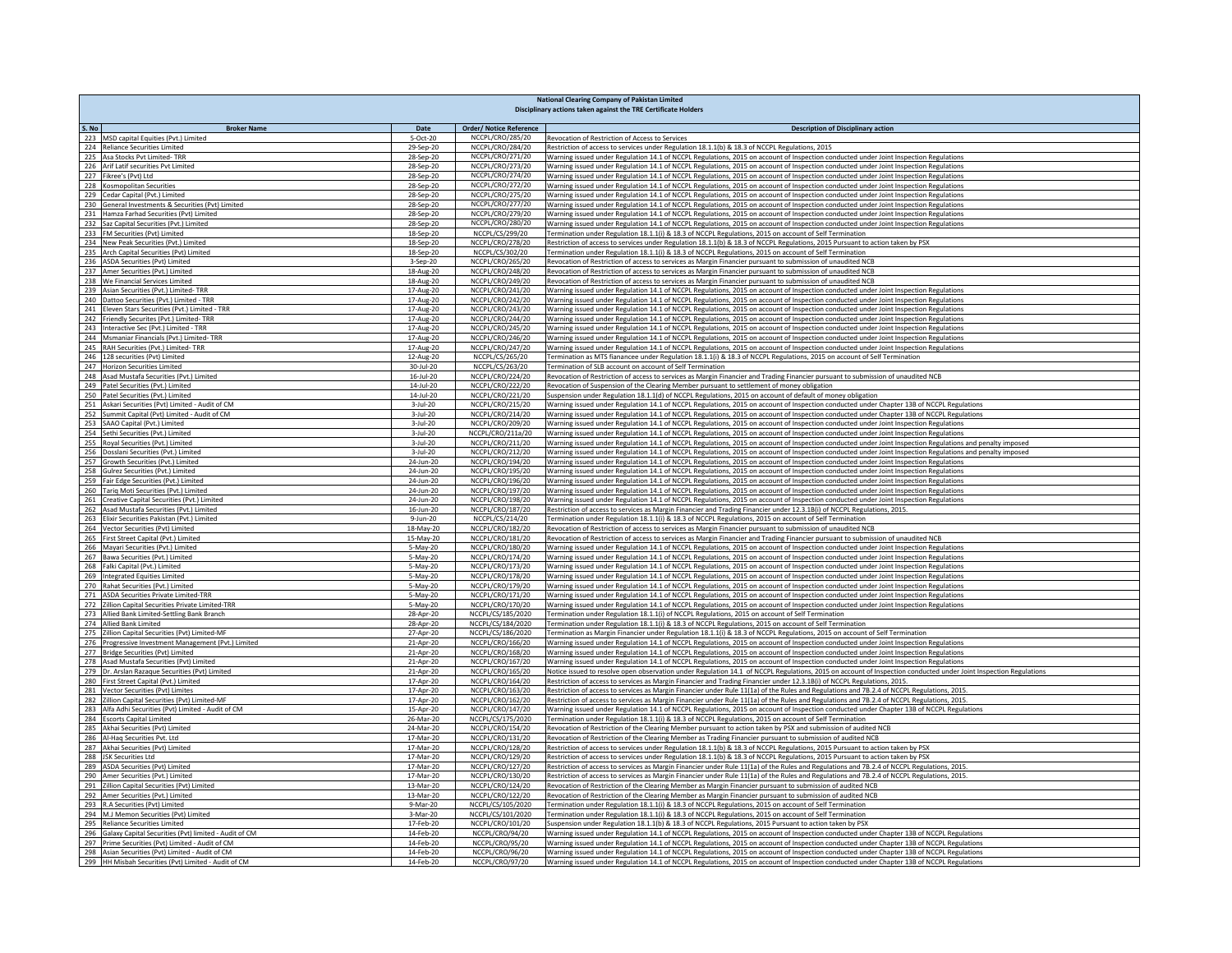**National Clearing Company of Pakistan Limited**
**Disciplinary actions taken against the TRE Certificate Holders**

| S. No | Broker Name | Date | Order/ Notice Reference | Description of Disciplinary action |
|---|---|---|---|---|
| 223 | MSD capital Equities (Pvt.) Limited | 5-Oct-20 | NCCPL/CRO/285/20 | Revocation of Restriction of Access to Services |
| 224 | Reliance Securities Limited | 29-Sep-20 | NCCPL/CRO/284/20 | Restriction of access to services under Regulation 18.1.1(b) & 18.3 of NCCPL Regulations, 2015 |
| 225 | Asa Stocks Pvt Limited- TRR | 28-Sep-20 | NCCPL/CRO/271/20 | Warning issued under Regulation 14.1 of NCCPL Regulations, 2015 on account of Inspection conducted under Joint Inspection Regulations |
| 226 | Arif Latif securities Pvt Limited | 28-Sep-20 | NCCPL/CRO/273/20 | Warning issued under Regulation 14.1 of NCCPL Regulations, 2015 on account of Inspection conducted under Joint Inspection Regulations |
| 227 | Fikree's (Pvt) Ltd | 28-Sep-20 | NCCPL/CRO/274/20 | Warning issued under Regulation 14.1 of NCCPL Regulations, 2015 on account of Inspection conducted under Joint Inspection Regulations |
| 228 | Kosmopolitan Securities | 28-Sep-20 | NCCPL/CRO/272/20 | Warning issued under Regulation 14.1 of NCCPL Regulations, 2015 on account of Inspection conducted under Joint Inspection Regulations |
| 229 | Cedar Capital (Pvt.) Limited | 28-Sep-20 | NCCPL/CRO/275/20 | Warning issued under Regulation 14.1 of NCCPL Regulations, 2015 on account of Inspection conducted under Joint Inspection Regulations |
| 230 | General Investments & Securities (Pvt) Limited | 28-Sep-20 | NCCPL/CRO/277/20 | Warning issued under Regulation 14.1 of NCCPL Regulations, 2015 on account of Inspection conducted under Joint Inspection Regulations |
| 231 | Hamza Farhad Securities (Pvt) Limited | 28-Sep-20 | NCCPL/CRO/279/20 | Warning issued under Regulation 14.1 of NCCPL Regulations, 2015 on account of Inspection conducted under Joint Inspection Regulations |
| 232 | Saz Capital Securities (Pvt.) Limited | 28-Sep-20 | NCCPL/CRO/280/20 | Warning issued under Regulation 14.1 of NCCPL Regulations, 2015 on account of Inspection conducted under Joint Inspection Regulations |
| 233 | FM Securities (Pvt) Limited | 18-Sep-20 | NCCPL/CS/299/20 | Termination under Regulation 18.1.1(i) & 18.3 of NCCPL Regulations, 2015 on account of Self Termination |
| 234 | New Peak Securities (Pvt.) Limited | 18-Sep-20 | NCCPL/CRO/278/20 | Restriction of access to services under Regulation 18.1.1(b) & 18.3 of NCCPL Regulations, 2015 Pursuant to action taken by PSX |
| 235 | Arch Capital Securities (Pvt) Limited | 18-Sep-20 | NCCPL/CS/302/20 | Termination under Regulation 18.1.1(i) & 18.3 of NCCPL Regulations, 2015 on account of Self Termination |
| 236 | ASDA Securities (Pvt) Limited | 3-Sep-20 | NCCPL/CRO/265/20 | Revocation of Restriction of access to services as Margin Financier pursuant to submission of unaudited NCB |
| 237 | Amer Securities (Pvt.) Limited | 18-Aug-20 | NCCPL/CRO/248/20 | Revocation of Restriction of access to services as Margin Financier pursuant to submission of unaudited NCB |
| 238 | We Financial Services Limited | 18-Aug-20 | NCCPL/CRO/249/20 | Revocation of Restriction of access to services as Margin Financier pursuant to submission of unaudited NCB |
| 239 | Asian Securities (Pvt.) Limited- TRR | 17-Aug-20 | NCCPL/CRO/241/20 | Warning issued under Regulation 14.1 of NCCPL Regulations, 2015 on account of Inspection conducted under Joint Inspection Regulations |
| 240 | Dattoo Securities (Pvt.) Limited - TRR | 17-Aug-20 | NCCPL/CRO/242/20 | Warning issued under Regulation 14.1 of NCCPL Regulations, 2015 on account of Inspection conducted under Joint Inspection Regulations |
| 241 | Eleven Stars Securities (Pvt.) Limited - TRR | 17-Aug-20 | NCCPL/CRO/243/20 | Warning issued under Regulation 14.1 of NCCPL Regulations, 2015 on account of Inspection conducted under Joint Inspection Regulations |
| 242 | Friendly Securites (Pvt.) Limited- TRR | 17-Aug-20 | NCCPL/CRO/244/20 | Warning issued under Regulation 14.1 of NCCPL Regulations, 2015 on account of Inspection conducted under Joint Inspection Regulations |
| 243 | Interactive Sec (Pvt.) Limited - TRR | 17-Aug-20 | NCCPL/CRO/245/20 | Warning issued under Regulation 14.1 of NCCPL Regulations, 2015 on account of Inspection conducted under Joint Inspection Regulations |
| 244 | Msmaniar Financials (Pvt.) Limited- TRR | 17-Aug-20 | NCCPL/CRO/246/20 | Warning issued under Regulation 14.1 of NCCPL Regulations, 2015 on account of Inspection conducted under Joint Inspection Regulations |
| 245 | RAH Securities (Pvt.) Limited- TRR | 17-Aug-20 | NCCPL/CRO/247/20 | Warning issued under Regulation 14.1 of NCCPL Regulations, 2015 on account of Inspection conducted under Joint Inspection Regulations |
| 246 | 128 securities (Pvt) Limited | 12-Aug-20 | NCCPL/CS/265/20 | Termination as MTS fianancee under Regulation 18.1.1(i) & 18.3 of NCCPL Regulations, 2015 on account of Self Termination |
| 247 | Horizon Securities Limited | 30-Jul-20 | NCCPL/CS/263/20 | Termination of SLB account on account of Self Termination |
| 248 | Asad Mustafa Securities (Pvt.) Limited | 16-Jul-20 | NCCPL/CRO/224/20 | Revocation of Restriction of access to services as Margin Financier and Trading Financier pursuant to submission of unaudited NCB |
| 249 | Patel Securities (Pvt.) Limited | 14-Jul-20 | NCCPL/CRO/222/20 | Revocation of Suspension of the Clearing Member pursuant to settlement of money obligation |
| 250 | Patel Securities (Pvt.) Limited | 14-Jul-20 | NCCPL/CRO/221/20 | Suspension under Regulation 18.1.1(d) of NCCPL Regulations, 2015 on account of default of money obligation |
| 251 | Askari Securities (Pvt) Limited - Audit of CM | 3-Jul-20 | NCCPL/CRO/215/20 | Warning issued under Regulation 14.1 of NCCPL Regulations, 2015 on account of Inspection conducted under Chapter 13B of NCCPL Regulations |
| 252 | Summit Capital (Pvt) Limited - Audit of CM | 3-Jul-20 | NCCPL/CRO/214/20 | Warning issued under Regulation 14.1 of NCCPL Regulations, 2015 on account of Inspection conducted under Chapter 13B of NCCPL Regulations |
| 253 | SAAO Capital (Pvt.) Limited | 3-Jul-20 | NCCPL/CRO/209/20 | Warning issued under Regulation 14.1 of NCCPL Regulations, 2015 on account of Inspection conducted under Joint Inspection Regulations |
| 254 | Sethi Securities (Pvt.) Limited | 3-Jul-20 | NCCPL/CRO/211a/20 | Warning issued under Regulation 14.1 of NCCPL Regulations, 2015 on account of Inspection conducted under Joint Inspection Regulations |
| 255 | Royal Securities (Pvt.) Limited | 3-Jul-20 | NCCPL/CRO/211/20 | Warning issued under Regulation 14.1 of NCCPL Regulations, 2015 on account of Inspection conducted under Joint Inspection Regulations and penalty imposed |
| 256 | Dosslani Securities (Pvt.) Limited | 3-Jul-20 | NCCPL/CRO/212/20 | Warning issued under Regulation 14.1 of NCCPL Regulations, 2015 on account of Inspection conducted under Joint Inspection Regulations and penalty imposed |
| 257 | Growth Securities (Pvt.) Limited | 24-Jun-20 | NCCPL/CRO/194/20 | Warning issued under Regulation 14.1 of NCCPL Regulations, 2015 on account of Inspection conducted under Joint Inspection Regulations |
| 258 | Gulrez Securities (Pvt.) Limited | 24-Jun-20 | NCCPL/CRO/195/20 | Warning issued under Regulation 14.1 of NCCPL Regulations, 2015 on account of Inspection conducted under Joint Inspection Regulations |
| 259 | Fair Edge Securities (Pvt.) Limited | 24-Jun-20 | NCCPL/CRO/196/20 | Warning issued under Regulation 14.1 of NCCPL Regulations, 2015 on account of Inspection conducted under Joint Inspection Regulations |
| 260 | Tariq Moti Securities (Pvt.) Limited | 24-Jun-20 | NCCPL/CRO/197/20 | Warning issued under Regulation 14.1 of NCCPL Regulations, 2015 on account of Inspection conducted under Joint Inspection Regulations |
| 261 | Creative Capital Securities (Pvt.) Limited | 24-Jun-20 | NCCPL/CRO/198/20 | Warning issued under Regulation 14.1 of NCCPL Regulations, 2015 on account of Inspection conducted under Joint Inspection Regulations |
| 262 | Asad Mustafa Securities (Pvt.) Limited | 16-Jun-20 | NCCPL/CRO/187/20 | Restriction of access to services as Margin Financier and Trading Financier under 12.3.1B(i) of NCCPL Regulations, 2015. |
| 263 | Elixir Securities Pakistan (Pvt.) Limited | 9-Jun-20 | NCCPL/CS/214/20 | Termination under Regulation 18.1.1(i) & 18.3 of NCCPL Regulations, 2015 on account of Self Termination |
| 264 | Vector Securities (Pvt) Limited | 18-May-20 | NCCPL/CRO/182/20 | Revocation of Restriction of access to services as Margin Financier pursuant to submission of unaudited NCB |
| 265 | First Street Capital (Pvt.) Limited | 15-May-20 | NCCPL/CRO/181/20 | Revocation of Restriction of access to services as Margin Financier and Trading Financier pursuant to submission of unaudited NCB |
| 266 | Mayari Securities (Pvt.) Limited | 5-May-20 | NCCPL/CRO/180/20 | Warning issued under Regulation 14.1 of NCCPL Regulations, 2015 on account of Inspection conducted under Joint Inspection Regulations |
| 267 | Bawa Securities (Pvt.) Limited | 5-May-20 | NCCPL/CRO/174/20 | Warning issued under Regulation 14.1 of NCCPL Regulations, 2015 on account of Inspection conducted under Joint Inspection Regulations |
| 268 | Falki Capital (Pvt.) Limited | 5-May-20 | NCCPL/CRO/173/20 | Warning issued under Regulation 14.1 of NCCPL Regulations, 2015 on account of Inspection conducted under Joint Inspection Regulations |
| 269 | Integrated Equities Limited | 5-May-20 | NCCPL/CRO/178/20 | Warning issued under Regulation 14.1 of NCCPL Regulations, 2015 on account of Inspection conducted under Joint Inspection Regulations |
| 270 | Rahat Securities (Pvt.) Limited | 5-May-20 | NCCPL/CRO/179/20 | Warning issued under Regulation 14.1 of NCCPL Regulations, 2015 on account of Inspection conducted under Joint Inspection Regulations |
| 271 | ASDA Securities Private Limited-TRR | 5-May-20 | NCCPL/CRO/171/20 | Warning issued under Regulation 14.1 of NCCPL Regulations, 2015 on account of Inspection conducted under Joint Inspection Regulations |
| 272 | Zillion Capital Securities Private Limited-TRR | 5-May-20 | NCCPL/CRO/170/20 | Warning issued under Regulation 14.1 of NCCPL Regulations, 2015 on account of Inspection conducted under Joint Inspection Regulations |
| 273 | Allied Bank Limited-Settling Bank Branch | 28-Apr-20 | NCCPL/CS/185/2020 | Termination under Regulation 18.1.1(i) of NCCPL Regulations, 2015 on account of Self Termination |
| 274 | Allied Bank Limited | 28-Apr-20 | NCCPL/CS/184/2020 | Termination under Regulation 18.1.1(i) & 18.3 of NCCPL Regulations, 2015 on account of Self Termination |
| 275 | Zillion Capital Securities (Pvt) Limited-MF | 27-Apr-20 | NCCPL/CS/186/2020 | Termination as Margin Financier under Regulation 18.1.1(i) & 18.3 of NCCPL Regulations, 2015 on account of Self Termination |
| 276 | Progressive Investment Management (Pvt.) Limited | 21-Apr-20 | NCCPL/CRO/166/20 | Warning issued under Regulation 14.1 of NCCPL Regulations, 2015 on account of Inspection conducted under Joint Inspection Regulations |
| 277 | Bridge Securities (Pvt) Limited | 21-Apr-20 | NCCPL/CRO/168/20 | Warning issued under Regulation 14.1 of NCCPL Regulations, 2015 on account of Inspection conducted under Joint Inspection Regulations |
| 278 | Asad Mustafa Securities (Pvt) Limited | 21-Apr-20 | NCCPL/CRO/167/20 | Warning issued under Regulation 14.1 of NCCPL Regulations, 2015 on account of Inspection conducted under Joint Inspection Regulations |
| 279 | Dr. Arslan Razaque Securities (Pvt) Limited | 21-Apr-20 | NCCPL/CRO/165/20 | Notice issued to resolve open observation under Regulation 14.1 of NCCPL Regulations, 2015 on account of Inspection conducted under Joint Inspection Regulations |
| 280 | First Street Capital (Pvt.) Limited | 17-Apr-20 | NCCPL/CRO/164/20 | Restriction of access to services as Margin Financier and Trading Financier under 12.3.1B(i) of NCCPL Regulations, 2015. |
| 281 | Vector Securities (Pvt) Limites | 17-Apr-20 | NCCPL/CRO/163/20 | Restriction of access to services as Margin Financier under Rule 11(1a) of the Rules and Regulations and 7B.2.4 of NCCPL Regulations, 2015. |
| 282 | Zillion Capital Securities (Pvt) Limited-MF | 17-Apr-20 | NCCPL/CRO/162/20 | Restriction of access to services as Margin Financier under Rule 11(1a) of the Rules and Regulations and 7B.2.4 of NCCPL Regulations, 2015. |
| 283 | Alfa Adhi Securities (Pvt) Limited - Audit of CM | 15-Apr-20 | NCCPL/CRO/147/20 | Warning issued under Regulation 14.1 of NCCPL Regulations, 2015 on account of Inspection conducted under Chapter 13B of NCCPL Regulations |
| 284 | Escorts Capital Limited | 26-Mar-20 | NCCPL/CS/175/2020 | Termination under Regulation 18.1.1(i) & 18.3 of NCCPL Regulations, 2015 on account of Self Termination |
| 285 | Akhai Securities (Pvt) Limited | 24-Mar-20 | NCCPL/CRO/154/20 | Revocation of Restriction of the Clearing Member pursuant to action taken by PSX and submission of audited NCB |
| 286 | Al-Haq Securities Pvt. Ltd | 17-Mar-20 | NCCPL/CRO/131/20 | Revocation of Restriction of the Clearing Member as Trading Financier pursuant to submission of audited NCB |
| 287 | Akhai Securities (Pvt) Limited | 17-Mar-20 | NCCPL/CRO/128/20 | Restriction of access to services under Regulation 18.1.1(b) & 18.3 of NCCPL Regulations, 2015 Pursuant to action taken by PSX |
| 288 | JSK Securities Ltd | 17-Mar-20 | NCCPL/CRO/129/20 | Restriction of access to services under Regulation 18.1.1(b) & 18.3 of NCCPL Regulations, 2015 Pursuant to action taken by PSX |
| 289 | ASDA Securities (Pvt) Limited | 17-Mar-20 | NCCPL/CRO/127/20 | Restriction of access to services as Margin Financier under Rule 11(1a) of the Rules and Regulations and 7B.2.4 of NCCPL Regulations, 2015. |
| 290 | Amer Securities (Pvt.) Limited | 17-Mar-20 | NCCPL/CRO/130/20 | Restriction of access to services as Margin Financier under Rule 11(1a) of the Rules and Regulations and 7B.2.4 of NCCPL Regulations, 2015. |
| 291 | Zillion Capital Securities (Pvt) Limited | 13-Mar-20 | NCCPL/CRO/124/20 | Revocation of Restriction of the Clearing Member as Margin Financier pursuant to submission of audited NCB |
| 292 | Amer Securities (Pvt.) Limited | 13-Mar-20 | NCCPL/CRO/122/20 | Revocation of Restriction of the Clearing Member as Margin Financier pursuant to submission of audited NCB |
| 293 | R.A Securities (Pvt) Limited | 9-Mar-20 | NCCPL/CS/105/2020 | Termination under Regulation 18.1.1(i) & 18.3 of NCCPL Regulations, 2015 on account of Self Termination |
| 294 | M.J Memon Securities (Pvt) Limited | 3-Mar-20 | NCCPL/CS/101/2020 | Termination under Regulation 18.1.1(i) & 18.3 of NCCPL Regulations, 2015 on account of Self Termination |
| 295 | Reliance Securities Limited | 17-Feb-20 | NCCPL/CRO/101/20 | Suspension under Regulation 18.1.1(b) & 18.3 of NCCPL Regulations, 2015 Pursuant to action taken by PSX |
| 296 | Galaxy Capital Securities (Pvt) limited - Audit of CM | 14-Feb-20 | NCCPL/CRO/94/20 | Warning issued under Regulation 14.1 of NCCPL Regulations, 2015 on account of Inspection conducted under Chapter 13B of NCCPL Regulations |
| 297 | Prime Securities (Pvt) Limited - Audit of CM | 14-Feb-20 | NCCPL/CRO/95/20 | Warning issued under Regulation 14.1 of NCCPL Regulations, 2015 on account of Inspection conducted under Chapter 13B of NCCPL Regulations |
| 298 | Asian Securities (Pvt) Limited - Audit of CM | 14-Feb-20 | NCCPL/CRO/96/20 | Warning issued under Regulation 14.1 of NCCPL Regulations, 2015 on account of Inspection conducted under Chapter 13B of NCCPL Regulations |
| 299 | HH Misbah Securities (Pvt) Limited - Audit of CM | 14-Feb-20 | NCCPL/CRO/97/20 | Warning issued under Regulation 14.1 of NCCPL Regulations, 2015 on account of Inspection conducted under Chapter 13B of NCCPL Regulations |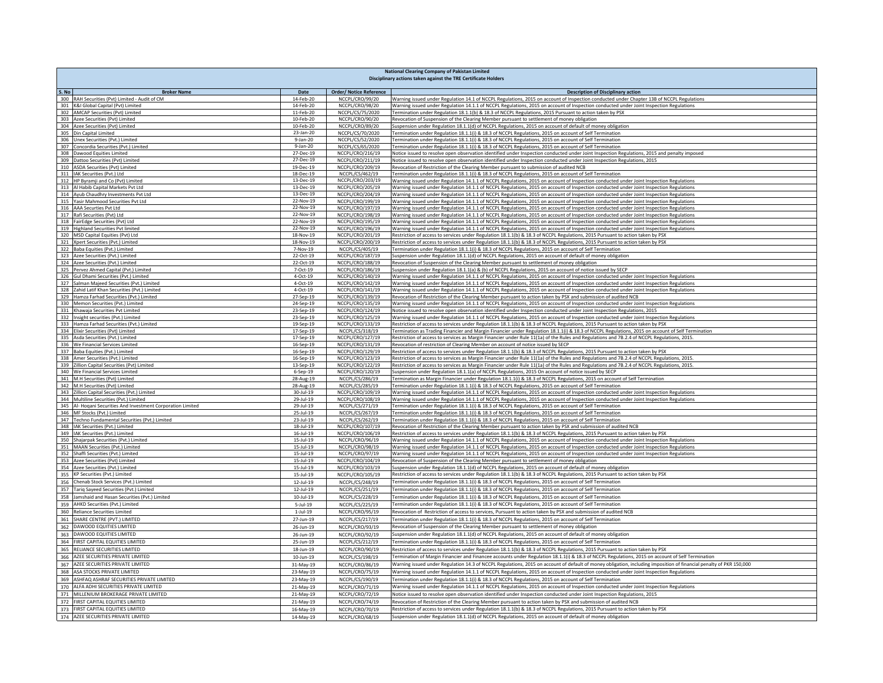**National Clearing Company of Pakistan Limited**
**Disciplinary actions taken against the TRE Certificate Holders**

| S. No | Broker Name | Date | Order/ Notice Reference | Description of Disciplinary action |
|---|---|---|---|---|
| 300 | RAH Securities (Pvt) Limited - Audit of CM | 14-Feb-20 | NCCPL/CRO/99/20 | Warning issued under Regulation 14.1 of NCCPL Regulations, 2015 on account of Inspection conducted under Chapter 13B of NCCPL Regulations |
| 301 | K&I Global Capital (Pvt) Limited | 14-Feb-20 | NCCPL/CRO/98/20 | Warning issued under Regulation 14.1.1 of NCCPL Regulations, 2015 on account of Inspection conducted under Joint Inspection Regulations |
| 302 | AMCAP Securities (Pvt) Limited | 11-Feb-20 | NCCPL/CS/75/2020 | Termination under Regulation 18.1.1(b) & 18.3 of NCCPL Regulations, 2015 Pursuant to action taken by PSX |
| 303 | Azee Securities (Pvt) Limited | 10-Feb-20 | NCCPL/CRO/90/20 | Revocation of Suspension of the Clearing Member pursuant to settlement of money obligation |
| 304 | Azee Securities (Pvt) Limited | 10-Feb-20 | NCCPL/CRO/89/20 | Suspension under Regulation 18.1.1(d) of NCCPL Regulations, 2015 on account of default of money obligation |
| 305 | Din Capital Limited | 23-Jan-20 | NCCPL/CS/70/2020 | Termination under Regulation 18.1.1(i) & 18.3 of NCCPL Regulations, 2015 on account of Self Termination |
| 306 | Unex Securities (Pvt.) Limited | 9-Jan-20 | NCCPL/CS/52/2020 | Termination under Regulation 18.1.1(i) & 18.3 of NCCPL Regulations, 2015 on account of Self Termination |
| 307 | Concordia Securities (Pvt.) Limited | 9-Jan-20 | NCCPL/CS/65/2020 | Termination under Regulation 18.1.1(i) & 18.3 of NCCPL Regulations, 2015 on account of Self Termination |
| 308 | Dawood Equities Limited | 27-Dec-19 | NCCPL/CRO/216/19 | Notice issued to resolve open observation identified under Inspection conducted under Joint Inspection Regulations, 2015 and penalty imposed |
| 309 | Dattoo Securities (Pvt) Limited | 27-Dec-19 | NCCPL/CRO/211/19 | Notice issued to resolve open observation identified under Inspection conducted under Joint Inspection Regulations, 2015 |
| 310 | ASDA Securities (Pvt) Limited | 19-Dec-19 | NCCPL/CRO/209/19 | Revocation of Restriction of the Clearing Member pursuant to submission of audited NCB |
| 311 | IAK Securities (Pvt.) Ltd | 18-Dec-19 | NCCPL/CS/462/19 | Termination under Regulation 18.1.1(i) & 18.3 of NCCPL Regulations, 2015 on account of Self Termination |
| 312 | HP Byramji and Co (Pvt) Limited | 13-Dec-19 | NCCPL/CRO/203/19 | Warning issued under Regulation 14.1.1 of NCCPL Regulations, 2015 on account of Inspection conducted under Joint Inspection Regulations |
| 313 | Al Habib Capital Markets Pvt Ltd | 13-Dec-19 | NCCPL/CRO/205/19 | Warning issued under Regulation 14.1.1 of NCCPL Regulations, 2015 on account of Inspection conducted under Joint Inspection Regulations |
| 314 | Ayub Chaudhry Investments Pvt Ltd | 13-Dec-19 | NCCPL/CRO/204/19 | Warning issued under Regulation 14.1.1 of NCCPL Regulations, 2015 on account of Inspection conducted under Joint Inspection Regulations |
| 315 | Yasir Mahmood Securities Pvt Ltd | 22-Nov-19 | NCCPL/CRO/199/19 | Warning issued under Regulation 14.1.1 of NCCPL Regulations, 2015 on account of Inspection conducted under Joint Inspection Regulations |
| 316 | AAA Securities Pvt Ltd | 22-Nov-19 | NCCPL/CRO/197/19 | Warning issued under Regulation 14.1.1 of NCCPL Regulations, 2015 on account of Inspection conducted under Joint Inspection Regulations |
| 317 | Rafi Securities (Pvt) Ltd | 22-Nov-19 | NCCPL/CRO/198/19 | Warning issued under Regulation 14.1.1 of NCCPL Regulations, 2015 on account of Inspection conducted under Joint Inspection Regulations |
| 318 | FairEdge Securities (Pvt) Ltd | 22-Nov-19 | NCCPL/CRO/195/19 | Warning issued under Regulation 14.1.1 of NCCPL Regulations, 2015 on account of Inspection conducted under Joint Inspection Regulations |
| 319 | Highland Securities Pvt limited | 22-Nov-19 | NCCPL/CRO/196/19 | Warning issued under Regulation 14.1.1 of NCCPL Regulations, 2015 on account of Inspection conducted under Joint Inspection Regulations |
| 320 | MSD Capital Equities (Pvt) Ltd | 18-Nov-19 | NCCPL/CRO/201/19 | Restriction of access to services under Regulation 18.1.1(b) & 18.3 of NCCPL Regulations, 2015 Pursuant to action taken by PSX |
| 321 | Xpert Securities (Pvt.) Limited | 18-Nov-19 | NCCPL/CRO/200/19 | Restriction of access to services under Regulation 18.1.1(b) & 18.3 of NCCPL Regulations, 2015 Pursuant to action taken by PSX |
| 322 | Baba Equities (Pvt.) Limited | 7-Nov-19 | NCCPL/CS/405/19 | Termination under Regulation 18.1.1(i) & 18.3 of NCCPL Regulations, 2015 on account of Self Termination |
| 323 | Azee Securities (Pvt.) Limited | 22-Oct-19 | NCCPL/CRO/187/19 | Suspension under Regulation 18.1.1(d) of NCCPL Regulations, 2015 on account of default of money obligation |
| 324 | Azee Securities (Pvt.) Limited | 22-Oct-19 | NCCPL/CRO/188/19 | Revocation of Suspension of the Clearing Member pursuant to settlement of money obligation |
| 325 | Pervez Ahmed Capital (Pvt.) Limited | 7-Oct-19 | NCCPL/CRO/186/19 | Suspension under Regulation 18.1.1(a) & (b) of NCCPL Regulations, 2015 on account of notice issued by SECP |
| 326 | Gul Dhami Securities (Pvt.) Limited | 4-Oct-19 | NCCPL/CRO/140/19 | Warning issued under Regulation 14.1.1 of NCCPL Regulations, 2015 on account of Inspection conducted under Joint Inspection Regulations |
| 327 | Salman Majeed Securities (Pvt.) Limited | 4-Oct-19 | NCCPL/CRO/142/19 | Warning issued under Regulation 14.1.1 of NCCPL Regulations, 2015 on account of Inspection conducted under Joint Inspection Regulations |
| 328 | Zahid Latif Khan Securities (Pvt.) Limited | 4-Oct-19 | NCCPL/CRO/141/19 | Warning issued under Regulation 14.1.1 of NCCPL Regulations, 2015 on account of Inspection conducted under Joint Inspection Regulations |
| 329 | Hamza Farhad Securities (Pvt.) Limited | 27-Sep-19 | NCCPL/CRO/139/19 | Revocation of Restriction of the Clearing Member pursuant to action taken by PSX and submission of audited NCB |
| 330 | Memon Securities (Pvt.) Limited | 24-Sep-19 | NCCPL/CRO/135/19 | Warning issued under Regulation 14.1.1 of NCCPL Regulations, 2015 on account of Inspection conducted under Joint Inspection Regulations |
| 331 | Khawaja Securities Pvt Limited | 23-Sep-19 | NCCPL/CRO/124/19 | Notice issued to resolve open observation identified under Inspection conducted under Joint Inspection Regulations, 2015 |
| 332 | Insight securities (Pvt.) Limited | 23-Sep-19 | NCCPL/CRO/125/19 | Warning issued under Regulation 14.1.1 of NCCPL Regulations, 2015 on account of Inspection conducted under Joint Inspection Regulations |
| 333 | Hamza Farhad Securities (Pvt.) Limited | 19-Sep-19 | NCCPL/CRO/133/19 | Restriction of access to services under Regulation 18.1.1(b) & 18.3 of NCCPL Regulations, 2015 Pursuant to action taken by PSX |
| 334 | Elixir Securities (Pvt) Limited | 17-Sep-19 | NCCPL/CS/318/19 | Termination as Trading Financier and Margin Financier under Regulation 18.1.1(i) & 18.3 of NCCPL Regulations, 2015 on account of Self Termination |
| 335 | Asda Securities (Pvt.) Limited | 17-Sep-19 | NCCPL/CRO/127/19 | Restriction of access to services as Margin Financier under Rule 11(1a) of the Rules and Regulations and 7B.2.4 of NCCPL Regulations, 2015. |
| 336 | We Financial Services Limited | 16-Sep-19 | NCCPL/CRO/131/19 | Revocation of restriction of Clearing Member on account of notice issued by SECP |
| 337 | Baba Equities (Pvt.) Limited | 16-Sep-19 | NCCPL/CRO/129/19 | Restriction of access to services under Regulation 18.1.1(b) & 18.3 of NCCPL Regulations, 2015 Pursuant to action taken by PSX |
| 338 | Amer Securities (Pvt.) Limited | 16-Sep-19 | NCCPL/CRO/123/19 | Restriction of access to services as Margin Financier under Rule 11(1a) of the Rules and Regulations and 7B.2.4 of NCCPL Regulations, 2015. |
| 339 | Zillion Capital Securities (Pvt) Limited | 13-Sep-19 | NCCPL/CRO/122/19 | Restriction of access to services as Margin Financier under Rule 11(1a) of the Rules and Regulations and 7B.2.4 of NCCPL Regulations, 2015. |
| 340 | We Financial Services Limited | 6-Sep-19 | NCCPL/CRO/120/19 | Suspension under Regulation 18.1.1(a) of NCCPL Regulations, 2015 On account of notice issued by SECP |
| 341 | M.H Securities (Pvt) Limited | 28-Aug-19 | NCCPL/CS/286/19 | Termination as Margin Financier under Regulation 18.1.1(i) & 18.3 of NCCPL Regulations, 2015 on account of Self Termination |
| 342 | M.H Securities (Pvt) Limited | 28-Aug-19 | NCCPL/CS/285/19 | Termination under Regulation 18.1.1(i) & 18.3 of NCCPL Regulations, 2015 on account of Self Termination |
| 343 | Zillion Capital Securities (Pvt.) Limited | 30-Jul-19 | NCCPL/CRO/109/19 | Warning issued under Regulation 14.1.1 of NCCPL Regulations, 2015 on account of Inspection conducted under Joint Inspection Regulations |
| 344 | Multiline Securities (Pvt.) Limited | 29-Jul-19 | NCCPL/CRO/108/19 | Warning issued under Regulation 14.1.1 of NCCPL Regulations, 2015 on account of Inspection conducted under Joint Inspection Regulations |
| 345 | Al- Hoqani Securities And Investment Corporation Limited | 29-Jul-19 | NCCPL/CS/271/19 | Termination under Regulation 18.1.1(i) & 18.3 of NCCPL Regulations, 2015 on account of Self Termination |
| 346 | MF Stocks (Pvt.) Limited | 25-Jul-19 | NCCPL/CS/267/19 | Termination under Regulation 18.1.1(i) & 18.3 of NCCPL Regulations, 2015 on account of Self Termination |
| 347 | Techno Fundamental Securities (Pvt.) Limited | 23-Jul-19 | NCCPL/CS/262/19 | Termination under Regulation 18.1.1(i) & 18.3 of NCCPL Regulations, 2015 on account of Self Termination |
| 348 | IAK Securities (Pvt.) Limited | 18-Jul-19 | NCCPL/CRO/107/19 | Revocation of Restriction of the Clearing Member pursuant to action taken by PSX and submission of audited NCB |
| 349 | IAK Securities (Pvt.) Limited | 16-Jul-19 | NCCPL/CRO/106/19 | Restriction of access to services under Regulation 18.1.1(b) & 18.3 of NCCPL Regulations, 2015 Pursuant to action taken by PSX |
| 350 | Shajarpak Securities (Pvt.) Limited | 15-Jul-19 | NCCPL/CRO/96/19 | Warning issued under Regulation 14.1.1 of NCCPL Regulations, 2015 on account of Inspection conducted under Joint Inspection Regulations |
| 351 | MAAN Securities (Pvt.) Limited | 15-Jul-19 | NCCPL/CRO/98/19 | Warning issued under Regulation 14.1.1 of NCCPL Regulations, 2015 on account of Inspection conducted under Joint Inspection Regulations |
| 352 | Shaffi Securities (Pvt.) Limited | 15-Jul-19 | NCCPL/CRO/97/19 | Warning issued under Regulation 14.1.1 of NCCPL Regulations, 2015 on account of Inspection conducted under Joint Inspection Regulations |
| 353 | Azee Securities (Pvt) Limited | 15-Jul-19 | NCCPL/CRO/104/19 | Revocation of Suspension of the Clearing Member pursuant to settlement of money obligation |
| 354 | Azee Securities (Pvt.) Limited | 15-Jul-19 | NCCPL/CRO/103/19 | Suspension under Regulation 18.1.1(d) of NCCPL Regulations, 2015 on account of default of money obligation |
| 355 | KP Securities (Pvt.) Limited | 15-Jul-19 | NCCPL/CRO/105/19 | Restriction of access to services under Regulation 18.1.1(b) & 18.3 of NCCPL Regulations, 2015 Pursuant to action taken by PSX |
| 356 | Chenab Stock Services (Pvt.) Limited | 12-Jul-19 | NCCPL/CS/248/19 | Termination under Regulation 18.1.1(i) & 18.3 of NCCPL Regulations, 2015 on account of Self Termination |
| 357 | Tariq Sayeed Securities (Pvt.) Limited | 12-Jul-19 | NCCPL/CS/251/19 | Termination under Regulation 18.1.1(i) & 18.3 of NCCPL Regulations, 2015 on account of Self Termination |
| 358 | Jamshaid and Hasan Securities (Pvt.) Limited | 10-Jul-19 | NCCPL/CS/228/19 | Termination under Regulation 18.1.1(i) & 18.3 of NCCPL Regulations, 2015 on account of Self Termination |
| 359 | AHKD Securities (Pvt.) Limited | 5-Jul-19 | NCCPL/CS/225/19 | Termination under Regulation 18.1.1(i) & 18.3 of NCCPL Regulations, 2015 on account of Self Termination |
| 360 | Reliance Securities Limited | 1-Jul-19 | NCCPL/CRO/95/19 | Revocation of Restriction of access to services, Pursuant to action taken by PSX and submission of audited NCB |
| 361 | SHARE CENTRE (PVT.) LIMITED | 27-Jun-19 | NCCPL/CS/217/19 | Termination under Regulation 18.1.1(i) & 18.3 of NCCPL Regulations, 2015 on account of Self Termination |
| 362 | DAWOOD EQUITIES LIMITED | 26-Jun-19 | NCCPL/CRO/93/19 | Revocation of Suspension of the Clearing Member pursuant to settlement of money obligation |
| 363 | DAWOOD EQUITIES LIMITED | 26-Jun-19 | NCCPL/CRO/92/19 | Suspension under Regulation 18.1.1(d) of NCCPL Regulations, 2015 on account of default of money obligation |
| 364 | FIRST CAPITAL EQUITIES LIMITED | 25-Jun-19 | NCCPL/CS/212/19 | Termination under Regulation 18.1.1(i) & 18.3 of NCCPL Regulations, 2015 on account of Self Termination |
| 365 | RELIANCE SECURITIES LIMITED | 18-Jun-19 | NCCPL/CRO/90/19 | Restriction of access to services under Regulation 18.1.1(b) & 18.3 of NCCPL Regulations, 2015 Pursuant to action taken by PSX |
| 366 | AZEE SECURITIES PRIVATE LIMITED | 10-Jun-19 | NCCPL/CS/198/19 | Termination of Margin Financier and Financee accounts under Regulation 18.1.1(i) & 18.3 of NCCPL Regulations, 2015 on account of Self Termination |
| 367 | AZEE SECURITIES PRIVATE LIMITED | 31-May-19 | NCCPL/CRO/86/19 | Warning issued under Regulation 14.3 of NCCPL Regulations, 2015 on account of default of money obligation, including imposition of financial penalty of PKR 150,000 |
| 368 | ASA STOCKS PRIVATE LIMITED | 23-May-19 | NCCPL/CRO/75/19 | Warning issued under Regulation 14.1.1 of NCCPL Regulations, 2015 on account of Inspection conducted under Joint Inspection Regulations |
| 369 | ASHFAQ ASHRAF SECURITIES PRIVATE LIMITED | 23-May-19 | NCCPL/CS/190/19 | Termination under Regulation 18.1.1(i) & 18.3 of NCCPL Regulations, 2015 on account of Self Termination |
| 370 | ALFA ADHI SECURITIES PRIVATE LIMITED | 21-May-19 | NCCPL/CRO/71/19 | Warning issued under Regulation 14.1.1 of NCCPL Regulations, 2015 on account of Inspection conducted under Joint Inspection Regulations |
| 371 | MILLENIUM BROKERAGE PRIVATE LIMITED | 21-May-19 | NCCPL/CRO/72/19 | Notice issued to resolve open observation identified under Inspection conducted under Joint Inspection Regulations, 2015 |
| 372 | FIRST CAPITAL EQUITIES LIMITED | 21-May-19 | NCCPL/CRO/74/19 | Revocation of Restriction of the Clearing Member pursuant to action taken by PSX and submission of audited NCB |
| 373 | FIRST CAPITAL EQUITIES LIMITED | 16-May-19 | NCCPL/CRO/70/19 | Restriction of access to services under Regulation 18.1.1(b) & 18.3 of NCCPL Regulations, 2015 Pursuant to action taken by PSX |
| 374 | AZEE SECURITIES PRIVATE LIMITED | 14-May-19 | NCCPL/CRO/68/19 | Suspension under Regulation 18.1.1(d) of NCCPL Regulations, 2015 on account of default of money obligation |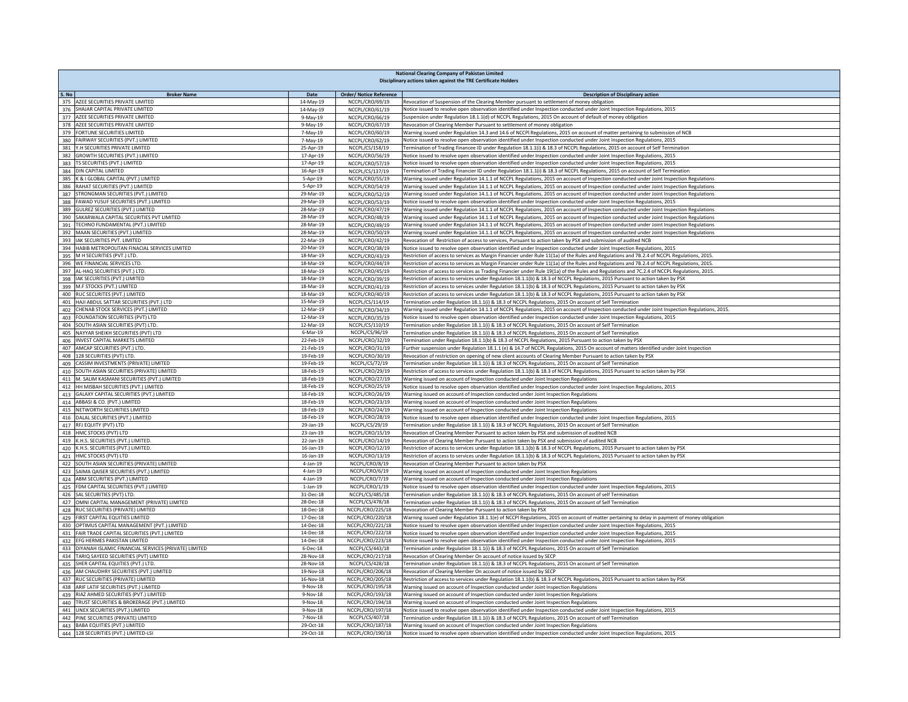**National Clearing Company of Pakistan Limited**
**Disciplinary actions taken against the TRE Certificate Holders**

| S. No | Broker Name | Date | Order/ Notice Reference | Description of Disciplinary action |
|---|---|---|---|---|
| 375 | AZEE SECURITIES PRIVATE LIMITED | 14-May-19 | NCCPL/CRO/69/19 | Revocation of Suspension of the Clearing Member pursuant to settlement of money obligation |
| 376 | SHAJAR CAPITAL PRIVATE LIMITED | 14-May-19 | NCCPL/CRO/61/19 | Notice issued to resolve open observation identified under Inspection conducted under Joint Inspection Regulations, 2015 |
| 377 | AZEE SECURITIES PRIVATE LIMITED | 9-May-19 | NCCPL/CRO/66/19 | Suspension under Regulation 18.1.1(d) of NCCPL Regulations, 2015 On account of default of money obligation |
| 378 | AZEE SECURITIES PRIVATE LIMITED | 9-May-19 | NCCPL/CRO/67/19 | Revocation of Clearing Member Pursuant to settlement of money obligation |
| 379 | FORTUNE SECURITIES LIMITED | 7-May-19 | NCCPL/CRO/60/19 | Warning issued under Regulation 14.3 and 14.6 of NCCPl Regulations, 2015 on account of matter pertaining to submission of NCB |
| 380 | FAIRWAY SECURITIES (PVT.) LIMITED | 7-May-19 | NCCPL/CRO/62/19 | Notice issued to resolve open observation identified under Inspection conducted under Joint Inspection Regulations, 2015 |
| 381 | Y.H SECURITIES PRIVATE LIMITED | 25-Apr-19 | NCCPL/CS/158/19 | Termination of Trading Financee ID under Regulation 18.1.1(i) & 18.3 of NCCPL Regulations, 2015 on account of Self Termination |
| 382 | GROWTH SECURITIES (PVT.) LIMITED | 17-Apr-19 | NCCPL/CRO/56/19 | Notice issued to resolve open observation identified under Inspection conducted under Joint Inspection Regulations, 2015 |
| 383 | TS SECURITIES (PVT.) LIMITED | 17-Apr-19 | NCCPL/CRO/57/19 | Notice issued to resolve open observation identified under Inspection conducted under Joint Inspection Regulations, 2015 |
| 384 | DIN CAPITAL LIMITED | 16-Apr-19 | NCCPL/CS/137/19 | Termination of Trading Financier ID under Regulation 18.1.1(i) & 18.3 of NCCPL Regulations, 2015 on account of Self Termination |
| 385 | K & I GLOBAL CAPITAL (PVT.) LIMITED | 5-Apr-19 | NCCPL/CRO/55/19 | Warning issued under Regulation 14.1.1 of NCCPL Regulations, 2015 on account of Inspection conducted under Joint Inspection Regulations |
| 386 | RAHAT SECURITIES (PVT.) LIMITED | 5-Apr-19 | NCCPL/CRO/54/19 | Warning issued under Regulation 14.1.1 of NCCPL Regulations, 2015 on account of Inspection conducted under Joint Inspection Regulations |
| 387 | STRONGMAN SECURITIES (PVT.) LIMITED | 29-Mar-19 | NCCPL/CRO/52/19 | Warning issued under Regulation 14.1.1 of NCCPL Regulations, 2015 on account of Inspection conducted under Joint Inspection Regulations |
| 388 | FAWAD YUSUF SECURITIES (PVT.) LIMITED | 29-Mar-19 | NCCPL/CRO/53/19 | Notice issued to resolve open observation identified under Inspection conducted under Joint Inspection Regulations, 2015 |
| 389 | GULREZ SECURITIES (PVT.) LIMITED | 28-Mar-19 | NCCPL/CRO/47/19 | Warning issued under Regulation 14.1.1 of NCCPL Regulations, 2015 on account of Inspection conducted under Joint Inspection Regulations |
| 390 | SAKARWALA CAPITAL SECURITIES PVT LIMITED | 28-Mar-19 | NCCPL/CRO/48/19 | Warning issued under Regulation 14.1.1 of NCCPL Regulations, 2015 on account of Inspection conducted under Joint Inspection Regulations |
| 391 | TECHNO FUNDAMENTAL (PVT.) LIMITED | 28-Mar-19 | NCCPL/CRO/49/19 | Warning issued under Regulation 14.1.1 of NCCPL Regulations, 2015 on account of Inspection conducted under Joint Inspection Regulations |
| 392 | MAAN SECURITIES (PVT.) LIMITED | 28-Mar-19 | NCCPL/CRO/50/19 | Warning issued under Regulation 14.1.1 of NCCPL Regulations, 2015 on account of Inspection conducted under Joint Inspection Regulations |
| 393 | IAK SECURITIES PVT. LIMITED | 22-Mar-19 | NCCPL/CRO/42/19 | Revocation of Restriction of access to services, Pursuant to action taken by PSX and submission of audited NCB |
| 394 | HABIB METROPOLITAN FINACIAL SERVICES LIMITED | 20-Mar-19 | NCCPL/CRO/38/19 | Notice issued to resolve open observation identified under Inspection conducted under Joint Inspection Regulations, 2015 |
| 395 | M H SECURITIES (PVT.) LTD. | 18-Mar-19 | NCCPL/CRO/43/19 | Restriction of access to services as Margin Financier under Rule 11(1a) of the Rules and Regulations and 7B.2.4 of NCCPL Regulations, 2015. |
| 396 | WE FINANCIAL SERVICES LTD. | 18-Mar-19 | NCCPL/CRO/44/19 | Restriction of access to services as Margin Financier under Rule 11(1a) of the Rules and Regulations and 7B.2.4 of NCCPL Regulations, 2015. |
| 397 | AL-HAQ SECURITIES (PVT.) LTD. | 18-Mar-19 | NCCPL/CRO/45/19 | Restriction of access to services as Trading Financier under Rule 19(1a) of the Rules and Regulations and 7C.2.4 of NCCPL Regulations, 2015. |
| 398 | IAK SECURITIES (PVT.) LIMITED | 18-Mar-19 | NCCPL/CRO/39/19 | Restriction of access to services under Regulation 18.1.1(b) & 18.3 of NCCPL Regulations, 2015 Pursuant to action taken by PSX |
| 399 | M.F STOCKS (PVT.) LIMITED | 18-Mar-19 | NCCPL/CRO/41/19 | Restriction of access to services under Regulation 18.1.1(b) & 18.3 of NCCPL Regulations, 2015 Pursuant to action taken by PSX |
| 400 | RUC SECURITES (PVT.) LIMITED | 18-Mar-19 | NCCPL/CRO/40/19 | Restriction of access to services under Regulation 18.1.1(b) & 18.3 of NCCPL Regulations, 2015 Pursuant to action taken by PSX |
| 401 | HAJI ABDUL SATTAR SECURITIES (PVT.) LTD | 15-Mar-19 | NCCPL/CS/114/19 | Termination under Regulation 18.1.1(i) & 18.3 of NCCPL Regulations, 2015 On account of Self Termination |
| 402 | CHENAB STOCK SERVICES (PVT.) LIMITED | 12-Mar-19 | NCCPL/CRO/34/19 | Warning issued under Regulation 14.1.1 of NCCPL Regulations, 2015 on account of Inspection conducted under Joint Inspection Regulations, 2015. |
| 403 | FOUNDATION SECURITIES (PVT) LTD | 12-Mar-19 | NCCPL/CRO/35/19 | Notice issued to resolve open observation identified under Inspection conducted under Joint Inspection Regulations, 2015 |
| 404 | SOUTH ASIAN SECURITIES (PVT) LTD. | 12-Mar-19 | NCCPL/CS/110/19 | Termination under Regulation 18.1.1(i) & 18.3 of NCCPL Regulations, 2015 On account of Self Termination |
| 405 | NAYYAR SHEIKH SECURITIES (PVT) LTD | 6-Mar-19 | NCCPL/CS/96/19 | Termination under Regulation 18.1.1(i) & 18.3 of NCCPL Regulations, 2015 On account of Self Termination |
| 406 | INVEST CAPITAL MARKETS LIMITED | 22-Feb-19 | NCCPL/CRO/32/19 | Termination under Regulation 18.1.1(b) & 18.3 of NCCPL Regulations, 2015 Pursuant to action taken by PSX |
| 407 | AMCAP SECURITIES (PVT.) LTD. | 21-Feb-19 | NCCPL/CRO/31/19 | Further suspension under Regulation 18.1.1 (e) & 14.7 of NCCPL Regulations, 2015 On account of matters identified under Joint Inspection |
| 408 | 128 SECURITIES (PVT) LTD. | 19-Feb-19 | NCCPL/CRO/30/19 | Revocation of restriction on opening of new client accounts of Clearing Member Pursuant to action taken by PSX |
| 409 | CASSIM INVESTMENTS (PRIVATE) LIMITED | 19-Feb-19 | NCCPL/CS/72/19 | Termination under Regulation 18.1.1(i) & 18.3 of NCCPL Regulations, 2015 On account of Self Termination |
| 410 | SOUTH ASIAN SECURITIES (PRIVATE) LIMITED | 18-Feb-19 | NCCPL/CRO/29/19 | Restriction of access to services under Regulation 18.1.1(b) & 18.3 of NCCPL Regulations, 2015 Pursuant to action taken by PSX |
| 411 | M. SALIM KASMANI SECURITIES (PVT.) LIMITED | 18-Feb-19 | NCCPL/CRO/27/19 | Warning issued on account of Inspection conducted under Joint Inspection Regulations |
| 412 | HH MISBAH SECURITIES (PVT.) LIMITED | 18-Feb-19 | NCCPL/CRO/25/19 | Notice issued to resolve open observation identified under Inspection conducted under Joint Inspection Regulations, 2015 |
| 413 | GALAXY CAPITAL SECURITIES (PVT.) LIMITED | 18-Feb-19 | NCCPL/CRO/26/19 | Warning issued on account of Inspection conducted under Joint Inspection Regulations |
| 414 | ABBASI & CO. (PVT.) LIMITED | 18-Feb-19 | NCCPL/CRO/23/19 | Warning issued on account of Inspection conducted under Joint Inspection Regulations |
| 415 | NETWORTH SECURITIES LIMITED | 18-Feb-19 | NCCPL/CRO/24/19 | Warning issued on account of Inspection conducted under Joint Inspection Regulations |
| 416 | DALAL SECURITIES (PVT.) LIMITED | 18-Feb-19 | NCCPL/CRO/28/19 | Notice issued to resolve open observation identified under Inspection conducted under Joint Inspection Regulations, 2015 |
| 417 | RFJ EQUITY (PVT) LTD | 29-Jan-19 | NCCPL/CS/29/19 | Termination under Regulation 18.1.1(i) & 18.3 of NCCPL Regulations, 2015 On account of Self Termination |
| 418 | HMC STOCKS (PVT) LTD | 23-Jan-19 | NCCPL/CRO/15/19 | Revocation of Clearing Member Pursuant to action taken by PSX and submission of audited NCB |
| 419 | K.H.S. SECURITIES (PVT.) LIMITED. | 22-Jan-19 | NCCPL/CRO/14/19 | Revocation of Clearing Member Pursuant to action taken by PSX and submission of audited NCB |
| 420 | K.H.S. SECURITIES (PVT.) LIMITED. | 16-Jan-19 | NCCPL/CRO/12/19 | Restriction of access to services under Regulation 18.1.1(b) & 18.3 of NCCPL Regulations, 2015 Pursuant to action taken by PSX |
| 421 | HMC STOCKS (PVT) LTD | 16-Jan-19 | NCCPL/CRO/13/19 | Restriction of access to services under Regulation 18.1.1(b) & 18.3 of NCCPL Regulations, 2015 Pursuant to action taken by PSX |
| 422 | SOUTH ASIAN SECURITIES (PRIVATE) LIMITED | 4-Jan-19 | NCCPL/CRO/8/19 | Revocation of Clearing Member Pursuant to action taken by PSX |
| 423 | SAIMA QAISER SECURITIES (PVT.) LIMITED | 4-Jan-19 | NCCPL/CRO/6/19 | Warning issued on account of Inspection conducted under Joint Inspection Regulations |
| 424 | ABM SECURITIES (PVT.) LIMITED | 4-Jan-19 | NCCPL/CRO/7/19 | Warning issued on account of Inspection conducted under Joint Inspection Regulations |
| 425 | FDM CAPITAL SECURITIES (PVT.) LIMITED | 1-Jan-19 | NCCPL/CRO/1/19 | Notice issued to resolve open observation identified under Inspection conducted under Joint Inspection Regulations, 2015 |
| 426 | SAL SECURITIES (PVT) LTD. | 31-Dec-18 | NCCPL/CS/485/18 | Termination under Regulation 18.1.1(i) & 18.3 of NCCPL Regulations, 2015 On account of self Termination |
| 427 | OMNI CAPITAL MANAGEMENT (PRIVATE) LIMITED | 28-Dec-18 | NCCPL/CS/478/18 | Termination under Regulation 18.1.1(i) & 18.3 of NCCPL Regulations, 2015 On account of Self Termination |
| 428 | RUC SECURITIES (PRIVATE) LIMITED | 18-Dec-18 | NCCPL/CRO/225/18 | Revocation of Clearing Member Pursuant to action taken by PSX |
| 429 | FIRST CAPITAL EQUITIES LIMITED | 17-Dec-18 | NCCPL/CRO/220/18 | Warning issued under Regulation 18.1.1(e) of NCCPl Regulations, 2015 on account of matter pertaining to delay in payment of money obligation |
| 430 | OPTIMUS CAPITAL MANAGEMENT (PVT.) LIMITED | 14-Dec-18 | NCCPL/CRO/221/18 | Notice issued to resolve open observation identified under Inspection conducted under Joint Inspection Regulations, 2015 |
| 431 | FAIR TRADE CAPITAL SECURITIES (PVT.) LIMITED | 14-Dec-18 | NCCPL/CRO/222/18 | Notice issued to resolve open observation identified under Inspection conducted under Joint Inspection Regulations, 2015 |
| 432 | EFG HERMES PAKISTAN LIMITED | 14-Dec-18 | NCCPL/CRO/223/18 | Notice issued to resolve open observation identified under Inspection conducted under Joint Inspection Regulations, 2015 |
| 433 | DIYANAH ISLAMIC FINANCIAL SERVICES (PRIVATE) LIMITED | 6-Dec-18 | NCCPL/CS/443/18 | Termination under Regulation 18.1.1(i) & 18.3 of NCCPL Regulations, 2015 On account of Self Termination |
| 434 | TARIQ SAYEED SECURITIES (PVT) LIMITED | 28-Nov-18 | NCCPL/CRO/217/18 | Revocation of Clearing Member On account of notice issued by SECP |
| 435 | SHER CAPITAL EQUITIES (PVT.) LTD. | 28-Nov-18 | NCCPL/CS/428/18 | Termination under Regulation 18.1.1(i) & 18.3 of NCCPL Regulations, 2015 On account of Self Termination |
| 436 | AM CHAUDHRY SECURITIES (PVT.) LIMITED | 19-Nov-18 | NCCPL/CRO/206/18 | Revocation of Clearing Member On account of notice issued by SECP |
| 437 | RUC SECURITIES (PRIVATE) LIMITED | 16-Nov-18 | NCCPL/CRO/205/18 | Restriction of access to services under Regulation 18.1.1(b) & 18.3 of NCCPL Regulations, 2015 Pursuant to action taken by PSX |
| 438 | ARIF LATIF SECURITIES (PVT.) LIMITED | 9-Nov-18 | NCCPL/CRO/195/18 | Warning issued on account of Inspection conducted under Joint Inspection Regulations |
| 439 | RIAZ AHMED SECURITIES (PVT.) LIMITED | 9-Nov-18 | NCCPL/CRO/193/18 | Warning issued on account of Inspection conducted under Joint Inspection Regulations |
| 440 | TRUST SECURITIES & BROKERAGE (PVT.) LIMITED | 9-Nov-18 | NCCPL/CRO/194/18 | Warning issued on account of Inspection conducted under Joint Inspection Regulations |
| 441 | UNEX SECURITIES (PVT.) LIMITED | 9-Nov-18 | NCCPL/CRO/197/18 | Notice issued to resolve open observation identified under Inspection conducted under Joint Inspection Regulations, 2015 |
| 442 | PINE SECURITIES (PRIVATE) LIMITED | 7-Nov-18 | NCCPL/CS/407/18 | Termination under Regulation 18.1.1(i) & 18.3 of NCCPL Regulations, 2015 On account of Self Termination |
| 443 | BABA EQUITIES (PVT.) LIMITED | 29-Oct-18 | NCCPL/CRO/187/18 | Warning issued on account of Inspection conducted under Joint Inspection Regulations |
| 444 | 128 SECURITIES (PVT.) LIMITED-LSI | 29-Oct-18 | NCCPL/CRO/190/18 | Notice issued to resolve open observation identified under Inspection conducted under Joint Inspection Regulations, 2015 |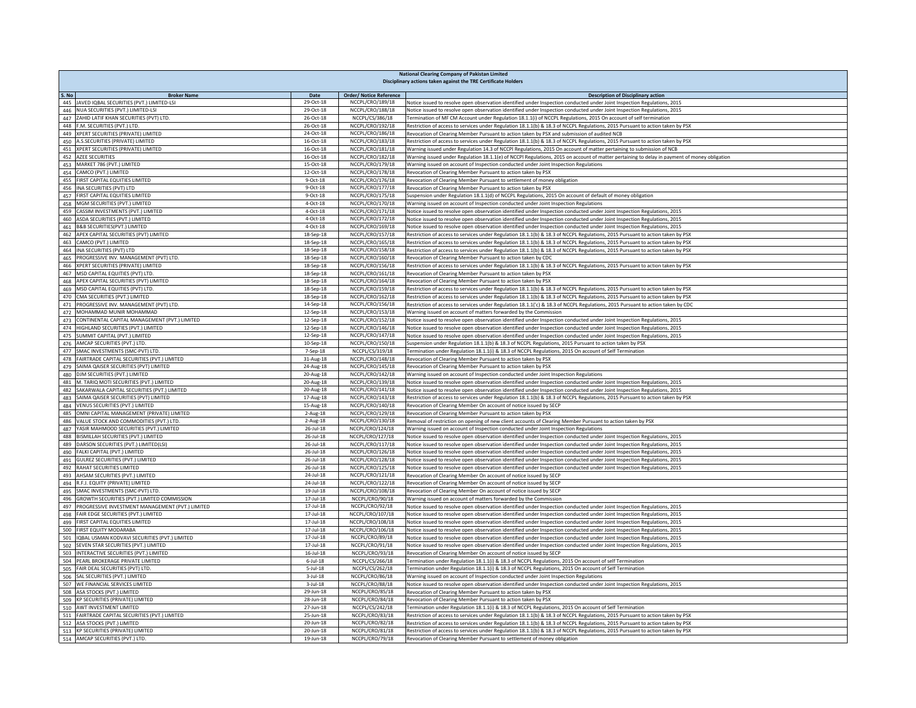**National Clearing Company of Pakistan Limited**

**Disciplinary actions taken against the TRE Certificate Holders**

| S. No | Broker Name | Date | Order/ Notice Reference | Description of Disciplinary action |
|---|---|---|---|---|
| 445 | JAVED IQBAL SECURITIES (PVT.) LIMITED-LSI | 29-Oct-18 | NCCPL/CRO/189/18 | Notice issued to resolve open observation identified under Inspection conducted under Joint Inspection Regulations, 2015 |
| 446 | NUA SECURITIES (PVT.) LIMITED-LSI | 29-Oct-18 | NCCPL/CRO/188/18 | Notice issued to resolve open observation identified under Inspection conducted under Joint Inspection Regulations, 2015 |
| 447 | ZAHID LATIF KHAN SECURITIES (PVT) LTD. | 26-Oct-18 | NCCPL/CS/386/18 | Termination of MF CM Account under Regulation 18.1.1(i) of NCCPL Regulations, 2015 On account of self termination |
| 448 | F.M. SECURITIES (PVT.) LTD. | 26-Oct-18 | NCCPL/CRO/192/18 | Restriction of access to services under Regulation 18.1.1(b) & 18.3 of NCCPL Regulations, 2015 Pursuant to action taken by PSX |
| 449 | XPERT SECURITIES (PRIVATE) LIMITED | 24-Oct-18 | NCCPL/CRO/186/18 | Revocation of Clearing Member Pursuant to action taken by PSX and submission of audited NCB |
| 450 | A.S.SECURITIES (PRIVATE) LIMITED | 16-Oct-18 | NCCPL/CRO/183/18 | Restriction of access to services under Regulation 18.1.1(b) & 18.3 of NCCPL Regulations, 2015 Pursuant to action taken by PSX |
| 451 | XPERT SECURITIES (PRIVATE) LIMITED | 16-Oct-18 | NCCPL/CRO/181/18 | Warning issued under Regulation 14.3 of NCCPl Regulations, 2015 On account of matter pertaining to submission of NCB |
| 452 | AZEE SECURITIES | 16-Oct-18 | NCCPL/CRO/182/18 | Warning issued under Regulation 18.1.1(e) of NCCPl Regulations, 2015 on account of matter pertaining to delay in payment of money obligation |
| 453 | MARKET 786 (PVT.) LIMITED | 15-Oct-18 | NCCPL/CRO/179/18 | Warning issued on account of Inspection conducted under Joint Inspection Regulations |
| 454 | CAMCO (PVT.) LIMITED | 12-Oct-18 | NCCPL/CRO/178/18 | Revocation of Clearing Member Pursuant to action taken by PSX |
| 455 | FIRST CAPITAL EQUITIES LIMITED | 9-Oct-18 | NCCPL/CRO/176/18 | Revocation of Clearing Member Pursuant to settlement of money obligation |
| 456 | INA SECURITIES (PVT) LTD | 9-Oct-18 | NCCPL/CRO/177/18 | Revocation of Clearing Member Pursuant to action taken by PSX |
| 457 | FIRST CAPITAL EQUITIES LIMITED | 9-Oct-18 | NCCPL/CRO/175/18 | Suspension under Regulation 18.1.1(d) of NCCPL Regulations, 2015 On account of default of money obligation |
| 458 | MGM SECURITIES (PVT.) LIMITED | 4-Oct-18 | NCCPL/CRO/170/18 | Warning issued on account of Inspection conducted under Joint Inspection Regulations |
| 459 | CASSIM INVESTMENTS (PVT.) LIMITED | 4-Oct-18 | NCCPL/CRO/171/18 | Notice issued to resolve open observation identified under Inspection conducted under Joint Inspection Regulations, 2015 |
| 460 | ASDA SECURITIES (PVT.) LIMITED | 4-Oct-18 | NCCPL/CRO/172/18 | Notice issued to resolve open observation identified under Inspection conducted under Joint Inspection Regulations, 2015 |
| 461 | B&B SECURITIES(PVT.) LIMITED | 4-Oct-18 | NCCPL/CRO/169/18 | Notice issued to resolve open observation identified under Inspection conducted under Joint Inspection Regulations, 2015 |
| 462 | APEX CAPITAL SECURITIES (PVT) LIMITED | 18-Sep-18 | NCCPL/CRO/157/18 | Restriction of access to services under Regulation 18.1.1(b) & 18.3 of NCCPL Regulations, 2015 Pursuant to action taken by PSX |
| 463 | CAMCO (PVT.) LIMITED | 18-Sep-18 | NCCPL/CRO/165/18 | Restriction of access to services under Regulation 18.1.1(b) & 18.3 of NCCPL Regulations, 2015 Pursuant to action taken by PSX |
| 464 | INA SECURITIES (PVT) LTD | 18-Sep-18 | NCCPL/CRO/158/18 | Restriction of access to services under Regulation 18.1.1(b) & 18.3 of NCCPL Regulations, 2015 Pursuant to action taken by PSX |
| 465 | PROGRESSIVE INV. MANAGEMENT (PVT) LTD. | 18-Sep-18 | NCCPL/CRO/160/18 | Revocation of Clearing Member Pursuant to action taken by CDC |
| 466 | XPERT SECURITIES (PRIVATE) LIMITED | 18-Sep-18 | NCCPL/CRO/156/18 | Restriction of access to services under Regulation 18.1.1(b) & 18.3 of NCCPL Regulations, 2015 Pursuant to action taken by PSX |
| 467 | MSD CAPITAL EQUITIES (PVT) LTD. | 18-Sep-18 | NCCPL/CRO/161/18 | Revocation of Clearing Member Pursuant to action taken by PSX |
| 468 | APEX CAPITAL SECURITIES (PVT) LIMITED | 18-Sep-18 | NCCPL/CRO/164/18 | Revocation of Clearing Member Pursuant to action taken by PSX |
| 469 | MSD CAPITAL EQUITIES (PVT) LTD. | 18-Sep-18 | NCCPL/CRO/159/18 | Restriction of access to services under Regulation 18.1.1(b) & 18.3 of NCCPL Regulations, 2015 Pursuant to action taken by PSX |
| 470 | CMA SECURITIES (PVT.) LIMITED | 18-Sep-18 | NCCPL/CRO/162/18 | Restriction of access to services under Regulation 18.1.1(b) & 18.3 of NCCPL Regulations, 2015 Pursuant to action taken by PSX |
| 471 | PROGRESSIVE INV. MANAGEMENT (PVT) LTD. | 14-Sep-18 | NCCPL/CRO/156/18 | Restriction of access to services under Regulation 18.1.1('c) & 18.3 of NCCPL Regulations, 2015 Pursuant to action taken by CDC |
| 472 | MOHAMMAD MUNIR MOHAMMAD | 12-Sep-18 | NCCPL/CRO/153/18 | Warning issued on account of matters forwarded by the Commission |
| 473 | CONTINENTAL CAPITAL MANAGEMENT (PVT.) LIMITED | 12-Sep-18 | NCCPL/CRO/152/18 | Notice issued to resolve open observation identified under Inspection conducted under Joint Inspection Regulations, 2015 |
| 474 | HIGHLAND SECURITIES (PVT.) LIMITED | 12-Sep-18 | NCCPL/CRO/146/18 | Notice issued to resolve open observation identified under Inspection conducted under Joint Inspection Regulations, 2015 |
| 475 | SUMMIT CAPITAL (PVT.) LIMITED | 12-Sep-18 | NCCPL/CRO/147/18 | Notice issued to resolve open observation identified under Inspection conducted under Joint Inspection Regulations, 2015 |
| 476 | AMCAP SECURITIES (PVT.) LTD. | 10-Sep-18 | NCCPL/CRO/150/18 | Suspension under Regulation 18.1.1(b) & 18.3 of NCCPL Regulations, 2015 Pursuant to action taken by PSX |
| 477 | SMAC INVESTMENTS (SMC-PVT) LTD. | 7-Sep-18 | NCCPL/CS/319/18 | Termination under Regulation 18.1.1(i) & 18.3 of NCCPL Regulations, 2015 On account of Self Termination |
| 478 | FAIRTRADE CAPITAL SECURITIES (PVT.) LIMITED | 31-Aug-18 | NCCPL/CRO/148/18 | Revocation of Clearing Member Pursuant to action taken by PSX |
| 479 | SAIMA QAISER SECURITIES (PVT) LIMITED | 24-Aug-18 | NCCPL/CRO/145/18 | Revocation of Clearing Member Pursuant to action taken by PSX |
| 480 | DJM SECURITIES (PVT.) LIMITED | 20-Aug-18 | NCCPL/CRO/142/18 | Warning issued on account of Inspection conducted under Joint Inspection Regulations |
| 481 | M. TARIQ MOTI SECURITIES (PVT.) LIMITED | 20-Aug-18 | NCCPL/CRO/139/18 | Notice issued to resolve open observation identified under Inspection conducted under Joint Inspection Regulations, 2015 |
| 482 | SAKARWALA CAPITAL SECURITIES (PVT.) LIMITED | 20-Aug-18 | NCCPL/CRO/141/18 | Notice issued to resolve open observation identified under Inspection conducted under Joint Inspection Regulations, 2015 |
| 483 | SAIMA QAISER SECURITIES (PVT) LIMITED | 17-Aug-18 | NCCPL/CRO/143/18 | Restriction of access to services under Regulation 18.1.1(b) & 18.3 of NCCPL Regulations, 2015 Pursuant to action taken by PSX |
| 484 | VENUS SECURITIES (PVT.) LIMITED | 15-Aug-18 | NCCPL/CRO/140/18 | Revocation of Clearing Member On account of notice issued by SECP |
| 485 | OMNI CAPITAL MANAGEMENT (PRIVATE) LIMITED | 2-Aug-18 | NCCPL/CRO/129/18 | Revocation of Clearing Member Pursuant to action taken by PSX |
| 486 | VALUE STOCK AND COMMODITIES (PVT.) LTD. | 2-Aug-18 | NCCPL/CRO/130/18 | Removal of restriction on opening of new client accounts of Clearing Member Pursuant to action taken by PSX |
| 487 | YASIR MAHMOOD SECURITIES (PVT.) LIMITED | 26-Jul-18 | NCCPL/CRO/124/18 | Warning issued on account of Inspection conducted under Joint Inspection Regulations |
| 488 | BISMILLAH SECURITIES (PVT.) LIMITED | 26-Jul-18 | NCCPL/CRO/127/18 | Notice issued to resolve open observation identified under Inspection conducted under Joint Inspection Regulations, 2015 |
| 489 | DARSON SECURITIES (PVT.) LIMITED(LSI) | 26-Jul-18 | NCCPL/CRO/117/18 | Notice issued to resolve open observation identified under Inspection conducted under Joint Inspection Regulations, 2015 |
| 490 | FALKI CAPITAL (PVT.) LIMITED | 26-Jul-18 | NCCPL/CRO/126/18 | Notice issued to resolve open observation identified under Inspection conducted under Joint Inspection Regulations, 2015 |
| 491 | GULREZ SECURITIES (PVT.) LIMITED | 26-Jul-18 | NCCPL/CRO/128/18 | Notice issued to resolve open observation identified under Inspection conducted under Joint Inspection Regulations, 2015 |
| 492 | RAHAT SECURITIES LIMITED | 26-Jul-18 | NCCPL/CRO/125/18 | Notice issued to resolve open observation identified under Inspection conducted under Joint Inspection Regulations, 2015 |
| 493 | AHSAM SECURITIES (PVT.) LIMITED | 24-Jul-18 | NCCPL/CRO/121/18 | Revocation of Clearing Member On account of notice issued by SECP |
| 494 | R.F.J. EQUITY (PRIVATE) LIMITED | 24-Jul-18 | NCCPL/CRO/122/18 | Revocation of Clearing Member On account of notice issued by SECP |
| 495 | SMAC INVESTMENTS (SMC-PVT) LTD. | 19-Jul-18 | NCCPL/CRO/108/18 | Revocation of Clearing Member On account of notice issued by SECP |
| 496 | GROWTH SECURITIES (PVT.) LIMITED COMMISSION | 17-Jul-18 | NCCPL/CRO/90/18 | Warning issued on account of matters forwarded by the Commission |
| 497 | PROGRESSIVE INVESTMENT MANAGEMENT (PVT.) LIMITED | 17-Jul-18 | NCCPL/CRO/92/18 | Notice issued to resolve open observation identified under Inspection conducted under Joint Inspection Regulations, 2015 |
| 498 | FAIR EDGE SECURITIES (PVT.) LIMITED | 17-Jul-18 | NCCPL/CRO/107/18 | Notice issued to resolve open observation identified under Inspection conducted under Joint Inspection Regulations, 2015 |
| 499 | FIRST CAPITAL EQUITIES LIMITED | 17-Jul-18 | NCCPL/CRO/108/18 | Notice issued to resolve open observation identified under Inspection conducted under Joint Inspection Regulations, 2015 |
| 500 | FIRST EQUITY MODARABA | 17-Jul-18 | NCCPL/CRO/106/18 | Notice issued to resolve open observation identified under Inspection conducted under Joint Inspection Regulations, 2015 |
| 501 | IQBAL USMAN KODVAVI SECURITIES (PVT.) LIMITED | 17-Jul-18 | NCCPL/CRO/89/18 | Notice issued to resolve open observation identified under Inspection conducted under Joint Inspection Regulations, 2015 |
| 502 | SEVEN STAR SECURITIES (PVT.) LIMITED | 17-Jul-18 | NCCPL/CRO/91/18 | Notice issued to resolve open observation identified under Inspection conducted under Joint Inspection Regulations, 2015 |
| 503 | INTERACTIVE SECURITIES (PVT.) LIMITED | 16-Jul-18 | NCCPL/CRO/93/18 | Revocation of Clearing Member On account of notice issued by SECP |
| 504 | PEARL BROKERAGE PRIVATE LIMITED | 6-Jul-18 | NCCPL/CS/266/18 | Termination under Regulation 18.1.1(i) & 18.3 of NCCPL Regulations, 2015 On account of self Termination |
| 505 | FAIR DEAL SECURITIES (PVT) LTD. | 5-Jul-18 | NCCPL/CS/262/18 | Termination under Regulation 18.1.1(i) & 18.3 of NCCPL Regulations, 2015 On account of Self Termination |
| 506 | SAL SECURITIES (PVT.) LIMITED | 3-Jul-18 | NCCPL/CRO/86/18 | Warning issued on account of Inspection conducted under Joint Inspection Regulations |
| 507 | WE FINANCIAL SERVICES LIMITED | 3-Jul-18 | NCCPL/CRO/88/18 | Notice issued to resolve open observation identified under Inspection conducted under Joint Inspection Regulations, 2015 |
| 508 | ASA STOCKS (PVT.) LIMITED | 29-Jun-18 | NCCPL/CRO/85/18 | Revocation of Clearing Member Pursuant to action taken by PSX |
| 509 | KP SECURITIES (PRIVATE) LIMITED | 28-Jun-18 | NCCPL/CRO/84/18 | Revocation of Clearing Member Pursuant to action taken by PSX |
| 510 | AWT INVESTMENT LIMITED | 27-Jun-18 | NCCPL/CS/242/18 | Termination under Regulation 18.1.1(i) & 18.3 of NCCPL Regulations, 2015 On account of Self Termination |
| 511 | FAIRTRADE CAPITAL SECURITIES (PVT.) LIMITED | 25-Jun-18 | NCCPL/CRO/83/18 | Restriction of access to services under Regulation 18.1.1(b) & 18.3 of NCCPL Regulations, 2015 Pursuant to action taken by PSX |
| 512 | ASA STOCKS (PVT.) LIMITED | 20-Jun-18 | NCCPL/CRO/82/18 | Restriction of access to services under Regulation 18.1.1(b) & 18.3 of NCCPL Regulations, 2015 Pursuant to action taken by PSX |
| 513 | KP SECURITIES (PRIVATE) LIMITED | 20-Jun-18 | NCCPL/CRO/81/18 | Restriction of access to services under Regulation 18.1.1(b) & 18.3 of NCCPL Regulations, 2015 Pursuant to action taken by PSX |
| 514 | AMCAP SECURITIES (PVT.) LTD. | 19-Jun-18 | NCCPL/CRO/79/18 | Revocation of Clearing Member Pursuant to settlement of money obligation |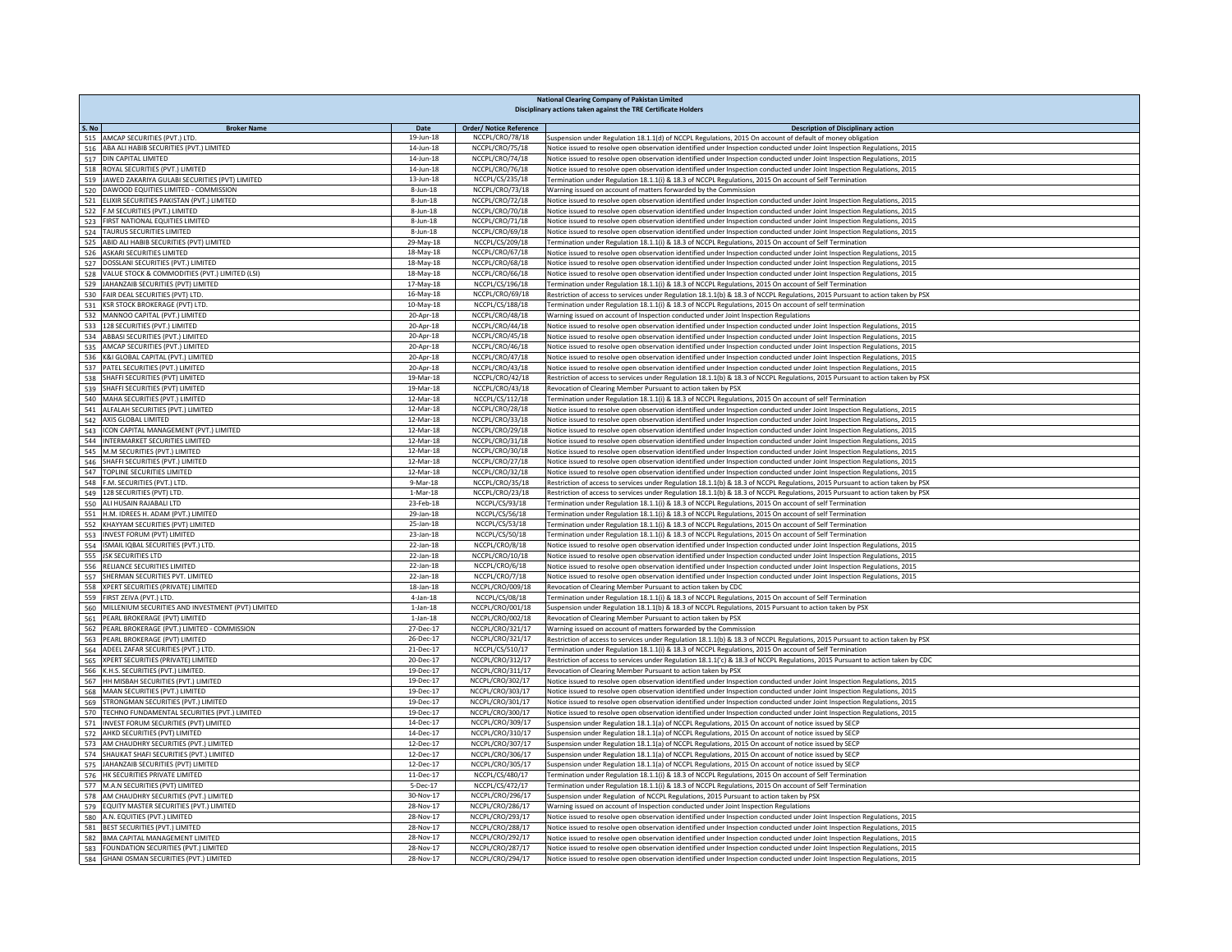**National Clearing Company of Pakistan Limited**
**Disciplinary actions taken against the TRE Certificate Holders**

| S. No | Broker Name | Date | Order/ Notice Reference | Description of Disciplinary action |
|---|---|---|---|---|
| 515 | AMCAP SECURITIES (PVT.) LTD. | 19-Jun-18 | NCCPL/CRO/78/18 | Suspension under Regulation 18.1.1(d) of NCCPL Regulations, 2015 On account of default of money obligation |
| 516 | ABA ALI HABIB SECURITIES (PVT.) LIMITED | 14-Jun-18 | NCCPL/CRO/75/18 | Notice issued to resolve open observation identified under Inspection conducted under Joint Inspection Regulations, 2015 |
| 517 | DIN CAPITAL LIMITED | 14-Jun-18 | NCCPL/CRO/74/18 | Notice issued to resolve open observation identified under Inspection conducted under Joint Inspection Regulations, 2015 |
| 518 | ROYAL SECURITIES (PVT.) LIMITED | 14-Jun-18 | NCCPL/CRO/76/18 | Notice issued to resolve open observation identified under Inspection conducted under Joint Inspection Regulations, 2015 |
| 519 | JAWED ZAKARIYA GULABI SECURITIES (PVT) LIMITED | 13-Jun-18 | NCCPL/CS/235/18 | Termination under Regulation 18.1.1(i) & 18.3 of NCCPL Regulations, 2015 On account of Self Termination |
| 520 | DAWOOD EQUITIES LIMITED - COMMISSION | 8-Jun-18 | NCCPL/CRO/73/18 | Warning issued on account of matters forwarded by the Commission |
| 521 | ELIXIR SECURITIES PAKISTAN (PVT.) LIMITED | 8-Jun-18 | NCCPL/CRO/72/18 | Notice issued to resolve open observation identified under Inspection conducted under Joint Inspection Regulations, 2015 |
| 522 | F.M SECURITIES (PVT.) LIMITED | 8-Jun-18 | NCCPL/CRO/70/18 | Notice issued to resolve open observation identified under Inspection conducted under Joint Inspection Regulations, 2015 |
| 523 | FIRST NATIONAL EQUITIES LIMITED | 8-Jun-18 | NCCPL/CRO/71/18 | Notice issued to resolve open observation identified under Inspection conducted under Joint Inspection Regulations, 2015 |
| 524 | TAURUS SECURITIES LIMITED | 8-Jun-18 | NCCPL/CRO/69/18 | Notice issued to resolve open observation identified under Inspection conducted under Joint Inspection Regulations, 2015 |
| 525 | ABID ALI HABIB SECURITIES (PVT) LIMITED | 29-May-18 | NCCPL/CS/209/18 | Termination under Regulation 18.1.1(i) & 18.3 of NCCPL Regulations, 2015 On account of Self Termination |
| 526 | ASKARI SECURITIES LIMITED | 18-May-18 | NCCPL/CRO/67/18 | Notice issued to resolve open observation identified under Inspection conducted under Joint Inspection Regulations, 2015 |
| 527 | DOSSLANI SECURITIES (PVT.) LIMITED | 18-May-18 | NCCPL/CRO/68/18 | Notice issued to resolve open observation identified under Inspection conducted under Joint Inspection Regulations, 2015 |
| 528 | VALUE STOCK & COMMODITIES (PVT.) LIMITED (LSI) | 18-May-18 | NCCPL/CRO/66/18 | Notice issued to resolve open observation identified under Inspection conducted under Joint Inspection Regulations, 2015 |
| 529 | JAHANZAIB SECURITIES (PVT) LIMITED | 17-May-18 | NCCPL/CS/196/18 | Termination under Regulation 18.1.1(i) & 18.3 of NCCPL Regulations, 2015 On account of Self Termination |
| 530 | FAIR DEAL SECURITIES (PVT) LTD. | 16-May-18 | NCCPL/CRO/69/18 | Restriction of access to services under Regulation 18.1.1(b) & 18.3 of NCCPL Regulations, 2015 Pursuant to action taken by PSX |
| 531 | KSR STOCK BROKERAGE (PVT) LTD. | 10-May-18 | NCCPL/CS/188/18 | Termination under Regulation 18.1.1(i) & 18.3 of NCCPL Regulations, 2015 On account of self termination |
| 532 | MANNOO CAPITAL (PVT.) LIMITED | 20-Apr-18 | NCCPL/CRO/48/18 | Warning issued on account of Inspection conducted under Joint Inspection Regulations |
| 533 | 128 SECURITIES (PVT.) LIMITED | 20-Apr-18 | NCCPL/CRO/44/18 | Notice issued to resolve open observation identified under Inspection conducted under Joint Inspection Regulations, 2015 |
| 534 | ABBASI SECURITIES (PVT.) LIMITED | 20-Apr-18 | NCCPL/CRO/45/18 | Notice issued to resolve open observation identified under Inspection conducted under Joint Inspection Regulations, 2015 |
| 535 | AMCAP SECURITIES (PVT.) LIMITED | 20-Apr-18 | NCCPL/CRO/46/18 | Notice issued to resolve open observation identified under Inspection conducted under Joint Inspection Regulations, 2015 |
| 536 | K&I GLOBAL CAPITAL (PVT.) LIMITED | 20-Apr-18 | NCCPL/CRO/47/18 | Notice issued to resolve open observation identified under Inspection conducted under Joint Inspection Regulations, 2015 |
| 537 | PATEL SECURITIES (PVT.) LIMITED | 20-Apr-18 | NCCPL/CRO/43/18 | Notice issued to resolve open observation identified under Inspection conducted under Joint Inspection Regulations, 2015 |
| 538 | SHAFFI SECURITIES (PVT) LIMITED | 19-Mar-18 | NCCPL/CRO/42/18 | Restriction of access to services under Regulation 18.1.1(b) & 18.3 of NCCPL Regulations, 2015 Pursuant to action taken by PSX |
| 539 | SHAFFI SECURITIES (PVT) LIMITED | 19-Mar-18 | NCCPL/CRO/43/18 | Revocation of Clearing Member Pursuant to action taken by PSX |
| 540 | MAHA SECURITIES (PVT.) LIMITED | 12-Mar-18 | NCCPL/CS/112/18 | Termination under Regulation 18.1.1(i) & 18.3 of NCCPL Regulations, 2015 On account of self Termination |
| 541 | ALFALAH SECURITIES (PVT.) LIMITED | 12-Mar-18 | NCCPL/CRO/28/18 | Notice issued to resolve open observation identified under Inspection conducted under Joint Inspection Regulations, 2015 |
| 542 | AXIS GLOBAL LIMITED | 12-Mar-18 | NCCPL/CRO/33/18 | Notice issued to resolve open observation identified under Inspection conducted under Joint Inspection Regulations, 2015 |
| 543 | ICON CAPITAL MANAGEMENT (PVT.) LIMITED | 12-Mar-18 | NCCPL/CRO/29/18 | Notice issued to resolve open observation identified under Inspection conducted under Joint Inspection Regulations, 2015 |
| 544 | INTERMARKET SECURITIES LIMITED | 12-Mar-18 | NCCPL/CRO/31/18 | Notice issued to resolve open observation identified under Inspection conducted under Joint Inspection Regulations, 2015 |
| 545 | M.M SECURITIES (PVT.) LIMITED | 12-Mar-18 | NCCPL/CRO/30/18 | Notice issued to resolve open observation identified under Inspection conducted under Joint Inspection Regulations, 2015 |
| 546 | SHAFFI SECURITIES (PVT.) LIMITED | 12-Mar-18 | NCCPL/CRO/27/18 | Notice issued to resolve open observation identified under Inspection conducted under Joint Inspection Regulations, 2015 |
| 547 | TOPLINE SECURITIES LIMITED | 12-Mar-18 | NCCPL/CRO/32/18 | Notice issued to resolve open observation identified under Inspection conducted under Joint Inspection Regulations, 2015 |
| 548 | F.M. SECURITIES (PVT.) LTD. | 9-Mar-18 | NCCPL/CRO/35/18 | Restriction of access to services under Regulation 18.1.1(b) & 18.3 of NCCPL Regulations, 2015 Pursuant to action taken by PSX |
| 549 | 128 SECURITIES (PVT) LTD. | 1-Mar-18 | NCCPL/CRO/23/18 | Restriction of access to services under Regulation 18.1.1(b) & 18.3 of NCCPL Regulations, 2015 Pursuant to action taken by PSX |
| 550 | ALI HUSAIN RAJABALI LTD | 23-Feb-18 | NCCPL/CS/93/18 | Termination under Regulation 18.1.1(i) & 18.3 of NCCPL Regulations, 2015 On account of self Termination |
| 551 | H.M. IDREES H. ADAM (PVT.) LIMITED | 29-Jan-18 | NCCPL/CS/56/18 | Termination under Regulation 18.1.1(i) & 18.3 of NCCPL Regulations, 2015 On account of self Termination |
| 552 | KHAYYAM SECURITIES (PVT) LIMITED | 25-Jan-18 | NCCPL/CS/53/18 | Termination under Regulation 18.1.1(i) & 18.3 of NCCPL Regulations, 2015 On account of Self Termination |
| 553 | INVEST FORUM (PVT) LIMITED | 23-Jan-18 | NCCPL/CS/50/18 | Termination under Regulation 18.1.1(i) & 18.3 of NCCPL Regulations, 2015 On account of Self Termination |
| 554 | ISMAIL IQBAL SECURITIES (PVT.) LTD. | 22-Jan-18 | NCCPL/CRO/8/18 | Notice issued to resolve open observation identified under Inspection conducted under Joint Inspection Regulations, 2015 |
| 555 | JSK SECURITIES LTD | 22-Jan-18 | NCCPL/CRO/10/18 | Notice issued to resolve open observation identified under Inspection conducted under Joint Inspection Regulations, 2015 |
| 556 | RELIANCE SECURITIES LIMITED | 22-Jan-18 | NCCPL/CRO/6/18 | Notice issued to resolve open observation identified under Inspection conducted under Joint Inspection Regulations, 2015 |
| 557 | SHERMAN SECURITIES PVT. LIMITED | 22-Jan-18 | NCCPL/CRO/7/18 | Notice issued to resolve open observation identified under Inspection conducted under Joint Inspection Regulations, 2015 |
| 558 | XPERT SECURITIES (PRIVATE) LIMITED | 18-Jan-18 | NCCPL/CRO/009/18 | Revocation of Clearing Member Pursuant to action taken by CDC |
| 559 | FIRST ZEIVA (PVT.) LTD. | 4-Jan-18 | NCCPL/CS/08/18 | Termination under Regulation 18.1.1(i) & 18.3 of NCCPL Regulations, 2015 On account of Self Termination |
| 560 | MILLENIUM SECURITIES AND INVESTMENT (PVT) LIMITED | 1-Jan-18 | NCCPL/CRO/001/18 | Suspension under Regulation 18.1.1(b) & 18.3 of NCCPL Regulations, 2015 Pursuant to action taken by PSX |
| 561 | PEARL BROKERAGE (PVT) LIMITED | 1-Jan-18 | NCCPL/CRO/002/18 | Revocation of Clearing Member Pursuant to action taken by PSX |
| 562 | PEARL BROKERAGE (PVT.) LIMITED - COMMISSION | 27-Dec-17 | NCCPL/CRO/321/17 | Warning issued on account of matters forwarded by the Commission |
| 563 | PEARL BROKERAGE (PVT) LIMITED | 26-Dec-17 | NCCPL/CRO/321/17 | Restriction of access to services under Regulation 18.1.1(b) & 18.3 of NCCPL Regulations, 2015 Pursuant to action taken by PSX |
| 564 | ADEEL ZAFAR SECURITIES (PVT.) LTD. | 21-Dec-17 | NCCPL/CS/510/17 | Termination under Regulation 18.1.1(i) & 18.3 of NCCPL Regulations, 2015 On account of Self Termination |
| 565 | XPERT SECURITIES (PRIVATE) LIMITED | 20-Dec-17 | NCCPL/CRO/312/17 | Restriction of access to services under Regulation 18.1.1('c) & 18.3 of NCCPL Regulations, 2015 Pursuant to action taken by CDC |
| 566 | K.H.S. SECURITIES (PVT.) LIMITED. | 19-Dec-17 | NCCPL/CRO/311/17 | Revocation of Clearing Member Pursuant to action taken by PSX |
| 567 | HH MISBAH SECURITIES (PVT.) LIMITED | 19-Dec-17 | NCCPL/CRO/302/17 | Notice issued to resolve open observation identified under Inspection conducted under Joint Inspection Regulations, 2015 |
| 568 | MAAN SECURITIES (PVT.) LIMITED | 19-Dec-17 | NCCPL/CRO/303/17 | Notice issued to resolve open observation identified under Inspection conducted under Joint Inspection Regulations, 2015 |
| 569 | STRONGMAN SECURITIES (PVT.) LIMITED | 19-Dec-17 | NCCPL/CRO/301/17 | Notice issued to resolve open observation identified under Inspection conducted under Joint Inspection Regulations, 2015 |
| 570 | TECHNO FUNDAMENTAL SECURITIES (PVT.) LIMITED | 19-Dec-17 | NCCPL/CRO/300/17 | Notice issued to resolve open observation identified under Inspection conducted under Joint Inspection Regulations, 2015 |
| 571 | INVEST FORUM SECURITIES (PVT) LIMITED | 14-Dec-17 | NCCPL/CRO/309/17 | Suspension under Regulation 18.1.1(a) of NCCPL Regulations, 2015 On account of notice issued by SECP |
| 572 | AHKD SECURITIES (PVT) LIMITED | 14-Dec-17 | NCCPL/CRO/310/17 | Suspension under Regulation 18.1.1(a) of NCCPL Regulations, 2015 On account of notice issued by SECP |
| 573 | AM CHAUDHRY SECURITIES (PVT.) LIMITED | 12-Dec-17 | NCCPL/CRO/307/17 | Suspension under Regulation 18.1.1(a) of NCCPL Regulations, 2015 On account of notice issued by SECP |
| 574 | SHAUKAT SHAFI SECURITIES (PVT.) LIMITED | 12-Dec-17 | NCCPL/CRO/306/17 | Suspension under Regulation 18.1.1(a) of NCCPL Regulations, 2015 On account of notice issued by SECP |
| 575 | JAHANZAIB SECURITIES (PVT) LIMITED | 12-Dec-17 | NCCPL/CRO/305/17 | Suspension under Regulation 18.1.1(a) of NCCPL Regulations, 2015 On account of notice issued by SECP |
| 576 | HK SECURITIES PRIVATE LIMITED | 11-Dec-17 | NCCPL/CS/480/17 | Termination under Regulation 18.1.1(i) & 18.3 of NCCPL Regulations, 2015 On account of Self Termination |
| 577 | M.A.N SECURITIES (PVT) LIMITED | 5-Dec-17 | NCCPL/CS/472/17 | Termination under Regulation 18.1.1(i) & 18.3 of NCCPL Regulations, 2015 On account of Self Termination |
| 578 | AM CHAUDHRY SECURITIES (PVT.) LIMITED | 30-Nov-17 | NCCPL/CRO/296/17 | Suspension under Regulation of NCCPL Regulations, 2015 Pursuant to action taken by PSX |
| 579 | EQUITY MASTER SECURITIES (PVT.) LIMITED | 28-Nov-17 | NCCPL/CRO/286/17 | Warning issued on account of Inspection conducted under Joint Inspection Regulations |
| 580 | A.N. EQUITIES (PVT.) LIMITED | 28-Nov-17 | NCCPL/CRO/293/17 | Notice issued to resolve open observation identified under Inspection conducted under Joint Inspection Regulations, 2015 |
| 581 | BEST SECURITIES (PVT.) LIMITED | 28-Nov-17 | NCCPL/CRO/288/17 | Notice issued to resolve open observation identified under Inspection conducted under Joint Inspection Regulations, 2015 |
| 582 | BMA CAPITAL MANAGEMENT LIMITED | 28-Nov-17 | NCCPL/CRO/292/17 | Notice issued to resolve open observation identified under Inspection conducted under Joint Inspection Regulations, 2015 |
| 583 | FOUNDATION SECURITIES (PVT.) LIMITED | 28-Nov-17 | NCCPL/CRO/287/17 | Notice issued to resolve open observation identified under Inspection conducted under Joint Inspection Regulations, 2015 |
| 584 | GHANI OSMAN SECURITIES (PVT.) LIMITED | 28-Nov-17 | NCCPL/CRO/294/17 | Notice issued to resolve open observation identified under Inspection conducted under Joint Inspection Regulations, 2015 |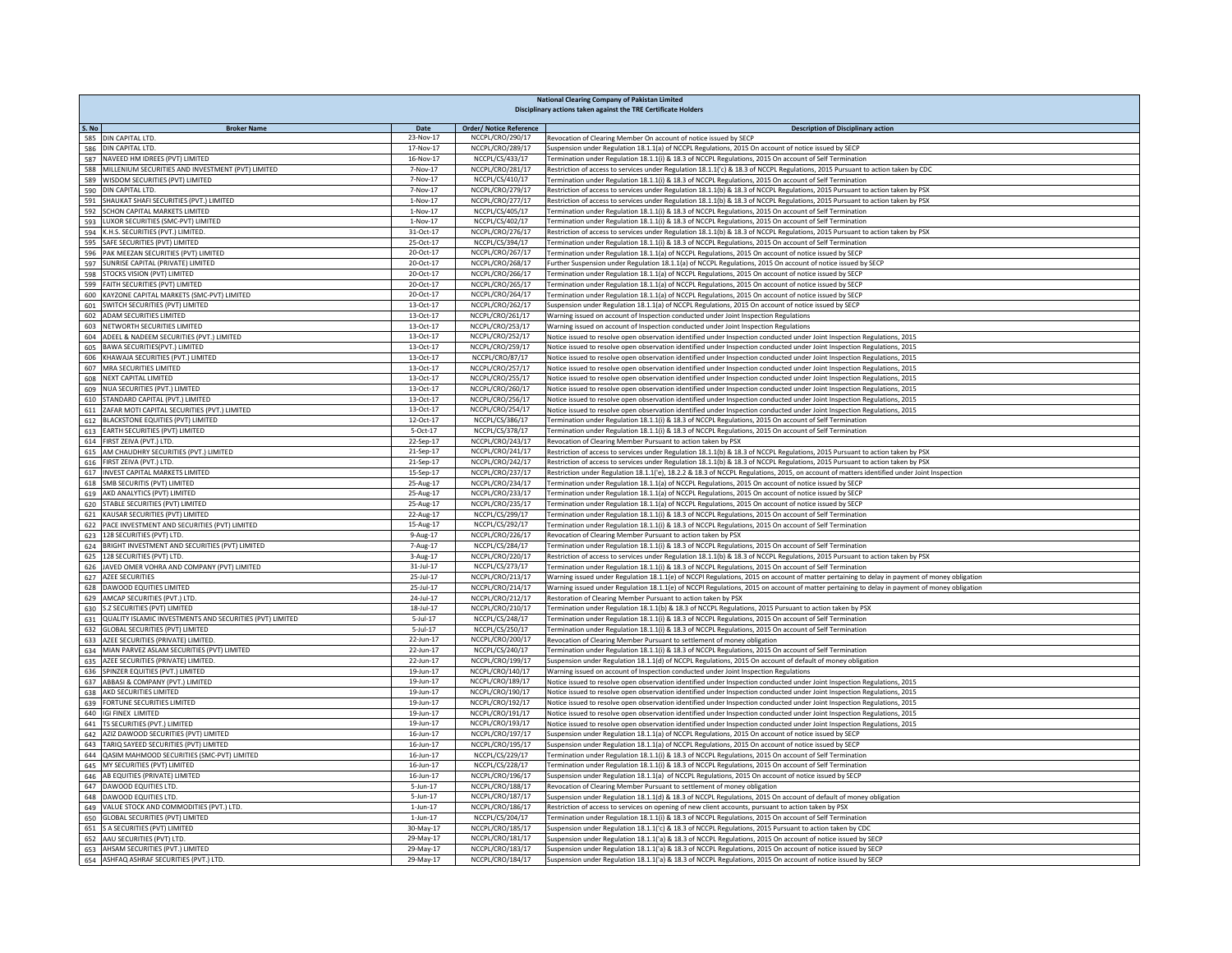**National Clearing Company of Pakistan Limited**
**Disciplinary actions taken against the TRE Certificate Holders**

| S. No | Broker Name | Date | Order/ Notice Reference | Description of Disciplinary action |
|---|---|---|---|---|
| 585 | DIN CAPITAL LTD. | 23-Nov-17 | NCCPL/CRO/290/17 | Revocation of Clearing Member On account of notice issued by SECP |
| 586 | DIN CAPITAL LTD. | 17-Nov-17 | NCCPL/CRO/289/17 | Suspension under Regulation 18.1.1(a) of NCCPL Regulations, 2015 On account of notice issued by SECP |
| 587 | NAVEED HM IDREES (PVT) LIMITED | 16-Nov-17 | NCCPL/CS/433/17 | Termination under Regulation 18.1.1(i) & 18.3 of NCCPL Regulations, 2015 On account of Self Termination |
| 588 | MILLENIUM SECURITIES AND INVESTMENT (PVT) LIMITED | 7-Nov-17 | NCCPL/CRO/281/17 | Restriction of access to services under Regulation 18.1.1('c) & 18.3 of NCCPL Regulations, 2015 Pursuant to action taken by CDC |
| 589 | WISDOM SECURITIES (PVT) LIMITED | 7-Nov-17 | NCCPL/CS/410/17 | Termination under Regulation 18.1.1(i) & 18.3 of NCCPL Regulations, 2015 On account of Self Termination |
| 590 | DIN CAPITAL LTD. | 7-Nov-17 | NCCPL/CRO/279/17 | Restriction of access to services under Regulation 18.1.1(b) & 18.3 of NCCPL Regulations, 2015 Pursuant to action taken by PSX |
| 591 | SHAUKAT SHAFI SECURITIES (PVT.) LIMITED | 1-Nov-17 | NCCPL/CRO/277/17 | Restriction of access to services under Regulation 18.1.1(b) & 18.3 of NCCPL Regulations, 2015 Pursuant to action taken by PSX |
| 592 | SCHON CAPITAL MARKETS LIMITED | 1-Nov-17 | NCCPL/CS/405/17 | Termination under Regulation 18.1.1(i) & 18.3 of NCCPL Regulations, 2015 On account of Self Termination |
| 593 | LUXOR SECURITIES (SMC-PVT) LIMITED | 1-Nov-17 | NCCPL/CS/402/17 | Termination under Regulation 18.1.1(i) & 18.3 of NCCPL Regulations, 2015 On account of Self Termination |
| 594 | K.H.S. SECURITIES (PVT.) LIMITED. | 31-Oct-17 | NCCPL/CRO/276/17 | Restriction of access to services under Regulation 18.1.1(b) & 18.3 of NCCPL Regulations, 2015 Pursuant to action taken by PSX |
| 595 | SAFE SECURITIES (PVT) LIMITED | 25-Oct-17 | NCCPL/CS/394/17 | Termination under Regulation 18.1.1(i) & 18.3 of NCCPL Regulations, 2015 On account of Self Termination |
| 596 | PAK MEEZAN SECURITIES (PVT) LIMITED | 20-Oct-17 | NCCPL/CRO/267/17 | Termination under Regulation 18.1.1(a) of NCCPL Regulations, 2015 On account of notice issued by SECP |
| 597 | SUNRISE CAPITAL (PRIVATE) LIMITED | 20-Oct-17 | NCCPL/CRO/268/17 | Further Suspension under Regulation 18.1.1(a) of NCCPL Regulations, 2015 On account of notice issued by SECP |
| 598 | STOCKS VISION (PVT) LIMITED | 20-Oct-17 | NCCPL/CRO/266/17 | Termination under Regulation 18.1.1(a) of NCCPL Regulations, 2015 On account of notice issued by SECP |
| 599 | FAITH SECURITIES (PVT) LIMITED | 20-Oct-17 | NCCPL/CRO/265/17 | Termination under Regulation 18.1.1(a) of NCCPL Regulations, 2015 On account of notice issued by SECP |
| 600 | KAYZONE CAPITAL MARKETS (SMC-PVT) LIMITED | 20-Oct-17 | NCCPL/CRO/264/17 | Termination under Regulation 18.1.1(a) of NCCPL Regulations, 2015 On account of notice issued by SECP |
| 601 | SWITCH SECURITIES (PVT) LIMITED | 13-Oct-17 | NCCPL/CRO/262/17 | Suspension under Regulation 18.1.1(a) of NCCPL Regulations, 2015 On account of notice issued by SECP |
| 602 | ADAM SECURITIES LIMITED | 13-Oct-17 | NCCPL/CRO/261/17 | Warning issued on account of Inspection conducted under Joint Inspection Regulations |
| 603 | NETWORTH SECURITIES LIMITED | 13-Oct-17 | NCCPL/CRO/253/17 | Warning issued on account of Inspection conducted under Joint Inspection Regulations |
| 604 | ADEEL & NADEEM SECURITIES (PVT.) LIMITED | 13-Oct-17 | NCCPL/CRO/252/17 | Notice issued to resolve open observation identified under Inspection conducted under Joint Inspection Regulations, 2015 |
| 605 | BAWA SECURITIES(PVT.) LIMITED | 13-Oct-17 | NCCPL/CRO/259/17 | Notice issued to resolve open observation identified under Inspection conducted under Joint Inspection Regulations, 2015 |
| 606 | KHAWAJA SECURITIES (PVT.) LIMITED | 13-Oct-17 | NCCPL/CRO/87/17 | Notice issued to resolve open observation identified under Inspection conducted under Joint Inspection Regulations, 2015 |
| 607 | MRA SECURITIES LIMITED | 13-Oct-17 | NCCPL/CRO/257/17 | Notice issued to resolve open observation identified under Inspection conducted under Joint Inspection Regulations, 2015 |
| 608 | NEXT CAPITAL LIMITED | 13-Oct-17 | NCCPL/CRO/255/17 | Notice issued to resolve open observation identified under Inspection conducted under Joint Inspection Regulations, 2015 |
| 609 | NUA SECURITIES (PVT.) LIMITED | 13-Oct-17 | NCCPL/CRO/260/17 | Notice issued to resolve open observation identified under Inspection conducted under Joint Inspection Regulations, 2015 |
| 610 | STANDARD CAPITAL (PVT.) LIMITED | 13-Oct-17 | NCCPL/CRO/256/17 | Notice issued to resolve open observation identified under Inspection conducted under Joint Inspection Regulations, 2015 |
| 611 | ZAFAR MOTI CAPITAL SECURITIES (PVT.) LIMITED | 13-Oct-17 | NCCPL/CRO/254/17 | Notice issued to resolve open observation identified under Inspection conducted under Joint Inspection Regulations, 2015 |
| 612 | BLACKSTONE EQUITIES (PVT) LIMITED | 12-Oct-17 | NCCPL/CS/386/17 | Termination under Regulation 18.1.1(i) & 18.3 of NCCPL Regulations, 2015 On account of Self Termination |
| 613 | EARTH SECURITIES (PVT) LIMITED | 5-Oct-17 | NCCPL/CS/378/17 | Termination under Regulation 18.1.1(i) & 18.3 of NCCPL Regulations, 2015 On account of Self Termination |
| 614 | FIRST ZEIVA (PVT.) LTD. | 22-Sep-17 | NCCPL/CRO/243/17 | Revocation of Clearing Member Pursuant to action taken by PSX |
| 615 | AM CHAUDHRY SECURITIES (PVT.) LIMITED | 21-Sep-17 | NCCPL/CRO/241/17 | Restriction of access to services under Regulation 18.1.1(b) & 18.3 of NCCPL Regulations, 2015 Pursuant to action taken by PSX |
| 616 | FIRST ZEIVA (PVT.) LTD. | 21-Sep-17 | NCCPL/CRO/242/17 | Restriction of access to services under Regulation 18.1.1(b) & 18.3 of NCCPL Regulations, 2015 Pursuant to action taken by PSX |
| 617 | INVEST CAPITAL MARKETS LIMITED | 15-Sep-17 | NCCPL/CRO/237/17 | Restriction under Regulation 18.1.1('e), 18.2.2 & 18.3 of NCCPL Regulations, 2015, on account of matters identified under Joint Inspection |
| 618 | SMB SECURITIS (PVT) LIMITED | 25-Aug-17 | NCCPL/CRO/234/17 | Termination under Regulation 18.1.1(a) of NCCPL Regulations, 2015 On account of notice issued by SECP |
| 619 | AKD ANALYTICS (PVT) LIMITED | 25-Aug-17 | NCCPL/CRO/233/17 | Termination under Regulation 18.1.1(a) of NCCPL Regulations, 2015 On account of notice issued by SECP |
| 620 | STABLE SECURITIES (PVT) LIMITED | 25-Aug-17 | NCCPL/CRO/235/17 | Termination under Regulation 18.1.1(a) of NCCPL Regulations, 2015 On account of notice issued by SECP |
| 621 | KAUSAR SECURITIES (PVT) LIMITED | 22-Aug-17 | NCCPL/CS/299/17 | Termination under Regulation 18.1.1(i) & 18.3 of NCCPL Regulations, 2015 On account of Self Termination |
| 622 | PACE INVESTMENT AND SECURITIES (PVT) LIMITED | 15-Aug-17 | NCCPL/CS/292/17 | Termination under Regulation 18.1.1(i) & 18.3 of NCCPL Regulations, 2015 On account of Self Termination |
| 623 | 128 SECURITIES (PVT) LTD. | 9-Aug-17 | NCCPL/CRO/226/17 | Revocation of Clearing Member Pursuant to action taken by PSX |
| 624 | BRIGHT INVESTMENT AND SECURITIES (PVT) LIMITED | 7-Aug-17 | NCCPL/CS/284/17 | Termination under Regulation 18.1.1(i) & 18.3 of NCCPL Regulations, 2015 On account of Self Termination |
| 625 | 128 SECURITIES (PVT) LTD. | 3-Aug-17 | NCCPL/CRO/220/17 | Restriction of access to services under Regulation 18.1.1(b) & 18.3 of NCCPL Regulations, 2015 Pursuant to action taken by PSX |
| 626 | JAVED OMER VOHRA AND COMPANY (PVT) LIMITED | 31-Jul-17 | NCCPL/CS/273/17 | Termination under Regulation 18.1.1(i) & 18.3 of NCCPL Regulations, 2015 On account of Self Termination |
| 627 | AZEE SECURITIES | 25-Jul-17 | NCCPL/CRO/213/17 | Warning issued under Regulation 18.1.1(e) of NCCPl Regulations, 2015 on account of matter pertaining to delay in payment of money obligation |
| 628 | DAWOOD EQUITIES LIMITED | 25-Jul-17 | NCCPL/CRO/214/17 | Warning issued under Regulation 18.1.1(e) of NCCPl Regulations, 2015 on account of matter pertaining to delay in payment of money obligation |
| 629 | AMCAP SECURITIES (PVT.) LTD. | 24-Jul-17 | NCCPL/CRO/212/17 | Restoration of Clearing Member Pursuant to action taken by PSX |
| 630 | S.Z SECURITIES (PVT) LIMITED | 18-Jul-17 | NCCPL/CRO/210/17 | Termination under Regulation 18.1.1(b) & 18.3 of NCCPL Regulations, 2015 Pursuant to action taken by PSX |
| 631 | QUALITY ISLAMIC INVESTMENTS AND SECURITIES (PVT) LIMITED | 5-Jul-17 | NCCPL/CS/248/17 | Termination under Regulation 18.1.1(i) & 18.3 of NCCPL Regulations, 2015 On account of Self Termination |
| 632 | GLOBAL SECURITIES (PVT) LIMITED | 5-Jul-17 | NCCPL/CS/250/17 | Termination under Regulation 18.1.1(i) & 18.3 of NCCPL Regulations, 2015 On account of Self Termination |
| 633 | AZEE SECURITIES (PRIVATE) LIMITED. | 22-Jun-17 | NCCPL/CRO/200/17 | Revocation of Clearing Member Pursuant to settlement of money obligation |
| 634 | MIAN PARVEZ ASLAM SECURITIES (PVT) LIMITED | 22-Jun-17 | NCCPL/CS/240/17 | Termination under Regulation 18.1.1(i) & 18.3 of NCCPL Regulations, 2015 On account of Self Termination |
| 635 | AZEE SECURITIES (PRIVATE) LIMITED. | 22-Jun-17 | NCCPL/CRO/199/17 | Suspension under Regulation 18.1.1(d) of NCCPL Regulations, 2015 On account of default of money obligation |
| 636 | SPINZER EQUITIES (PVT.) LIMITED | 19-Jun-17 | NCCPL/CRO/140/17 | Warning issued on account of Inspection conducted under Joint Inspection Regulations |
| 637 | ABBASI & COMPANY (PVT.) LIMITED | 19-Jun-17 | NCCPL/CRO/189/17 | Notice issued to resolve open observation identified under Inspection conducted under Joint Inspection Regulations, 2015 |
| 638 | AKD SECURITIES LIMITED | 19-Jun-17 | NCCPL/CRO/190/17 | Notice issued to resolve open observation identified under Inspection conducted under Joint Inspection Regulations, 2015 |
| 639 | FORTUNE SECURITIES LIMITED | 19-Jun-17 | NCCPL/CRO/192/17 | Notice issued to resolve open observation identified under Inspection conducted under Joint Inspection Regulations, 2015 |
| 640 | IGI FINEX LIMITED | 19-Jun-17 | NCCPL/CRO/191/17 | Notice issued to resolve open observation identified under Inspection conducted under Joint Inspection Regulations, 2015 |
| 641 | TS SECURITIES (PVT.) LIMITED | 19-Jun-17 | NCCPL/CRO/193/17 | Notice issued to resolve open observation identified under Inspection conducted under Joint Inspection Regulations, 2015 |
| 642 | AZIZ DAWOOD SECURITIES (PVT) LIMITED | 16-Jun-17 | NCCPL/CRO/197/17 | Suspension under Regulation 18.1.1(a) of NCCPL Regulations, 2015 On account of notice issued by SECP |
| 643 | TARIQ SAYEED SECURITIES (PVT) LIMITED | 16-Jun-17 | NCCPL/CRO/195/17 | Suspension under Regulation 18.1.1(a) of NCCPL Regulations, 2015 On account of notice issued by SECP |
| 644 | QASIM MAHMOOD SECURITIES (SMC-PVT) LIMITED | 16-Jun-17 | NCCPL/CS/229/17 | Termination under Regulation 18.1.1(i) & 18.3 of NCCPL Regulations, 2015 On account of Self Termination |
| 645 | MY SECURITIES (PVT) LIMITED | 16-Jun-17 | NCCPL/CS/228/17 | Termination under Regulation 18.1.1(i) & 18.3 of NCCPL Regulations, 2015 On account of Self Termination |
| 646 | AB EQUITIES (PRIVATE) LIMITED | 16-Jun-17 | NCCPL/CRO/196/17 | Suspension under Regulation 18.1.1(a) of NCCPL Regulations, 2015 On account of notice issued by SECP |
| 647 | DAWOOD EQUITIES LTD. | 5-Jun-17 | NCCPL/CRO/188/17 | Revocation of Clearing Member Pursuant to settlement of money obligation |
| 648 | DAWOOD EQUITIES LTD. | 5-Jun-17 | NCCPL/CRO/187/17 | Suspension under Regulation 18.1.1(d) & 18.3 of NCCPL Regulations, 2015 On account of default of money obligation |
| 649 | VALUE STOCK AND COMMODITIES (PVT.) LTD. | 1-Jun-17 | NCCPL/CRO/186/17 | Restriction of access to services on opening of new client accounts, pursuant to action taken by PSX |
| 650 | GLOBAL SECURITIES (PVT) LIMITED | 1-Jun-17 | NCCPL/CS/204/17 | Termination under Regulation 18.1.1(i) & 18.3 of NCCPL Regulations, 2015 On account of Self Termination |
| 651 | S A SECURITIES (PVT) LIMITED | 30-May-17 | NCCPL/CRO/185/17 | Suspension under Regulation 18.1.1('c) & 18.3 of NCCPL Regulations, 2015 Pursuant to action taken by CDC |
| 652 | AAU SECURITIES (PVT) LTD. | 29-May-17 | NCCPL/CRO/181/17 | Suspension under Regulation 18.1.1('a) & 18.3 of NCCPL Regulations, 2015 On account of notice issued by SECP |
| 653 | AHSAM SECURITIES (PVT.) LIMITED | 29-May-17 | NCCPL/CRO/183/17 | Suspension under Regulation 18.1.1('a) & 18.3 of NCCPL Regulations, 2015 On account of notice issued by SECP |
| 654 | ASHFAQ ASHRAF SECURITIES (PVT.) LTD. | 29-May-17 | NCCPL/CRO/184/17 | Suspension under Regulation 18.1.1('a) & 18.3 of NCCPL Regulations, 2015 On account of notice issued by SECP |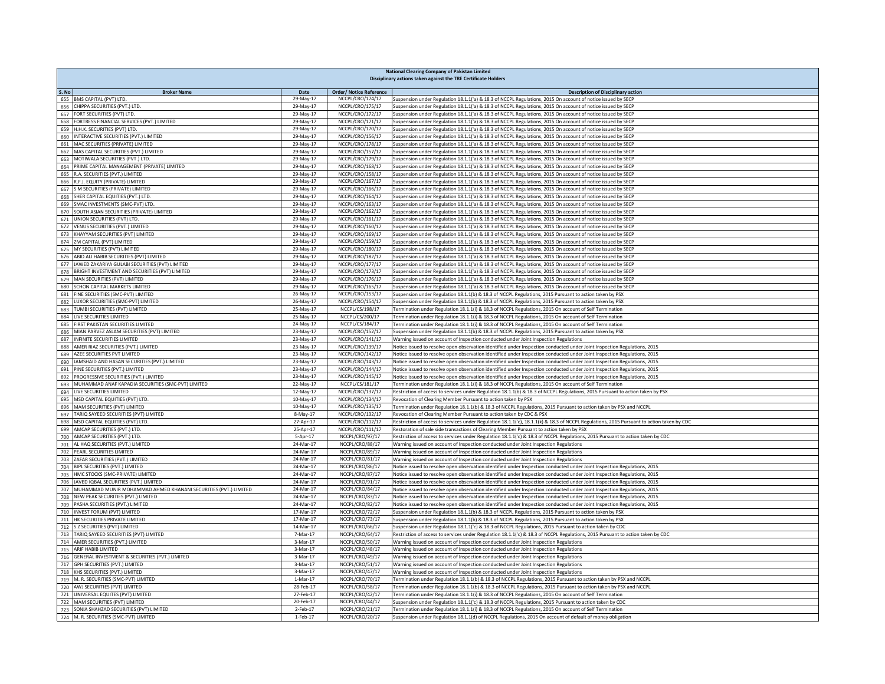**National Clearing Company of Pakistan Limited**
**Disciplinary actions taken against the TRE Certificate Holders**

| S. No | Broker Name | Date | Order/ Notice Reference | Description of Disciplinary action |
|---|---|---|---|---|
| 655 | BMS CAPITAL (PVT) LTD. | 29-May-17 | NCCPL/CRO/174/17 | Suspension under Regulation 18.1.1('a) & 18.3 of NCCPL Regulations, 2015 On account of notice issued by SECP |
| 656 | CHIPPA SECURITIES (PVT.) LTD. | 29-May-17 | NCCPL/CRO/175/17 | Suspension under Regulation 18.1.1('a) & 18.3 of NCCPL Regulations, 2015 On account of notice issued by SECP |
| 657 | FORT SECURITIES (PVT) LTD. | 29-May-17 | NCCPL/CRO/172/17 | Suspension under Regulation 18.1.1('a) & 18.3 of NCCPL Regulations, 2015 On account of notice issued by SECP |
| 658 | FORTRESS FINANCIAL SERVICES (PVT.) LIMITED | 29-May-17 | NCCPL/CRO/171/17 | Suspension under Regulation 18.1.1('a) & 18.3 of NCCPL Regulations, 2015 On account of notice issued by SECP |
| 659 | H.H.K. SECURITIES (PVT) LTD. | 29-May-17 | NCCPL/CRO/170/17 | Suspension under Regulation 18.1.1('a) & 18.3 of NCCPL Regulations, 2015 On account of notice issued by SECP |
| 660 | INTERACTIVE SECURITIES (PVT.) LIMITED | 29-May-17 | NCCPL/CRO/156/17 | Suspension under Regulation 18.1.1('a) & 18.3 of NCCPL Regulations, 2015 On account of notice issued by SECP |
| 661 | MAC SECURITIES (PRIVATE) LIMITED | 29-May-17 | NCCPL/CRO/178/17 | Suspension under Regulation 18.1.1('a) & 18.3 of NCCPL Regulations, 2015 On account of notice issued by SECP |
| 662 | MAS CAPITAL SECURITIES (PVT.) LIMITED | 29-May-17 | NCCPL/CRO/157/17 | Suspension under Regulation 18.1.1('a) & 18.3 of NCCPL Regulations, 2015 On account of notice issued by SECP |
| 663 | MOTIWALA SECURITIES (PVT.) LTD. | 29-May-17 | NCCPL/CRO/179/17 | Suspension under Regulation 18.1.1('a) & 18.3 of NCCPL Regulations, 2015 On account of notice issued by SECP |
| 664 | PRIME CAPITAL MANAGEMENT (PRIVATE) LIMITED | 29-May-17 | NCCPL/CRO/168/17 | Suspension under Regulation 18.1.1('a) & 18.3 of NCCPL Regulations, 2015 On account of notice issued by SECP |
| 665 | R.A. SECURITIES (PVT.) LIMITED | 29-May-17 | NCCPL/CRO/158/17 | Suspension under Regulation 18.1.1('a) & 18.3 of NCCPL Regulations, 2015 On account of notice issued by SECP |
| 666 | R.F.J. EQUITY (PRIVATE) LIMITED | 29-May-17 | NCCPL/CRO/167/17 | Suspension under Regulation 18.1.1('a) & 18.3 of NCCPL Regulations, 2015 On account of notice issued by SECP |
| 667 | S M SECURITIES (PRIVATE) LIMITED | 29-May-17 | NCCPL/CRO/166/17 | Suspension under Regulation 18.1.1('a) & 18.3 of NCCPL Regulations, 2015 On account of notice issued by SECP |
| 668 | SHER CAPITAL EQUITIES (PVT.) LTD. | 29-May-17 | NCCPL/CRO/164/17 | Suspension under Regulation 18.1.1('a) & 18.3 of NCCPL Regulations, 2015 On account of notice issued by SECP |
| 669 | SMAC INVESTMENTS (SMC-PVT) LTD. | 29-May-17 | NCCPL/CRO/163/17 | Suspension under Regulation 18.1.1('a) & 18.3 of NCCPL Regulations, 2015 On account of notice issued by SECP |
| 670 | SOUTH ASIAN SECURITIES (PRIVATE) LIMITED | 29-May-17 | NCCPL/CRO/162/17 | Suspension under Regulation 18.1.1('a) & 18.3 of NCCPL Regulations, 2015 On account of notice issued by SECP |
| 671 | UNION SECURITIES (PVT) LTD. | 29-May-17 | NCCPL/CRO/161/17 | Suspension under Regulation 18.1.1('a) & 18.3 of NCCPL Regulations, 2015 On account of notice issued by SECP |
| 672 | VENUS SECURITIES (PVT.) LIMITED | 29-May-17 | NCCPL/CRO/160/17 | Suspension under Regulation 18.1.1('a) & 18.3 of NCCPL Regulations, 2015 On account of notice issued by SECP |
| 673 | KHAYYAM SECURITIES (PVT) LIMITED | 29-May-17 | NCCPL/CRO/169/17 | Suspension under Regulation 18.1.1('a) & 18.3 of NCCPL Regulations, 2015 On account of notice issued by SECP |
| 674 | ZM CAPITAL (PVT) LIMITED | 29-May-17 | NCCPL/CRO/159/17 | Suspension under Regulation 18.1.1('a) & 18.3 of NCCPL Regulations, 2015 On account of notice issued by SECP |
| 675 | MY SECURITIES (PVT) LIMITED | 29-May-17 | NCCPL/CRO/180/17 | Suspension under Regulation 18.1.1('a) & 18.3 of NCCPL Regulations, 2015 On account of notice issued by SECP |
| 676 | ABID ALI HABIB SECURITIES (PVT) LIMITED | 29-May-17 | NCCPL/CRO/182/17 | Suspension under Regulation 18.1.1('a) & 18.3 of NCCPL Regulations, 2015 On account of notice issued by SECP |
| 677 | JAWED ZAKARIYA GULABI SECURITIES (PVT) LIMITED | 29-May-17 | NCCPL/CRO/177/17 | Suspension under Regulation 18.1.1('a) & 18.3 of NCCPL Regulations, 2015 On account of notice issued by SECP |
| 678 | BRIGHT INVESTMENT AND SECURITIES (PVT) LIMITED | 29-May-17 | NCCPL/CRO/173/17 | Suspension under Regulation 18.1.1('a) & 18.3 of NCCPL Regulations, 2015 On account of notice issued by SECP |
| 679 | MAN SECURITIES (PVT) LIMITED | 29-May-17 | NCCPL/CRO/176/17 | Suspension under Regulation 18.1.1('a) & 18.3 of NCCPL Regulations, 2015 On account of notice issued by SECP |
| 680 | SCHON CAPITAL MARKETS LIMITED | 29-May-17 | NCCPL/CRO/165/17 | Suspension under Regulation 18.1.1('a) & 18.3 of NCCPL Regulations, 2015 On account of notice issued by SECP |
| 681 | FINE SECURITIES (SMC-PVT) LIMITED | 26-May-17 | NCCPL/CRO/153/17 | Suspension under Regulation 18.1.1(b) & 18.3 of NCCPL Regulations, 2015 Pursuant to action taken by PSX |
| 682 | LUXOR SECURITIES (SMC-PVT) LIMITED | 26-May-17 | NCCPL/CRO/154/17 | Suspension under Regulation 18.1.1(b) & 18.3 of NCCPL Regulations, 2015 Pursuant to action taken by PSX |
| 683 | TUMBI SECURITIES (PVT) LIMITED | 25-May-17 | NCCPL/CS/198/17 | Termination under Regulation 18.1.1(i) & 18.3 of NCCPL Regulations, 2015 On account of Self Termination |
| 684 | LIVE SECURITIES LIMITED | 25-May-17 | NCCPL/CS/200/17 | Termination under Regulation 18.1.1(i) & 18.3 of NCCPL Regulations, 2015 On account of Self Termination |
| 685 | FIRST PAKISTAN SECURITIES LIMITED | 24-May-17 | NCCPL/CS/184/17 | Termination under Regulation 18.1.1(i) & 18.3 of NCCPL Regulations, 2015 On account of Self Termination |
| 686 | MIAN PARVEZ ASLAM SECURITIES (PVT) LIMITED | 23-May-17 | NCCPL/CRO/152/17 | Suspension under Regulation 18.1.1(b) & 18.3 of NCCPL Regulations, 2015 Pursuant to action taken by PSX |
| 687 | INFINITE SECURITIES LIMITED | 23-May-17 | NCCPL/CRO/141/17 | Warning issued on account of Inspection conducted under Joint Inspection Regulations |
| 688 | AMER RIAZ SECURITIES (PVT.) LIMITED | 23-May-17 | NCCPL/CRO/139/17 | Notice issued to resolve open observation identified under Inspection conducted under Joint Inspection Regulations, 2015 |
| 689 | AZEE SECURITIES PVT LIMITED | 23-May-17 | NCCPL/CRO/142/17 | Notice issued to resolve open observation identified under Inspection conducted under Joint Inspection Regulations, 2015 |
| 690 | JAMSHAID AND HASAN SECURITIES (PVT.) LIMITED | 23-May-17 | NCCPL/CRO/143/17 | Notice issued to resolve open observation identified under Inspection conducted under Joint Inspection Regulations, 2015 |
| 691 | PINE SECURITIES (PVT.) LIMITED | 23-May-17 | NCCPL/CRO/144/17 | Notice issued to resolve open observation identified under Inspection conducted under Joint Inspection Regulations, 2015 |
| 692 | PROGRESSIVE SECURITIES (PVT.) LIMITED | 23-May-17 | NCCPL/CRO/145/17 | Notice issued to resolve open observation identified under Inspection conducted under Joint Inspection Regulations, 2015 |
| 693 | MUHAMMAD ANAF KAPADIA SECURITIES (SMC-PVT) LIMITED | 22-May-17 | NCCPL/CS/181/17 | Termination under Regulation 18.1.1(i) & 18.3 of NCCPL Regulations, 2015 On account of Self Termination |
| 694 | LIVE SECURITIES LIMITED | 12-May-17 | NCCPL/CRO/137/17 | Restriction of access to services under Regulation 18.1.1(b) & 18.3 of NCCPL Regulations, 2015 Pursuant to action taken by PSX |
| 695 | MSD CAPITAL EQUITIES (PVT) LTD. | 10-May-17 | NCCPL/CRO/134/17 | Revocation of Clearing Member Pursuant to action taken by PSX |
| 696 | MAM SECURITIES (PVT) LIMITED | 10-May-17 | NCCPL/CRO/135/17 | Termination under Regulation 18.1.1(b) & 18.3 of NCCPL Regulations, 2015 Pursuant to action taken by PSX and NCCPL |
| 697 | TARIQ SAYEED SECURITIES (PVT) LIMITED | 8-May-17 | NCCPL/CRO/132/17 | Revocation of Clearing Member Pursuant to action taken by CDC & PSX |
| 698 | MSD CAPITAL EQUITIES (PVT) LTD. | 27-Apr-17 | NCCPL/CRO/112/17 | Restriction of access to services under Regulation 18.1.1('c), 18.1.1(k) & 18.3 of NCCPL Regulations, 2015 Pursuant to action taken by CDC |
| 699 | AMCAP SECURITIES (PVT.) LTD. | 25-Apr-17 | NCCPL/CRO/111/17 | Restoration of sale side transactions of Clearing Member Pursuant to action taken by PSX |
| 700 | AMCAP SECURITIES (PVT.) LTD. | 5-Apr-17 | NCCPL/CRO/97/17 | Restriction of access to services under Regulation 18.1.1('c) & 18.3 of NCCPL Regulations, 2015 Pursuant to action taken by CDC |
| 701 | AL HAQ SECURITIES (PVT.) LIMITED | 24-Mar-17 | NCCPL/CRO/88/17 | Warning issued on account of Inspection conducted under Joint Inspection Regulations |
| 702 | PEARL SECURITIES LIMITED | 24-Mar-17 | NCCPL/CRO/89/17 | Warning issued on account of Inspection conducted under Joint Inspection Regulations |
| 703 | ZAFAR SECURITIES (PVT.) LIMITED | 24-Mar-17 | NCCPL/CRO/81/17 | Warning issued on account of Inspection conducted under Joint Inspection Regulations |
| 704 | BIPL SECURITIES (PVT.) LIMITED | 24-Mar-17 | NCCPL/CRO/86/17 | Notice issued to resolve open observation identified under Inspection conducted under Joint Inspection Regulations, 2015 |
| 705 | HMC STOCKS (SMC-PRIVATE) LIMITED | 24-Mar-17 | NCCPL/CRO/87/17 | Notice issued to resolve open observation identified under Inspection conducted under Joint Inspection Regulations, 2015 |
| 706 | JAVED IQBAL SECURITIES (PVT.) LIMITED | 24-Mar-17 | NCCPL/CRO/91/17 | Notice issued to resolve open observation identified under Inspection conducted under Joint Inspection Regulations, 2015 |
| 707 | MUHAMMAD MUNIR MOHAMMAD AHMED KHANANI SECURITIES (PVT.) LIMITED | 24-Mar-17 | NCCPL/CRO/84/17 | Notice issued to resolve open observation identified under Inspection conducted under Joint Inspection Regulations, 2015 |
| 708 | NEW PEAK SECURITIES (PVT.) LIMITED | 24-Mar-17 | NCCPL/CRO/83/17 | Notice issued to resolve open observation identified under Inspection conducted under Joint Inspection Regulations, 2015 |
| 709 | PASHA SECURITIES (PVT.) LIMITED | 24-Mar-17 | NCCPL/CRO/82/17 | Notice issued to resolve open observation identified under Inspection conducted under Joint Inspection Regulations, 2015 |
| 710 | INVEST FORUM (PVT) LIMITED | 17-Mar-17 | NCCPL/CRO/72/17 | Suspension under Regulation 18.1.1(b) & 18.3 of NCCPL Regulations, 2015 Pursuant to action taken by PSX |
| 711 | HK SECURITIES PRIVATE LIMITED | 17-Mar-17 | NCCPL/CRO/73/17 | Suspension under Regulation 18.1.1(b) & 18.3 of NCCPL Regulations, 2015 Pursuant to action taken by PSX |
| 712 | S.Z SECURITIES (PVT) LIMITED | 14-Mar-17 | NCCPL/CRO/66/17 | Suspension under Regulation 18.1.1('c) & 18.3 of NCCPL Regulations, 2015 Pursuant to action taken by CDC |
| 713 | TARIQ SAYEED SECURITIES (PVT) LIMITED | 7-Mar-17 | NCCPL/CRO/64/17 | Restriction of access to services under Regulation 18.1.1('c) & 18.3 of NCCPL Regulations, 2015 Pursuant to action taken by CDC |
| 714 | AMER SECURITIES (PVT.) LIMITED | 3-Mar-17 | NCCPL/CRO/50/17 | Warning issued on account of Inspection conducted under Joint Inspection Regulations |
| 715 | ARIF HABIB LIMITED | 3-Mar-17 | NCCPL/CRO/48/17 | Warning issued on account of Inspection conducted under Joint Inspection Regulations |
| 716 | GENERAL INVESTMENT & SECURITIES (PVT.) LIMITED | 3-Mar-17 | NCCPL/CRO/49/17 | Warning issued on account of Inspection conducted under Joint Inspection Regulations |
| 717 | GPH SECURITIES (PVT.) LIMITED | 3-Mar-17 | NCCPL/CRO/51/17 | Warning issued on account of Inspection conducted under Joint Inspection Regulations |
| 718 | KHS SECURITIES (PVT.) LIMITED | 3-Mar-17 | NCCPL/CRO/47/17 | Warning issued on account of Inspection conducted under Joint Inspection Regulations |
| 719 | M. R. SECURITIES (SMC-PVT) LIMITED | 1-Mar-17 | NCCPL/CRO/70/17 | Termination under Regulation 18.1.1(b) & 18.3 of NCCPL Regulations, 2015 Pursuant to action taken by PSX and NCCPL |
| 720 | AWJ SECURITIES (PVT) LIMITED | 28-Feb-17 | NCCPL/CRO/58/17 | Termination under Regulation 18.1.1(b) & 18.3 of NCCPL Regulations, 2015 Pursuant to action taken by PSX and NCCPL |
| 721 | UNIVERSAL EQUITES (PVT) LIMITED | 27-Feb-17 | NCCPL/CRO/42/17 | Termination under Regulation 18.1.1(i) & 18.3 of NCCPL Regulations, 2015 On account of Self Termination |
| 722 | MAM SECURITIES (PVT) LIMITED | 20-Feb-17 | NCCPL/CRO/44/17 | Suspension under Regulation 18.1.1('c) & 18.3 of NCCPL Regulations, 2015 Pursuant to action taken by CDC |
| 723 | SONIA SHAHZAD SECURITIES (PVT) LIMITED | 2-Feb-17 | NCCPL/CRO/21/17 | Termination under Regulation 18.1.1(i) & 18.3 of NCCPL Regulations, 2015 On account of Self Termination |
| 724 | M. R. SECURITIES (SMC-PVT) LIMITED | 1-Feb-17 | NCCPL/CRO/20/17 | Suspension under Regulation 18.1.1(d) of NCCPL Regulations, 2015 On account of default of money obligation |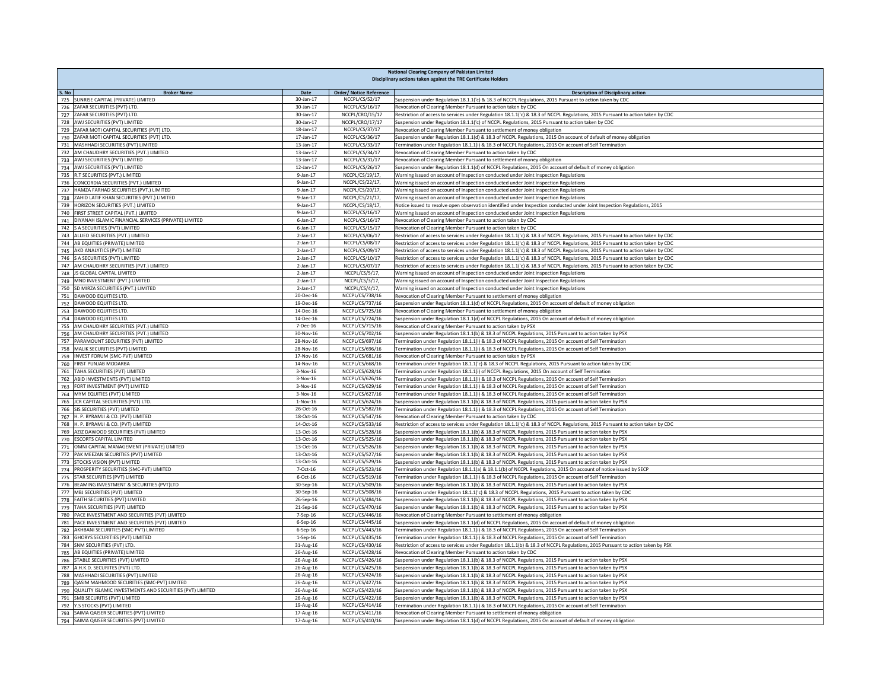**National Clearing Company of Pakistan Limited**
**Disciplinary actions taken against the TRE Certificate Holders**

| S. No | Broker Name | Date | Order/ Notice Reference | Description of Disciplinary action |
|---|---|---|---|---|
| 725 | SUNRISE CAPITAL (PRIVATE) LIMITED | 30-Jan-17 | NCCPL/CS/52/17 | Suspension under Regulation 18.1.1('c) & 18.3 of NCCPL Regulations, 2015 Pursuant to action taken by CDC |
| 726 | ZAFAR SECURITIES (PVT) LTD. | 30-Jan-17 | NCCPL/CS/16/17 | Revocation of Clearing Member Pursuant to action taken by CDC |
| 727 | ZAFAR SECURITIES (PVT) LTD. | 30-Jan-17 | NCCPL/CRO/15/17 | Restriction of access to services under Regulation 18.1.1('c) & 18.3 of NCCPL Regulations, 2015 Pursuant to action taken by CDC |
| 728 | AWJ SECURITIES (PVT) LIMITED | 30-Jan-17 | NCCPL/CRO/17/17 | Suspension under Regulation 18.1.1('c) of NCCPL Regulations, 2015 Pursuant to action taken by CDC |
| 729 | ZAFAR MOTI CAPITAL SECURITIES (PVT) LTD. | 18-Jan-17 | NCCPL/CS/37/17 | Revocation of Clearing Member Pursuant to settlement of money obligation |
| 730 | ZAFAR MOTI CAPITAL SECURITIES (PVT) LTD. | 17-Jan-17 | NCCPL/CS/36/17 | Suspension under Regulation 18.1.1(d) & 18.3 of NCCPL Regulations, 2015 On account of default of money obligation |
| 731 | MASHHADI SECURITIES (PVT) LIMITED | 13-Jan-17 | NCCPL/CS/33/17 | Termination under Regulation 18.1.1(i) & 18.3 of NCCPL Regulations, 2015 On account of Self Termination |
| 732 | AM CHAUDHRY SECURITIES (PVT.) LIMITED | 13-Jan-17 | NCCPL/CS/34/17 | Revocation of Clearing Member Pursuant to action taken by CDC |
| 733 | AWJ SECURITIES (PVT) LIMITED | 13-Jan-17 | NCCPL/CS/31/17 | Revocation of Clearing Member Pursuant to settlement of money obligation |
| 734 | AWJ SECURITIES (PVT) LIMITED | 12-Jan-17 | NCCPL/CS/26/17 | Suspension under Regulation 18.1.1(d) of NCCPL Regulations, 2015 On account of default of money obligation |
| 735 | R.T SECURITIES (PVT.) LIMITED | 9-Jan-17 | NCCPL/CS/19/17, | Warning issued on account of Inspection conducted under Joint Inspection Regulations |
| 736 | CONCORDIA SECURITIES (PVT.) LIMITED | 9-Jan-17 | NCCPL/CS/22/17, | Warning issued on account of Inspection conducted under Joint Inspection Regulations |
| 737 | HAMZA FARHAD SECURITIES (PVT.) LIMITED | 9-Jan-17 | NCCPL/CS/20/17, | Warning issued on account of Inspection conducted under Joint Inspection Regulations |
| 738 | ZAHID LATIF KHAN SECURITIES (PVT.) LIMITED | 9-Jan-17 | NCCPL/CS/21/17, | Warning issued on account of Inspection conducted under Joint Inspection Regulations |
| 739 | HORIZON SECURITIES (PVT.) LIMITED | 9-Jan-17 | NCCPL/CS/18/17, | Notice issued to resolve open observation identified under Inspection conducted under Joint Inspection Regulations, 2015 |
| 740 | FIRST STREET CAPITAL (PVT.) LIMITED | 9-Jan-17 | NCCPL/CS/16/17 | Warning issued on account of Inspection conducted under Joint Inspection Regulations |
| 741 | DIYANAH ISLAMIC FINANCIAL SERVICES (PRIVATE) LIMITED | 6-Jan-17 | NCCPL/CS/16/17 | Revocation of Clearing Member Pursuant to action taken by CDC |
| 742 | S A SECURITIES (PVT) LIMITED | 6-Jan-17 | NCCPL/CS/15/17 | Revocation of Clearing Member Pursuant to action taken by CDC |
| 743 | ALLIED SECURITIES (PVT.) LIMITED | 2-Jan-17 | NCCPL/CS/06/17 | Restriction of access to services under Regulation 18.1.1('c) & 18.3 of NCCPL Regulations, 2015 Pursuant to action taken by CDC |
| 744 | AB EQUITIES (PRIVATE) LIMITED | 2-Jan-17 | NCCPL/CS/08/17 | Restriction of access to services under Regulation 18.1.1('c) & 18.3 of NCCPL Regulations, 2015 Pursuant to action taken by CDC |
| 745 | AKD ANALYTICS (PVT) LIMITED | 2-Jan-17 | NCCPL/CS/09/17 | Restriction of access to services under Regulation 18.1.1('c) & 18.3 of NCCPL Regulations, 2015 Pursuant to action taken by CDC |
| 746 | S A SECURITIES (PVT) LIMITED | 2-Jan-17 | NCCPL/CS/10/17 | Restriction of access to services under Regulation 18.1.1('c) & 18.3 of NCCPL Regulations, 2015 Pursuant to action taken by CDC |
| 747 | AM CHAUDHRY SECURITIES (PVT.) LIMITED | 2-Jan-17 | NCCPL/CS/07/17 | Restriction of access to services under Regulation 18.1.1('c) & 18.3 of NCCPL Regulations, 2015 Pursuant to action taken by CDC |
| 748 | JS GLOBAL CAPITAL LIMITED | 2-Jan-17 | NCCPL/CS/5/17, | Warning issued on account of Inspection conducted under Joint Inspection Regulations |
| 749 | MND INVESTMENT (PVT.) LIMITED | 2-Jan-17 | NCCPL/CS/3/17, | Warning issued on account of Inspection conducted under Joint Inspection Regulations |
| 750 | SD MIRZA SECURITIES (PVT.) LIMITED | 2-Jan-17 | NCCPL/CS/4/17, | Warning issued on account of Inspection conducted under Joint Inspection Regulations |
| 751 | DAWOOD EQUITIES LTD. | 20-Dec-16 | NCCPL/CS/738/16 | Revocation of Clearing Member Pursuant to settlement of money obligation |
| 752 | DAWOOD EQUITIES LTD. | 19-Dec-16 | NCCPL/CS/737/16 | Suspension under Regulation 18.1.1(d) of NCCPL Regulations, 2015 On account of default of money obligation |
| 753 | DAWOOD EQUITIES LTD. | 14-Dec-16 | NCCPL/CS/725/16 | Revocation of Clearing Member Pursuant to settlement of money obligation |
| 754 | DAWOOD EQUITIES LTD. | 14-Dec-16 | NCCPL/CS/724/16 | Suspension under Regulation 18.1.1(d) of NCCPL Regulations, 2015 On account of default of money obligation |
| 755 | AM CHAUDHRY SECURITIES (PVT.) LIMITED | 7-Dec-16 | NCCPL/CS/715/16 | Revocation of Clearing Member Pursuant to action taken by PSX |
| 756 | AM CHAUDHRY SECURITIES (PVT.) LIMITED | 30-Nov-16 | NCCPL/CS/702/16 | Suspension under Regulation 18.1.1(b) & 18.3 of NCCPL Regulations, 2015 Pursuant to action taken by PSX |
| 757 | PARAMOUNT SECURITIES (PVT) LIMITED | 28-Nov-16 | NCCPL/CS/697/16 | Termination under Regulation 18.1.1(i) & 18.3 of NCCPL Regulations, 2015 On account of Self Termination |
| 758 | MALIK SECURITIES (PVT) LIMITED | 28-Nov-16 | NCCPL/CS/696/16 | Termination under Regulation 18.1.1(i) & 18.3 of NCCPL Regulations, 2015 On account of Self Termination |
| 759 | INVEST FORUM (SMC-PVT) LIMITED | 17-Nov-16 | NCCPL/CS/681/16 | Revocation of Clearing Member Pursuant to action taken by PSX |
| 760 | FIRST PUNJAB MODARBA | 14-Nov-16 | NCCPL/CS/668/16 | Termination under Regulation 18.1.1('c) & 18.3 of NCCPL Regulations, 2015 Pursuant to action taken by CDC |
| 761 | TAHA SECURITIES (PVT) LIMITED | 3-Nov-16 | NCCPL/CS/628/16 | Termination under Regulation 18.1.1(i) of NCCPL Regulations, 2015 On account of Self Termination |
| 762 | ABID INVESTMENTS (PVT) LIMITED | 3-Nov-16 | NCCPL/CS/626/16 | Termination under Regulation 18.1.1(i) & 18.3 of NCCPL Regulations, 2015 On account of Self Termination |
| 763 | FORT INVESTMENT (PVT) LIMITED | 3-Nov-16 | NCCPL/CS/629/16 | Termination under Regulation 18.1.1(i) & 18.3 of NCCPL Regulations, 2015 On account of Self Termination |
| 764 | MYM EQUITIES (PVT) LIMITED | 3-Nov-16 | NCCPL/CS/627/16 | Termination under Regulation 18.1.1(i) & 18.3 of NCCPL Regulations, 2015 On account of Self Termination |
| 765 | JCR CAPITAL SECURITIES (PVT) LTD. | 1-Nov-16 | NCCPL/CS/624/16 | Suspension under Regulation 18.1.1(b) & 18.3 of NCCPL Regulations, 2015 pursuant to action taken by PSX |
| 766 | SIS SECURITIES (PVT) LIMITED | 26-Oct-16 | NCCPL/CS/582/16 | Termination under Regulation 18.1.1(i) & 18.3 of NCCPL Regulations, 2015 On account of Self Termination |
| 767 | H. P. BYRAMJI & CO. (PVT) LIMITED | 18-Oct-16 | NCCPL/CS/547/16 | Revocation of Clearing Member Pursuant to action taken by CDC |
| 768 | H. P. BYRAMJI & CO. (PVT) LIMITED | 14-Oct-16 | NCCPL/CS/533/16 | Restriction of access to services under Regulation 18.1.1('c) & 18.3 of NCCPL Regulations, 2015 Pursuant to action taken by CDC |
| 769 | AZIZ DAWOOD SECURITIES (PVT) LIMITED | 13-Oct-16 | NCCPL/CS/528/16 | Suspension under Regulation 18.1.1(b) & 18.3 of NCCPL Regulations, 2015 Pursuant to action taken by PSX |
| 770 | ESCORTS CAPITAL LIMITED | 13-Oct-16 | NCCPL/CS/525/16 | Suspension under Regulation 18.1.1(b) & 18.3 of NCCPL Regulations, 2015 Pursuant to action taken by PSX |
| 771 | OMNI CAPITAL MANAGEMENT (PRIVATE) LIMITED | 13-Oct-16 | NCCPL/CS/526/16 | Suspension under Regulation 18.1.1(b) & 18.3 of NCCPL Regulations, 2015 Pursuant to action taken by PSX |
| 772 | PAK MEEZAN SECURITIES (PVT) LIMITED | 13-Oct-16 | NCCPL/CS/527/16 | Suspension under Regulation 18.1.1(b) & 18.3 of NCCPL Regulations, 2015 Pursuant to action taken by PSX |
| 773 | STOCKS VISION (PVT) LIMITED | 13-Oct-16 | NCCPL/CS/529/16 | Suspension under Regulation 18.1.1(b) & 18.3 of NCCPL Regulations, 2015 Pursuant to action taken by PSX |
| 774 | PROSPERITY SECURITIES (SMC-PVT) LIMITED | 7-Oct-16 | NCCPL/CS/523/16 | Termination under Regulation 18.1.1(a) & 18.1.1(b) of NCCPL Regulations, 2015 On account of notice issued by SECP |
| 775 | STAR SECURITIES (PVT) LIMITED | 6-Oct-16 | NCCPL/CS/519/16 | Termination under Regulation 18.1.1(i) & 18.3 of NCCPL Regulations, 2015 On account of Self Termination |
| 776 | BEAMING INVESTMENT & SECURITIES (PVT)LTD | 30-Sep-16 | NCCPL/CS/509/16 | Suspension under Regulation 18.1.1(b) & 18.3 of NCCPL Regulations, 2015 Pursuant to action taken by PSX |
| 777 | MBJ SECURITIES (PVT) LIMITED | 30-Sep-16 | NCCPL/CS/508/16 | Termination under Regulation 18.1.1('c) & 18.3 of NCCPL Regulations, 2015 Pursuant to action taken by CDC |
| 778 | FAITH SECURITIES (PVT) LIMITED | 26-Sep-16 | NCCPL/CS/484/16 | Suspension under Regulation 18.1.1(b) & 18.3 of NCCPL Regulations, 2015 Pursuant to action taken by PSX |
| 779 | TAHA SECURITIES (PVT) LIMITED | 21-Sep-16 | NCCPL/CS/470/16 | Suspension under Regulation 18.1.1(b) & 18.3 of NCCPL Regulations, 2015 Pursuant to action taken by PSX |
| 780 | PACE INVESTMENT AND SECURITIES (PVT) LIMITED | 7-Sep-16 | NCCPL/CS/446/16 | Revocation of Clearing Member Pursuant to settlement of money obligation |
| 781 | PACE INVESTMENT AND SECURITIES (PVT) LIMITED | 6-Sep-16 | NCCPL/CS/445/16 | Suspension under Regulation 18.1.1(d) of NCCPL Regulations, 2015 On account of default of money obligation |
| 782 | AKHBANI SECURITIES (SMC-PVT) LIMITED | 6-Sep-16 | NCCPL/CS/443/16 | Termination under Regulation 18.1.1(i) & 18.3 of NCCPL Regulations, 2015 On account of Self Termination |
| 783 | GHORYS SECURITIES (PVT) LIMITED | 1-Sep-16 | NCCPL/CS/435/16 | Termination under Regulation 18.1.1(i) & 18.3 of NCCPL Regulations, 2015 On account of Self Termination |
| 784 | SNM SECURITIES (PVT) LTD. | 31-Aug-16 | NCCPL/CS/430/16 | Restriction of access to services under Regulation 18.1.1(b) & 18.3 of NCCPL Regulations, 2015 Pursuant to action taken by PSX |
| 785 | AB EQUITIES (PRIVATE) LIMITED | 26-Aug-16 | NCCPL/CS/428/16 | Revocation of Clearing Member Pursuant to action taken by CDC |
| 786 | STABLE SECURITIES (PVT) LIMITED | 26-Aug-16 | NCCPL/CS/426/16 | Suspension under Regulation 18.1.1(b) & 18.3 of NCCPL Regulations, 2015 Pursuant to action taken by PSX |
| 787 | A.H.K.D. SECURITES (PVT) LTD. | 26-Aug-16 | NCCPL/CS/425/16 | Suspension under Regulation 18.1.1(b) & 18.3 of NCCPL Regulations, 2015 Pursuant to action taken by PSX |
| 788 | MASHHADI SECURITIES (PVT) LIMITED | 26-Aug-16 | NCCPL/CS/424/16 | Suspension under Regulation 18.1.1(b) & 18.3 of NCCPL Regulations, 2015 Pursuant to action taken by PSX |
| 789 | QASIM MAHMOOD SECURITIES (SMC-PVT) LIMITED | 26-Aug-16 | NCCPL/CS/427/16 | Suspension under Regulation 18.1.1(b) & 18.3 of NCCPL Regulations, 2015 Pursuant to action taken by PSX |
| 790 | QUALITY ISLAMIC INVESTMENTS AND SECURITIES (PVT) LIMITED | 26-Aug-16 | NCCPL/CS/423/16 | Suspension under Regulation 18.1.1(b) & 18.3 of NCCPL Regulations, 2015 Pursuant to action taken by PSX |
| 791 | SMB SECURITIS (PVT) LIMITED | 26-Aug-16 | NCCPL/CS/422/16 | Suspension under Regulation 18.1.1(b) & 18.3 of NCCPL Regulations, 2015 Pursuant to action taken by PSX |
| 792 | Y.S STOCKS (PVT) LIMITED | 19-Aug-16 | NCCPL/CS/414/16 | Termination under Regulation 18.1.1(i) & 18.3 of NCCPL Regulations, 2015 On account of Self Termination |
| 793 | SAIMA QAISER SECURITIES (PVT) LIMITED | 17-Aug-16 | NCCPL/CS/411/16 | Revocation of Clearing Member Pursuant to settlement of money obligation |
| 794 | SAIMA QAISER SECURITIES (PVT) LIMITED | 17-Aug-16 | NCCPL/CS/410/16 | Suspension under Regulation 18.1.1(d) of NCCPL Regulations, 2015 On account of default of money obligation |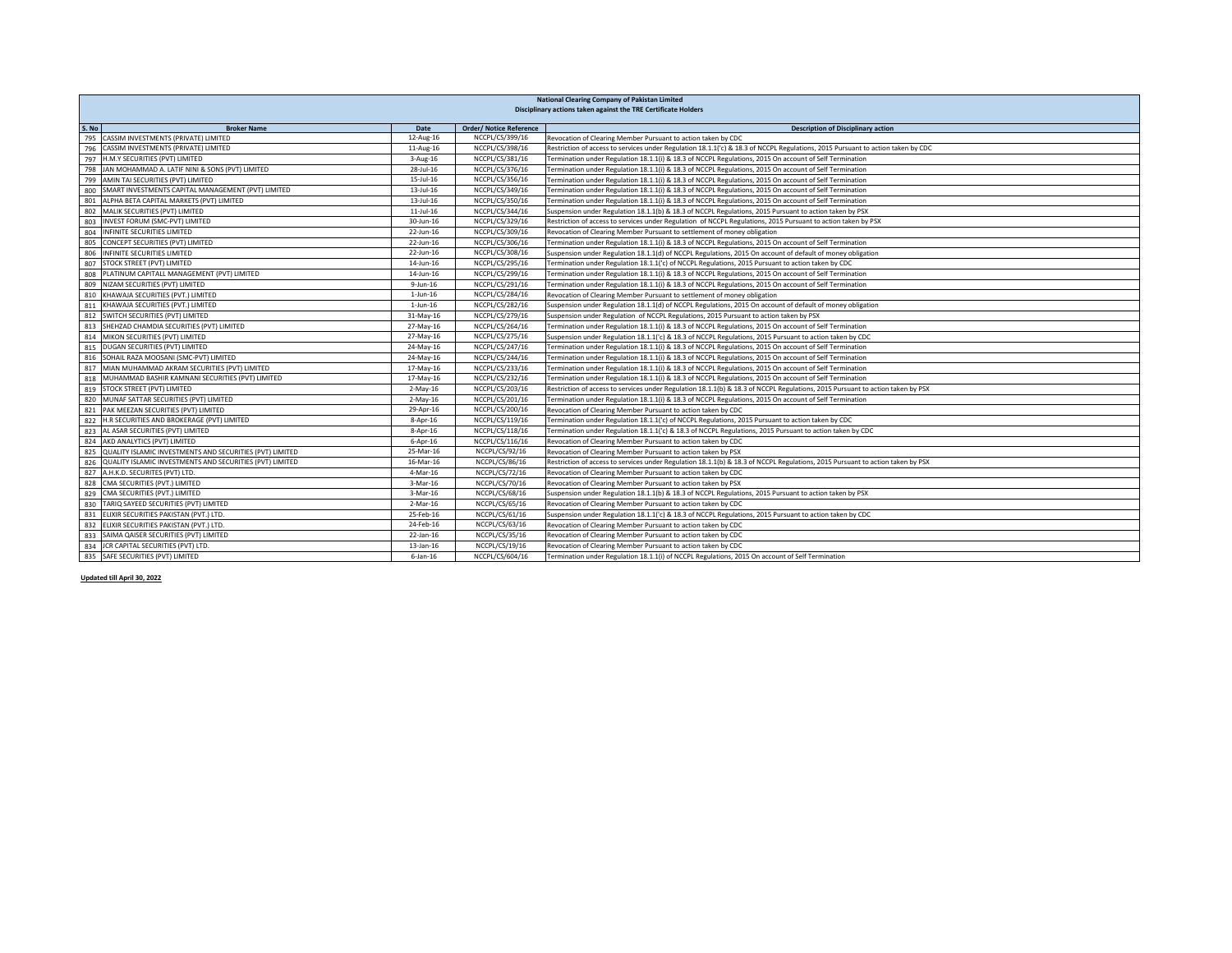| National Clearing Company of Pakistan Limited<br>Disciplinary actions taken against the TRE Certificate Holders | | | | |
|---|---|---|---|---|
| **S. No** | **Broker Name** | **Date** | **Order/ Notice Reference** | **Description of Disciplinary action** |
| 795 | CASSIM INVESTMENTS (PRIVATE) LIMITED | 12-Aug-16 | NCCPL/CS/399/16 | Revocation of Clearing Member Pursuant to action taken by CDC |
| 796 | CASSIM INVESTMENTS (PRIVATE) LIMITED | 11-Aug-16 | NCCPL/CS/398/16 | Restriction of access to services under Regulation 18.1.1('c) & 18.3 of NCCPL Regulations, 2015 Pursuant to action taken by CDC |
| 797 | H.M.Y SECURITIES (PVT) LIMITED | 3-Aug-16 | NCCPL/CS/381/16 | Termination under Regulation 18.1.1(i) & 18.3 of NCCPL Regulations, 2015 On account of Self Termination |
| 798 | JAN MOHAMMAD A. LATIF NINI & SONS (PVT) LIMITED | 28-Jul-16 | NCCPL/CS/376/16 | Termination under Regulation 18.1.1(i) & 18.3 of NCCPL Regulations, 2015 On account of Self Termination |
| 799 | AMIN TAI SECURITIES (PVT) LIMITED | 15-Jul-16 | NCCPL/CS/356/16 | Termination under Regulation 18.1.1(i) & 18.3 of NCCPL Regulations, 2015 On account of Self Termination |
| 800 | SMART INVESTMENTS CAPITAL MANAGEMENT (PVT) LIMITED | 13-Jul-16 | NCCPL/CS/349/16 | Termination under Regulation 18.1.1(i) & 18.3 of NCCPL Regulations, 2015 On account of Self Termination |
| 801 | ALPHA BETA CAPITAL MARKETS (PVT) LIMITED | 13-Jul-16 | NCCPL/CS/350/16 | Termination under Regulation 18.1.1(i) & 18.3 of NCCPL Regulations, 2015 On account of Self Termination |
| 802 | MALIK SECURITIES (PVT) LIMITED | 11-Jul-16 | NCCPL/CS/344/16 | Suspension under Regulation 18.1.1(b) & 18.3 of NCCPL Regulations, 2015 Pursuant to action taken by PSX |
| 803 | INVEST FORUM (SMC-PVT) LIMITED | 30-Jun-16 | NCCPL/CS/329/16 | Restriction of access to services under Regulation of NCCPL Regulations, 2015 Pursuant to action taken by PSX |
| 804 | INFINITE SECURITIES LIMITED | 22-Jun-16 | NCCPL/CS/309/16 | Revocation of Clearing Member Pursuant to settlement of money obligation |
| 805 | CONCEPT SECURITIES (PVT) LIMITED | 22-Jun-16 | NCCPL/CS/306/16 | Termination under Regulation 18.1.1(i) & 18.3 of NCCPL Regulations, 2015 On account of Self Termination |
| 806 | INFINITE SECURITIES LIMITED | 22-Jun-16 | NCCPL/CS/308/16 | Suspension under Regulation 18.1.1(d) of NCCPL Regulations, 2015 On account of default of money obligation |
| 807 | STOCK STREET (PVT) LIMITED | 14-Jun-16 | NCCPL/CS/295/16 | Termination under Regulation 18.1.1('c) of NCCPL Regulations, 2015 Pursuant to action taken by CDC |
| 808 | PLATINUM CAPITALL MANAGEMENT (PVT) LIMITED | 14-Jun-16 | NCCPL/CS/299/16 | Termination under Regulation 18.1.1(i) & 18.3 of NCCPL Regulations, 2015 On account of Self Termination |
| 809 | NIZAM SECURITIES (PVT) LIMITED | 9-Jun-16 | NCCPL/CS/291/16 | Termination under Regulation 18.1.1(i) & 18.3 of NCCPL Regulations, 2015 On account of Self Termination |
| 810 | KHAWAJA SECURITIES (PVT.) LIMITED | 1-Jun-16 | NCCPL/CS/284/16 | Revocation of Clearing Member Pursuant to settlement of money obligation |
| 811 | KHAWAJA SECURITIES (PVT.) LIMITED | 1-Jun-16 | NCCPL/CS/282/16 | Suspension under Regulation 18.1.1(d) of NCCPL Regulations, 2015 On account of default of money obligation |
| 812 | SWITCH SECURITIES (PVT) LIMITED | 31-May-16 | NCCPL/CS/279/16 | Suspension under Regulation of NCCPL Regulations, 2015 Pursuant to action taken by PSX |
| 813 | SHEHZAD CHAMDIA SECURITIES (PVT) LIMITED | 27-May-16 | NCCPL/CS/264/16 | Termination under Regulation 18.1.1(i) & 18.3 of NCCPL Regulations, 2015 On account of Self Termination |
| 814 | MIKON SECURITIES (PVT) LIMITED | 27-May-16 | NCCPL/CS/275/16 | Suspension under Regulation 18.1.1('c) & 18.3 of NCCPL Regulations, 2015 Pursuant to action taken by CDC |
| 815 | DUGAN SECURITIES (PVT) LIMITED | 24-May-16 | NCCPL/CS/247/16 | Termination under Regulation 18.1.1(i) & 18.3 of NCCPL Regulations, 2015 On account of Self Termination |
| 816 | SOHAIL RAZA MOOSANI (SMC-PVT) LIMITED | 24-May-16 | NCCPL/CS/244/16 | Termination under Regulation 18.1.1(i) & 18.3 of NCCPL Regulations, 2015 On account of Self Termination |
| 817 | MIAN MUHAMMAD AKRAM SECURITIES (PVT) LIMITED | 17-May-16 | NCCPL/CS/233/16 | Termination under Regulation 18.1.1(i) & 18.3 of NCCPL Regulations, 2015 On account of Self Termination |
| 818 | MUHAMMAD BASHIR KAMNANI SECURITIES (PVT) LIMITED | 17-May-16 | NCCPL/CS/232/16 | Termination under Regulation 18.1.1(i) & 18.3 of NCCPL Regulations, 2015 On account of Self Termination |
| 819 | STOCK STREET (PVT) LIMITED | 2-May-16 | NCCPL/CS/203/16 | Restriction of access to services under Regulation 18.1.1(b) & 18.3 of NCCPL Regulations, 2015 Pursuant to action taken by PSX |
| 820 | MUNAF SATTAR SECURITIES (PVT) LIMITED | 2-May-16 | NCCPL/CS/201/16 | Termination under Regulation 18.1.1(i) & 18.3 of NCCPL Regulations, 2015 On account of Self Termination |
| 821 | PAK MEEZAN SECURITIES (PVT) LIMITED | 29-Apr-16 | NCCPL/CS/200/16 | Revocation of Clearing Member Pursuant to action taken by CDC |
| 822 | H.R SECURITIES AND BROKERAGE (PVT) LIMITED | 8-Apr-16 | NCCPL/CS/119/16 | Termination under Regulation 18.1.1('c) of NCCPL Regulations, 2015 Pursuant to action taken by CDC |
| 823 | AL ASAR SECURITIES (PVT) LIMITED | 8-Apr-16 | NCCPL/CS/118/16 | Termination under Regulation 18.1.1('c) & 18.3 of NCCPL Regulations, 2015 Pursuant to action taken by CDC |
| 824 | AKD ANALYTICS (PVT) LIMITED | 6-Apr-16 | NCCPL/CS/116/16 | Revocation of Clearing Member Pursuant to action taken by CDC |
| 825 | QUALITY ISLAMIC INVESTMENTS AND SECURITIES (PVT) LIMITED | 25-Mar-16 | NCCPL/CS/92/16 | Revocation of Clearing Member Pursuant to action taken by PSX |
| 826 | QUALITY ISLAMIC INVESTMENTS AND SECURITIES (PVT) LIMITED | 16-Mar-16 | NCCPL/CS/86/16 | Restriction of access to services under Regulation 18.1.1(b) & 18.3 of NCCPL Regulations, 2015 Pursuant to action taken by PSX |
| 827 | A.H.K.D. SECURITES (PVT) LTD. | 4-Mar-16 | NCCPL/CS/72/16 | Revocation of Clearing Member Pursuant to action taken by CDC |
| 828 | CMA SECURITIES (PVT.) LIMITED | 3-Mar-16 | NCCPL/CS/70/16 | Revocation of Clearing Member Pursuant to action taken by PSX |
| 829 | CMA SECURITIES (PVT.) LIMITED | 3-Mar-16 | NCCPL/CS/68/16 | Suspension under Regulation 18.1.1(b) & 18.3 of NCCPL Regulations, 2015 Pursuant to action taken by PSX |
| 830 | TARIQ SAYEED SECURITIES (PVT) LIMITED | 2-Mar-16 | NCCPL/CS/65/16 | Revocation of Clearing Member Pursuant to action taken by CDC |
| 831 | ELIXIR SECURITIES PAKISTAN (PVT.) LTD. | 25-Feb-16 | NCCPL/CS/61/16 | Suspension under Regulation 18.1.1('c) & 18.3 of NCCPL Regulations, 2015 Pursuant to action taken by CDC |
| 832 | ELIXIR SECURITIES PAKISTAN (PVT.) LTD. | 24-Feb-16 | NCCPL/CS/63/16 | Revocation of Clearing Member Pursuant to action taken by CDC |
| 833 | SAIMA QAISER SECURITIES (PVT) LIMITED | 22-Jan-16 | NCCPL/CS/35/16 | Revocation of Clearing Member Pursuant to action taken by CDC |
| 834 | JCR CAPITAL SECURITIES (PVT) LTD. | 13-Jan-16 | NCCPL/CS/19/16 | Revocation of Clearing Member Pursuant to action taken by CDC |
| 835 | SAFE SECURITIES (PVT) LIMITED | 6-Jan-16 | NCCPL/CS/604/16 | Termination under Regulation 18.1.1(i) of NCCPL Regulations, 2015 On account of Self Termination |

**Updated till April 30, 2022**